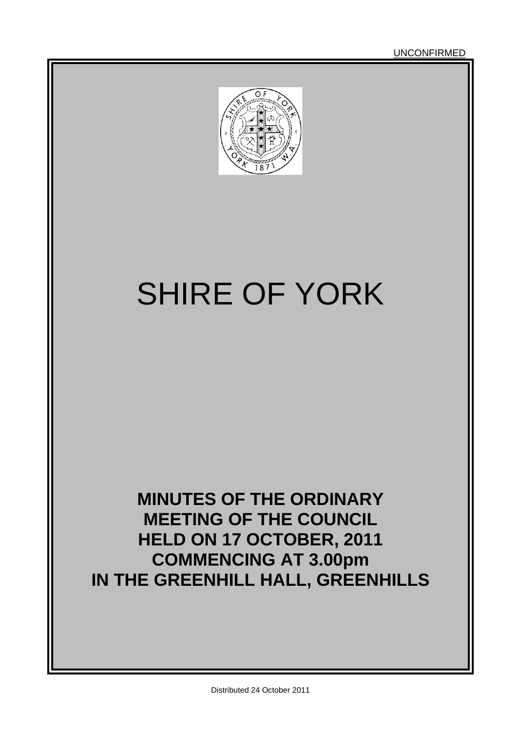UNCONFIRMED

# SHIRE OF YORK

**MINUTES OF THE ORDINARY MEETING OF THE COUNCIL HELD ON 17 OCTOBER, 2011 COMMENCING AT 3.00pm IN THE GREENHILL HALL, GREENHILLS**

Distributed 24 October 2011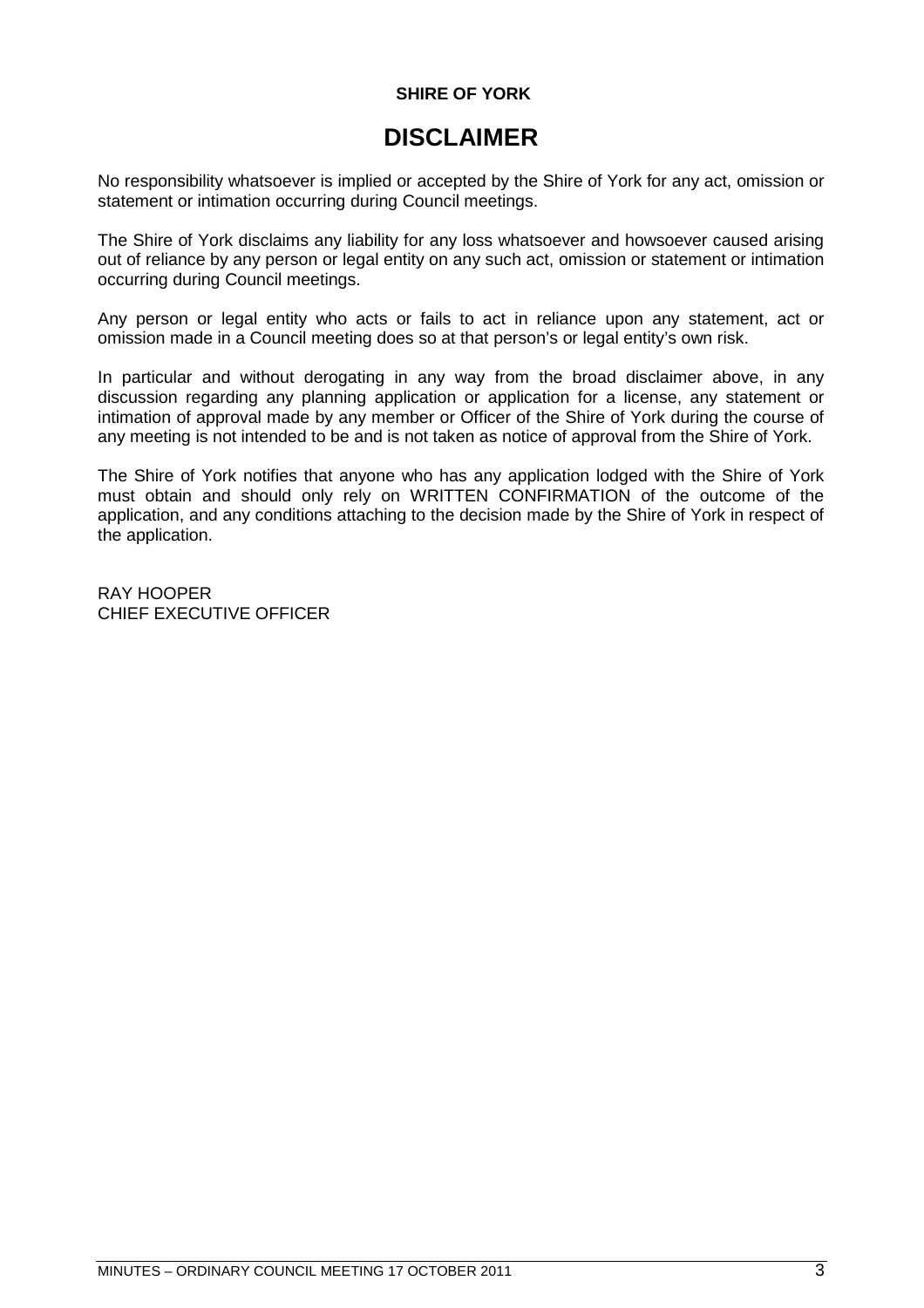**SHIRE OF YORK**

# DISCLAIMER

No responsibility whatsoever is implied or accepted by the Shire of York for any act, omission or statement or intimation occurring during Council meetings.

The Shire of York disclaims any liability for any loss whatsoever and howsoever caused arising out of reliance by any person or legal entity on any such act, omission or statement or intimation occurring during Council meetings.

Any person or legal entity who acts or fails to act in reliance upon any statement, act or omission made in a Council meeting does so at that person's or legal entity's own risk.

In particular and without derogating in any way from the broad disclaimer above, in any discussion regarding any planning application or application for a license, any statement or intimation of approval made by any member or Officer of the Shire of York during the course of any meeting is not intended to be and is not taken as notice of approval from the Shire of York.

The Shire of York notifies that anyone who has any application lodged with the Shire of York must obtain and should only rely on WRITTEN CONFIRMATION of the outcome of the application, and any conditions attaching to the decision made by the Shire of York in respect of the application.

RAY HOOPER
CHIEF EXECUTIVE OFFICER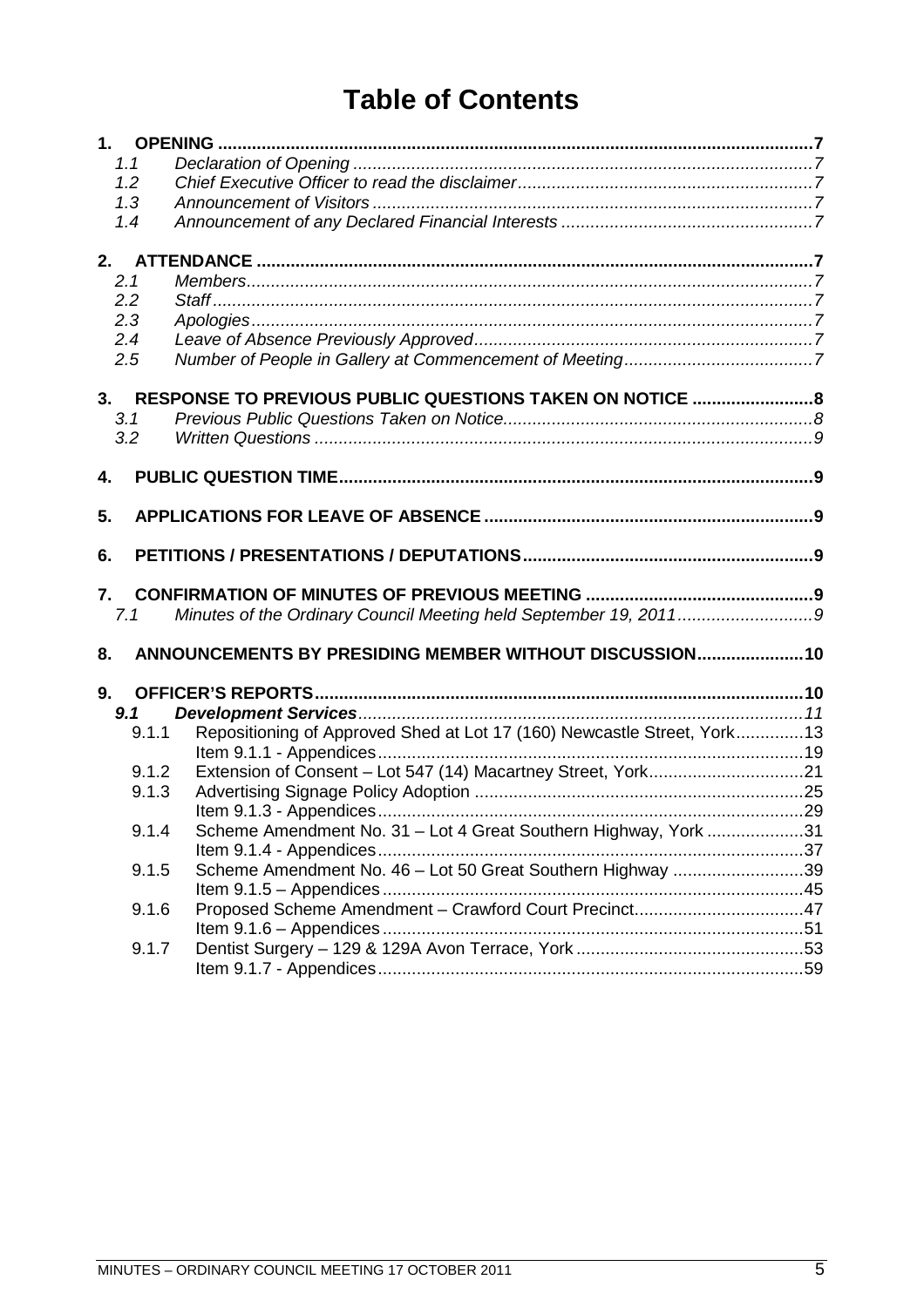# Table of Contents

**1. OPENING** ..... 7
- 1.1 *Declaration of Opening* ..... 7
- 1.2 *Chief Executive Officer to read the disclaimer* ..... 7
- 1.3 *Announcement of Visitors* ..... 7
- 1.4 *Announcement of any Declared Financial Interests* ..... 7

**2. ATTENDANCE** ..... 7
- 2.1 *Members* ..... 7
- 2.2 *Staff* ..... 7
- 2.3 *Apologies* ..... 7
- 2.4 *Leave of Absence Previously Approved* ..... 7
- 2.5 *Number of People in Gallery at Commencement of Meeting* ..... 7

**3. RESPONSE TO PREVIOUS PUBLIC QUESTIONS TAKEN ON NOTICE** ..... 8
- 3.1 *Previous Public Questions Taken on Notice* ..... 8
- 3.2 *Written Questions* ..... 9

**4. PUBLIC QUESTION TIME** ..... 9

**5. APPLICATIONS FOR LEAVE OF ABSENCE** ..... 9

**6. PETITIONS / PRESENTATIONS / DEPUTATIONS** ..... 9

**7. CONFIRMATION OF MINUTES OF PREVIOUS MEETING** ..... 9
- 7.1 *Minutes of the Ordinary Council Meeting held September 19, 2011* ..... 9

**8. ANNOUNCEMENTS BY PRESIDING MEMBER WITHOUT DISCUSSION** ..... 10

**9. OFFICER'S REPORTS** ..... 10
- ***9.1 Development Services*** ..... 11
  - 9.1.1 Repositioning of Approved Shed at Lot 17 (160) Newcastle Street, York ..... 13
    - Item 9.1.1 - Appendices ..... 19
  - 9.1.2 Extension of Consent – Lot 547 (14) Macartney Street, York ..... 21
  - 9.1.3 Advertising Signage Policy Adoption ..... 25
    - Item 9.1.3 - Appendices ..... 29
  - 9.1.4 Scheme Amendment No. 31 – Lot 4 Great Southern Highway, York ..... 31
    - Item 9.1.4 - Appendices ..... 37
  - 9.1.5 Scheme Amendment No. 46 – Lot 50 Great Southern Highway ..... 39
    - Item 9.1.5 – Appendices ..... 45
  - 9.1.6 Proposed Scheme Amendment – Crawford Court Precinct ..... 47
    - Item 9.1.6 – Appendices ..... 51
  - 9.1.7 Dentist Surgery – 129 & 129A Avon Terrace, York ..... 53
    - Item 9.1.7 - Appendices ..... 59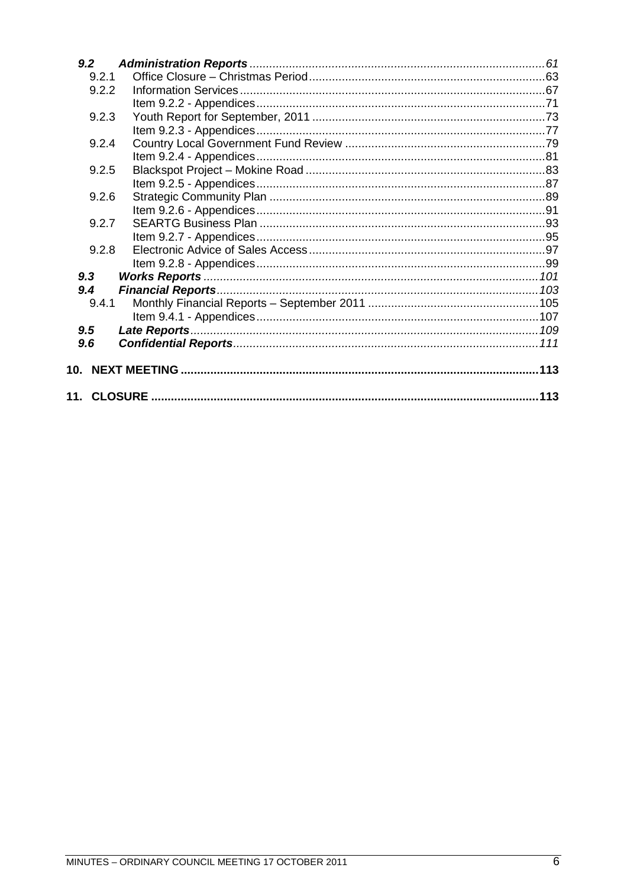| | | |
|---|---|---|
| ***9.2*** | ***Administration Reports*** | *61* |
| 9.2.1 | Office Closure – Christmas Period | 63 |
| 9.2.2 | Information Services | 67 |
| | Item 9.2.2 - Appendices | 71 |
| 9.2.3 | Youth Report for September, 2011 | 73 |
| | Item 9.2.3 - Appendices | 77 |
| 9.2.4 | Country Local Government Fund Review | 79 |
| | Item 9.2.4 - Appendices | 81 |
| 9.2.5 | Blackspot Project – Mokine Road | 83 |
| | Item 9.2.5 - Appendices | 87 |
| 9.2.6 | Strategic Community Plan | 89 |
| | Item 9.2.6 - Appendices | 91 |
| 9.2.7 | SEARTG Business Plan | 93 |
| | Item 9.2.7 - Appendices | 95 |
| 9.2.8 | Electronic Advice of Sales Access | 97 |
| | Item 9.2.8 - Appendices | 99 |
| ***9.3*** | ***Works Reports*** | *101* |
| ***9.4*** | ***Financial Reports*** | *103* |
| 9.4.1 | Monthly Financial Reports – September 2011 | 105 |
| | Item 9.4.1 - Appendices | 107 |
| ***9.5*** | ***Late Reports*** | *109* |
| ***9.6*** | ***Confidential Reports*** | *111* |
| **10.** | **NEXT MEETING** | **113** |
| **11.** | **CLOSURE** | **113** |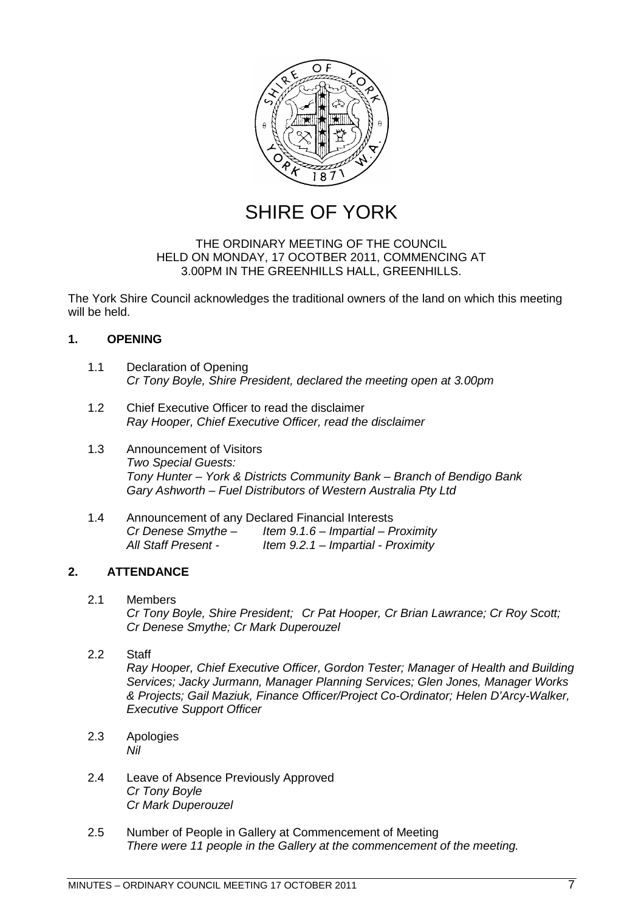# SHIRE OF YORK

THE ORDINARY MEETING OF THE COUNCIL
HELD ON MONDAY, 17 OCOTBER 2011, COMMENCING AT
3.00PM IN THE GREENHILLS HALL, GREENHILLS.

The York Shire Council acknowledges the traditional owners of the land on which this meeting will be held.

## 1. OPENING

1.1 Declaration of Opening
*Cr Tony Boyle, Shire President, declared the meeting open at 3.00pm*

1.2 Chief Executive Officer to read the disclaimer
*Ray Hooper, Chief Executive Officer, read the disclaimer*

1.3 Announcement of Visitors
*Two Special Guests:*
*Tony Hunter – York & Districts Community Bank – Branch of Bendigo Bank*
*Gary Ashworth – Fuel Distributors of Western Australia Pty Ltd*

1.4 Announcement of any Declared Financial Interests
*Cr Denese Smythe – Item 9.1.6 – Impartial – Proximity*
*All Staff Present - Item 9.2.1 – Impartial - Proximity*

## 2. ATTENDANCE

2.1 Members
*Cr Tony Boyle, Shire President; Cr Pat Hooper, Cr Brian Lawrance; Cr Roy Scott; Cr Denese Smythe; Cr Mark Duperouzel*

2.2 Staff
*Ray Hooper, Chief Executive Officer, Gordon Tester; Manager of Health and Building Services; Jacky Jurmann, Manager Planning Services; Glen Jones, Manager Works & Projects; Gail Maziuk, Finance Officer/Project Co-Ordinator; Helen D'Arcy-Walker, Executive Support Officer*

2.3 Apologies
*Nil*

2.4 Leave of Absence Previously Approved
*Cr Tony Boyle*
*Cr Mark Duperouzel*

2.5 Number of People in Gallery at Commencement of Meeting
*There were 11 people in the Gallery at the commencement of the meeting.*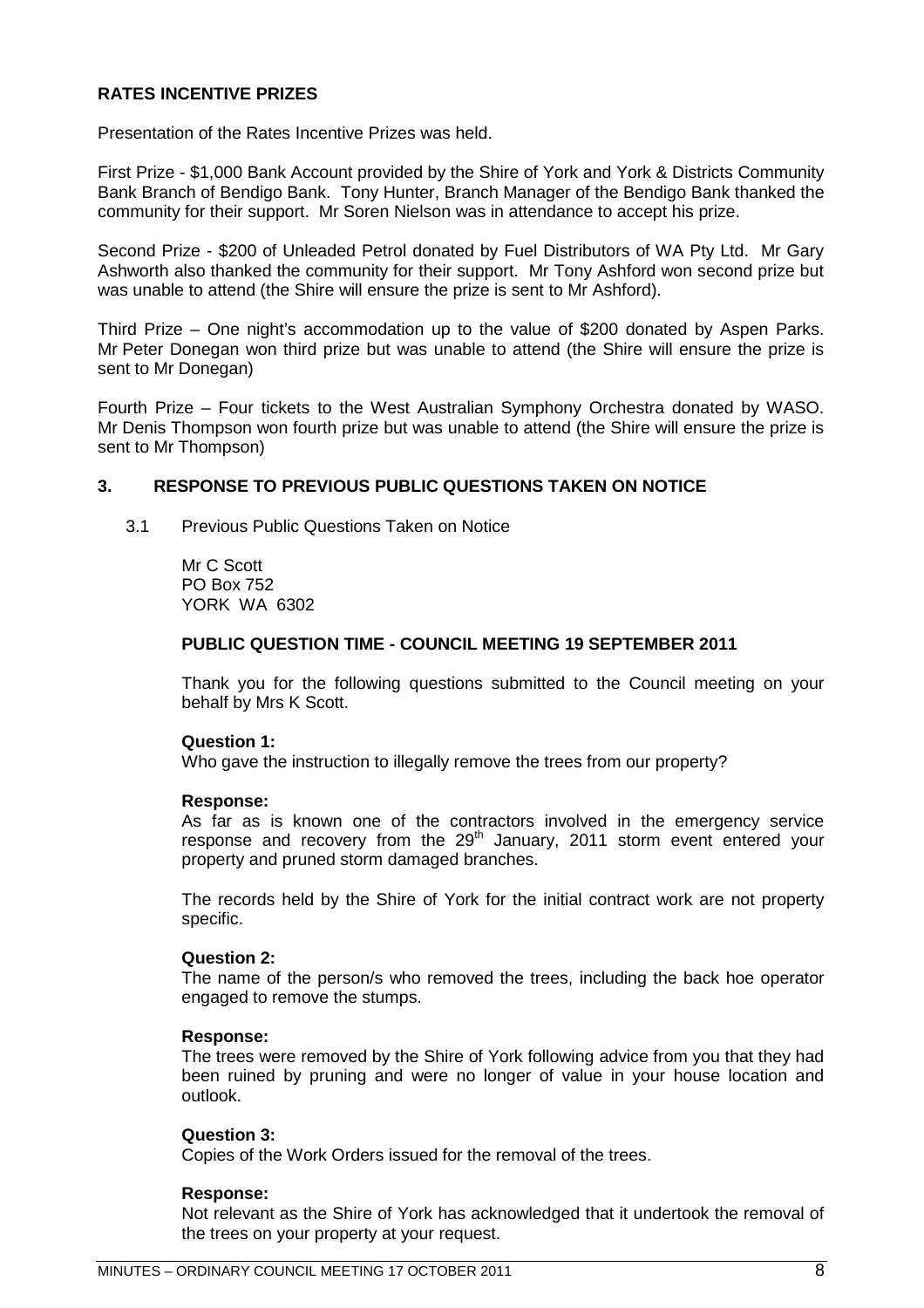**RATES INCENTIVE PRIZES**

Presentation of the Rates Incentive Prizes was held.

First Prize - $1,000 Bank Account provided by the Shire of York and York & Districts Community Bank Branch of Bendigo Bank. Tony Hunter, Branch Manager of the Bendigo Bank thanked the community for their support. Mr Soren Nielson was in attendance to accept his prize.

Second Prize - $200 of Unleaded Petrol donated by Fuel Distributors of WA Pty Ltd. Mr Gary Ashworth also thanked the community for their support. Mr Tony Ashford won second prize but was unable to attend (the Shire will ensure the prize is sent to Mr Ashford).

Third Prize – One night's accommodation up to the value of $200 donated by Aspen Parks. Mr Peter Donegan won third prize but was unable to attend (the Shire will ensure the prize is sent to Mr Donegan)

Fourth Prize – Four tickets to the West Australian Symphony Orchestra donated by WASO. Mr Denis Thompson won fourth prize but was unable to attend (the Shire will ensure the prize is sent to Mr Thompson)

## 3. RESPONSE TO PREVIOUS PUBLIC QUESTIONS TAKEN ON NOTICE

3.1 Previous Public Questions Taken on Notice

Mr C Scott
PO Box 752
YORK WA 6302

**PUBLIC QUESTION TIME - COUNCIL MEETING 19 SEPTEMBER 2011**

Thank you for the following questions submitted to the Council meeting on your behalf by Mrs K Scott.

**Question 1:**
Who gave the instruction to illegally remove the trees from our property?

**Response:**
As far as is known one of the contractors involved in the emergency service response and recovery from the 29th January, 2011 storm event entered your property and pruned storm damaged branches.

The records held by the Shire of York for the initial contract work are not property specific.

**Question 2:**
The name of the person/s who removed the trees, including the back hoe operator engaged to remove the stumps.

**Response:**
The trees were removed by the Shire of York following advice from you that they had been ruined by pruning and were no longer of value in your house location and outlook.

**Question 3:**
Copies of the Work Orders issued for the removal of the trees.

**Response:**
Not relevant as the Shire of York has acknowledged that it undertook the removal of the trees on your property at your request.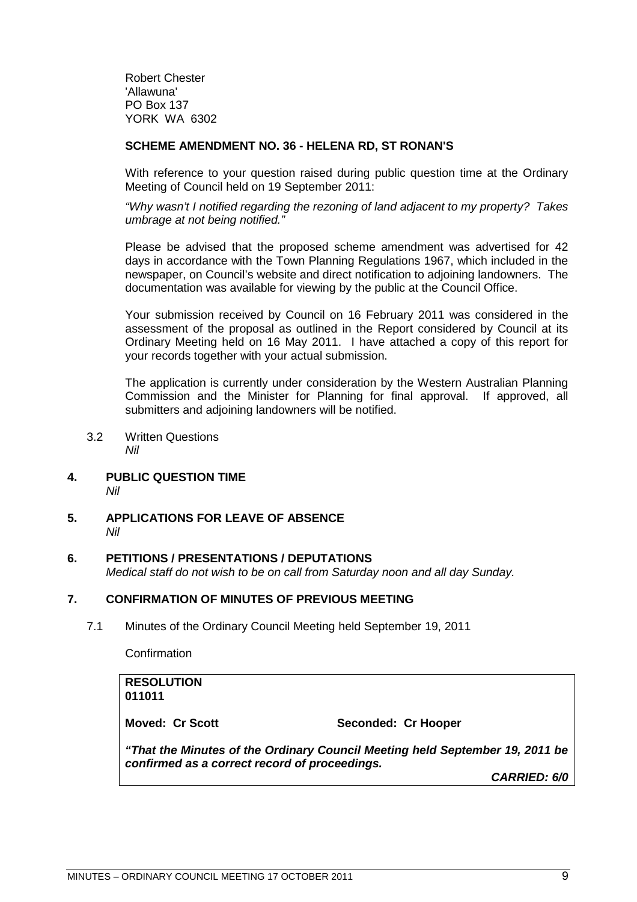Robert Chester
'Allawuna'
PO Box 137
YORK WA 6302

**SCHEME AMENDMENT NO. 36 - HELENA RD, ST RONAN'S**

With reference to your question raised during public question time at the Ordinary Meeting of Council held on 19 September 2011:

*"Why wasn't I notified regarding the rezoning of land adjacent to my property? Takes umbrage at not being notified."*

Please be advised that the proposed scheme amendment was advertised for 42 days in accordance with the Town Planning Regulations 1967, which included in the newspaper, on Council's website and direct notification to adjoining landowners. The documentation was available for viewing by the public at the Council Office.

Your submission received by Council on 16 February 2011 was considered in the assessment of the proposal as outlined in the Report considered by Council at its Ordinary Meeting held on 16 May 2011. I have attached a copy of this report for your records together with your actual submission.

The application is currently under consideration by the Western Australian Planning Commission and the Minister for Planning for final approval. If approved, all submitters and adjoining landowners will be notified.

3.2 Written Questions
*Nil*

## 4. PUBLIC QUESTION TIME
*Nil*

## 5. APPLICATIONS FOR LEAVE OF ABSENCE
*Nil*

## 6. PETITIONS / PRESENTATIONS / DEPUTATIONS
*Medical staff do not wish to be on call from Saturday noon and all day Sunday.*

## 7. CONFIRMATION OF MINUTES OF PREVIOUS MEETING

7.1 Minutes of the Ordinary Council Meeting held September 19, 2011

Confirmation

**RESOLUTION**
**011011**

**Moved: Cr Scott** **Seconded: Cr Hooper**

***"That the Minutes of the Ordinary Council Meeting held September 19, 2011 be confirmed as a correct record of proceedings.***

***CARRIED: 6/0***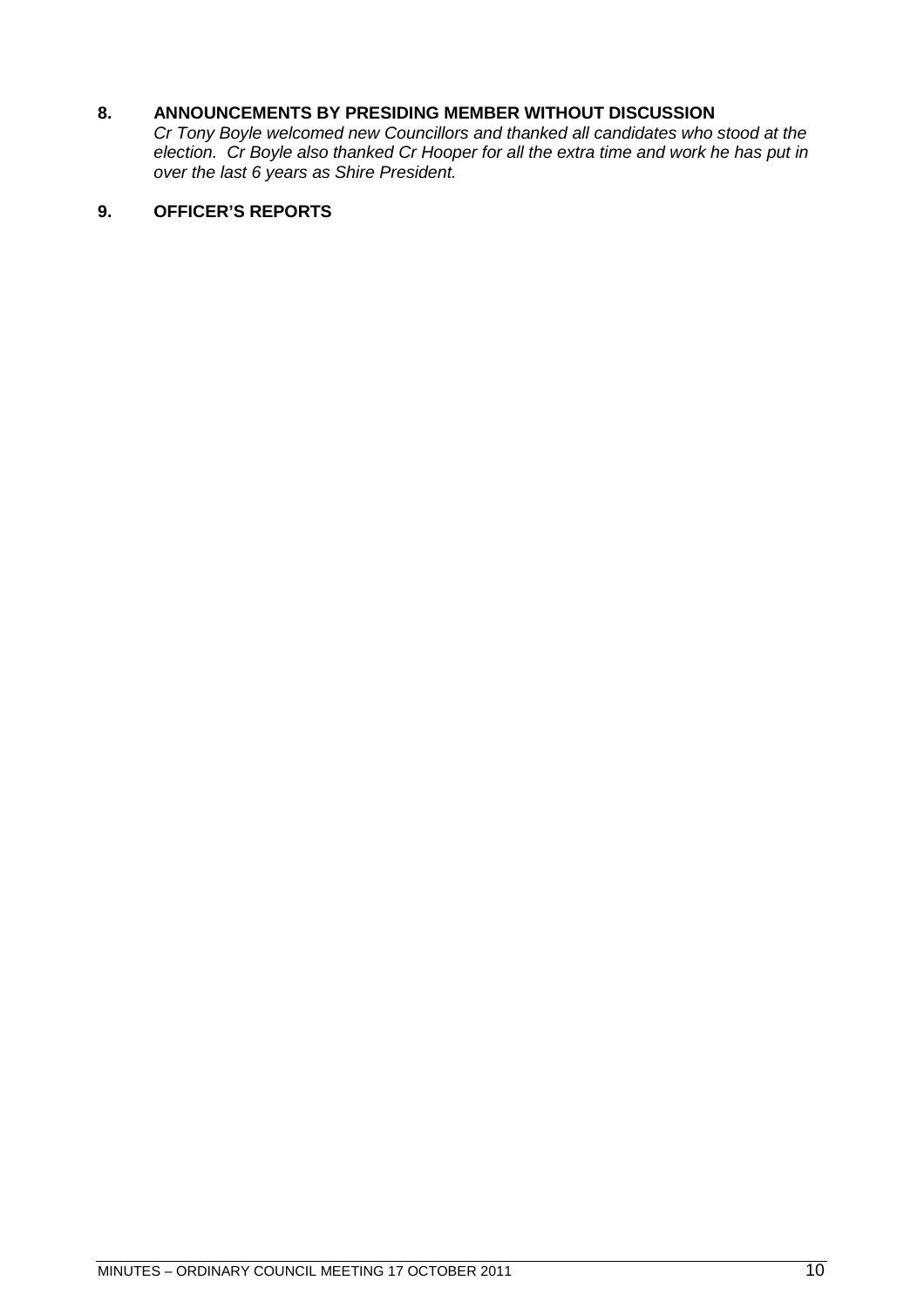## 8. ANNOUNCEMENTS BY PRESIDING MEMBER WITHOUT DISCUSSION

*Cr Tony Boyle welcomed new Councillors and thanked all candidates who stood at the election. Cr Boyle also thanked Cr Hooper for all the extra time and work he has put in over the last 6 years as Shire President.*

## 9. OFFICER'S REPORTS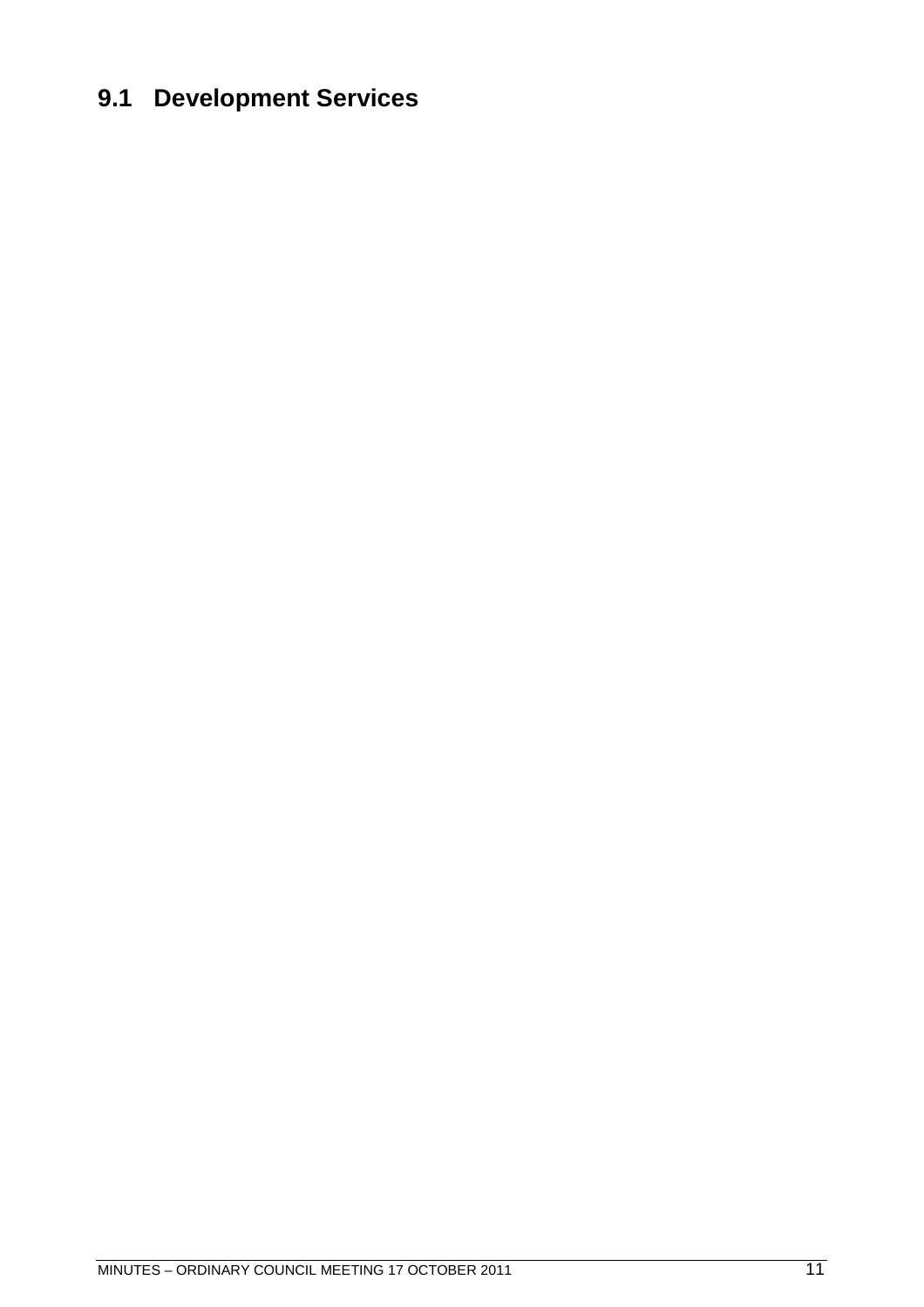## 9.1 Development Services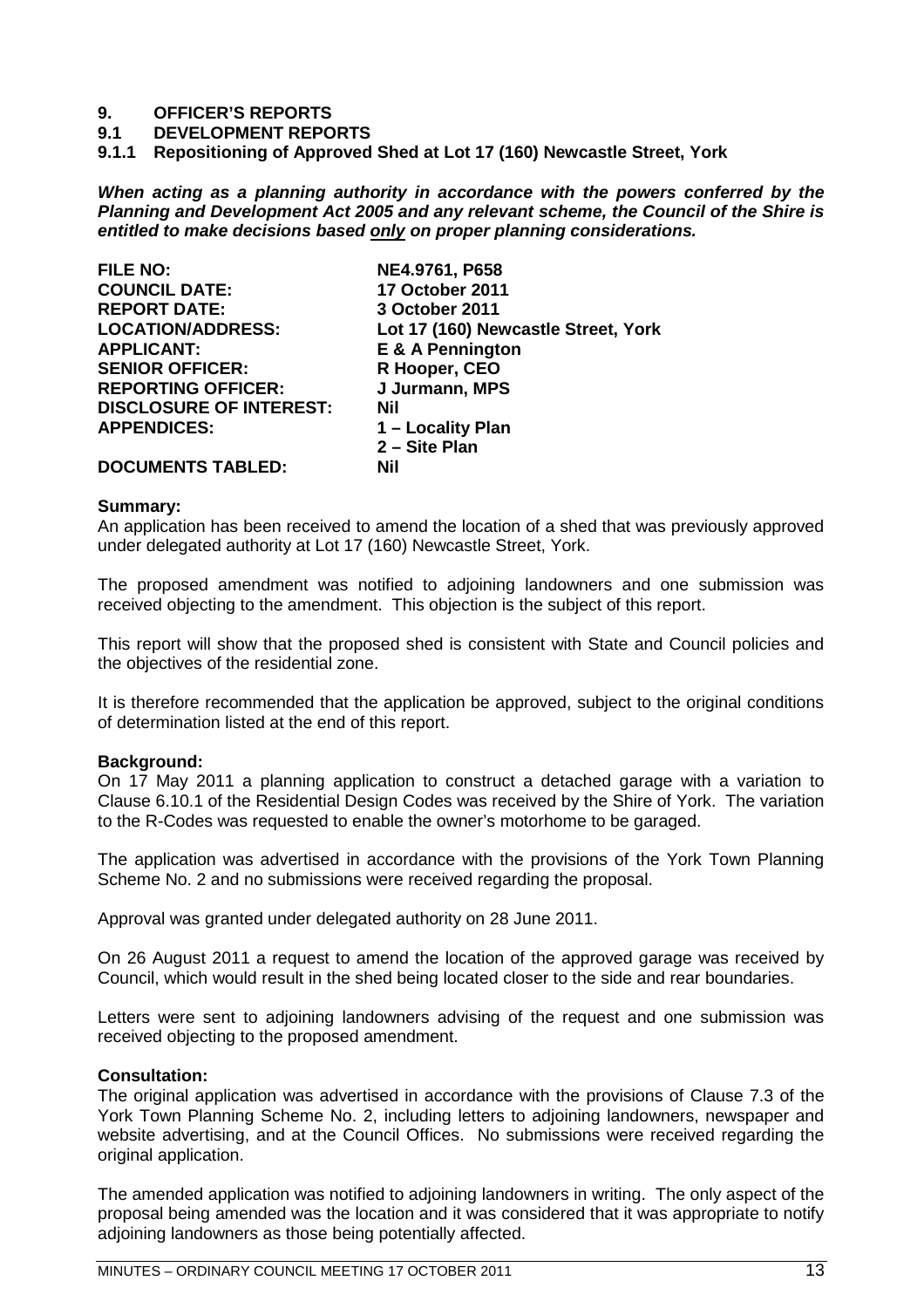# 9. OFFICER'S REPORTS

## 9.1 DEVELOPMENT REPORTS

### 9.1.1 Repositioning of Approved Shed at Lot 17 (160) Newcastle Street, York

***When acting as a planning authority in accordance with the powers conferred by the Planning and Development Act 2005 and any relevant scheme, the Council of the Shire is entitled to make decisions based only on proper planning considerations.***

| | |
|---|---|
| **FILE NO:** | **NE4.9761, P658** |
| **COUNCIL DATE:** | **17 October 2011** |
| **REPORT DATE:** | **3 October 2011** |
| **LOCATION/ADDRESS:** | **Lot 17 (160) Newcastle Street, York** |
| **APPLICANT:** | **E & A Pennington** |
| **SENIOR OFFICER:** | **R Hooper, CEO** |
| **REPORTING OFFICER:** | **J Jurmann, MPS** |
| **DISCLOSURE OF INTEREST:** | **Nil** |
| **APPENDICES:** | **1 – Locality Plan**<br>**2 – Site Plan** |
| **DOCUMENTS TABLED:** | **Nil** |

**Summary:**

An application has been received to amend the location of a shed that was previously approved under delegated authority at Lot 17 (160) Newcastle Street, York.

The proposed amendment was notified to adjoining landowners and one submission was received objecting to the amendment. This objection is the subject of this report.

This report will show that the proposed shed is consistent with State and Council policies and the objectives of the residential zone.

It is therefore recommended that the application be approved, subject to the original conditions of determination listed at the end of this report.

**Background:**

On 17 May 2011 a planning application to construct a detached garage with a variation to Clause 6.10.1 of the Residential Design Codes was received by the Shire of York. The variation to the R-Codes was requested to enable the owner's motorhome to be garaged.

The application was advertised in accordance with the provisions of the York Town Planning Scheme No. 2 and no submissions were received regarding the proposal.

Approval was granted under delegated authority on 28 June 2011.

On 26 August 2011 a request to amend the location of the approved garage was received by Council, which would result in the shed being located closer to the side and rear boundaries.

Letters were sent to adjoining landowners advising of the request and one submission was received objecting to the proposed amendment.

**Consultation:**

The original application was advertised in accordance with the provisions of Clause 7.3 of the York Town Planning Scheme No. 2, including letters to adjoining landowners, newspaper and website advertising, and at the Council Offices. No submissions were received regarding the original application.

The amended application was notified to adjoining landowners in writing. The only aspect of the proposal being amended was the location and it was considered that it was appropriate to notify adjoining landowners as those being potentially affected.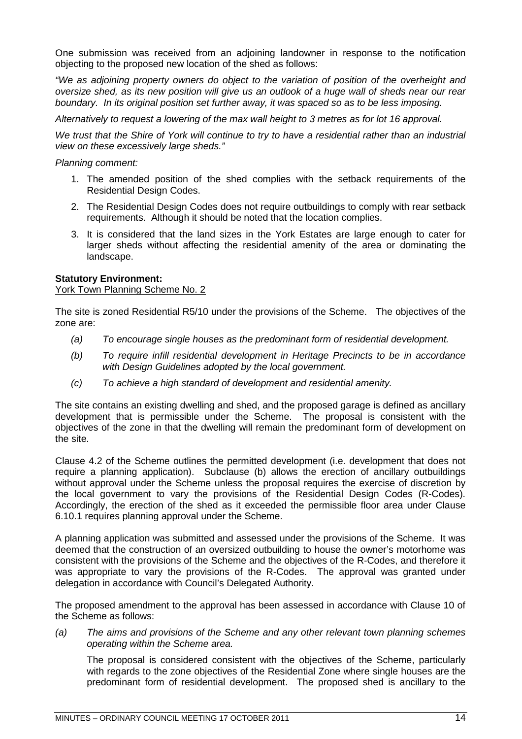One submission was received from an adjoining landowner in response to the notification objecting to the proposed new location of the shed as follows:

*"We as adjoining property owners do object to the variation of position of the overheight and oversize shed, as its new position will give us an outlook of a huge wall of sheds near our rear boundary. In its original position set further away, it was spaced so as to be less imposing.*

*Alternatively to request a lowering of the max wall height to 3 metres as for lot 16 approval.*

*We trust that the Shire of York will continue to try to have a residential rather than an industrial view on these excessively large sheds."*

*Planning comment:*

1. The amended position of the shed complies with the setback requirements of the Residential Design Codes.
2. The Residential Design Codes does not require outbuildings to comply with rear setback requirements. Although it should be noted that the location complies.
3. It is considered that the land sizes in the York Estates are large enough to cater for larger sheds without affecting the residential amenity of the area or dominating the landscape.

**Statutory Environment:**

York Town Planning Scheme No. 2

The site is zoned Residential R5/10 under the provisions of the Scheme. The objectives of the zone are:

*(a) To encourage single houses as the predominant form of residential development.*

*(b) To require infill residential development in Heritage Precincts to be in accordance with Design Guidelines adopted by the local government.*

*(c) To achieve a high standard of development and residential amenity.*

The site contains an existing dwelling and shed, and the proposed garage is defined as ancillary development that is permissible under the Scheme. The proposal is consistent with the objectives of the zone in that the dwelling will remain the predominant form of development on the site.

Clause 4.2 of the Scheme outlines the permitted development (i.e. development that does not require a planning application). Subclause (b) allows the erection of ancillary outbuildings without approval under the Scheme unless the proposal requires the exercise of discretion by the local government to vary the provisions of the Residential Design Codes (R-Codes). Accordingly, the erection of the shed as it exceeded the permissible floor area under Clause 6.10.1 requires planning approval under the Scheme.

A planning application was submitted and assessed under the provisions of the Scheme. It was deemed that the construction of an oversized outbuilding to house the owner's motorhome was consistent with the provisions of the Scheme and the objectives of the R-Codes, and therefore it was appropriate to vary the provisions of the R-Codes. The approval was granted under delegation in accordance with Council's Delegated Authority.

The proposed amendment to the approval has been assessed in accordance with Clause 10 of the Scheme as follows:

*(a) The aims and provisions of the Scheme and any other relevant town planning schemes operating within the Scheme area.*

The proposal is considered consistent with the objectives of the Scheme, particularly with regards to the zone objectives of the Residential Zone where single houses are the predominant form of residential development. The proposed shed is ancillary to the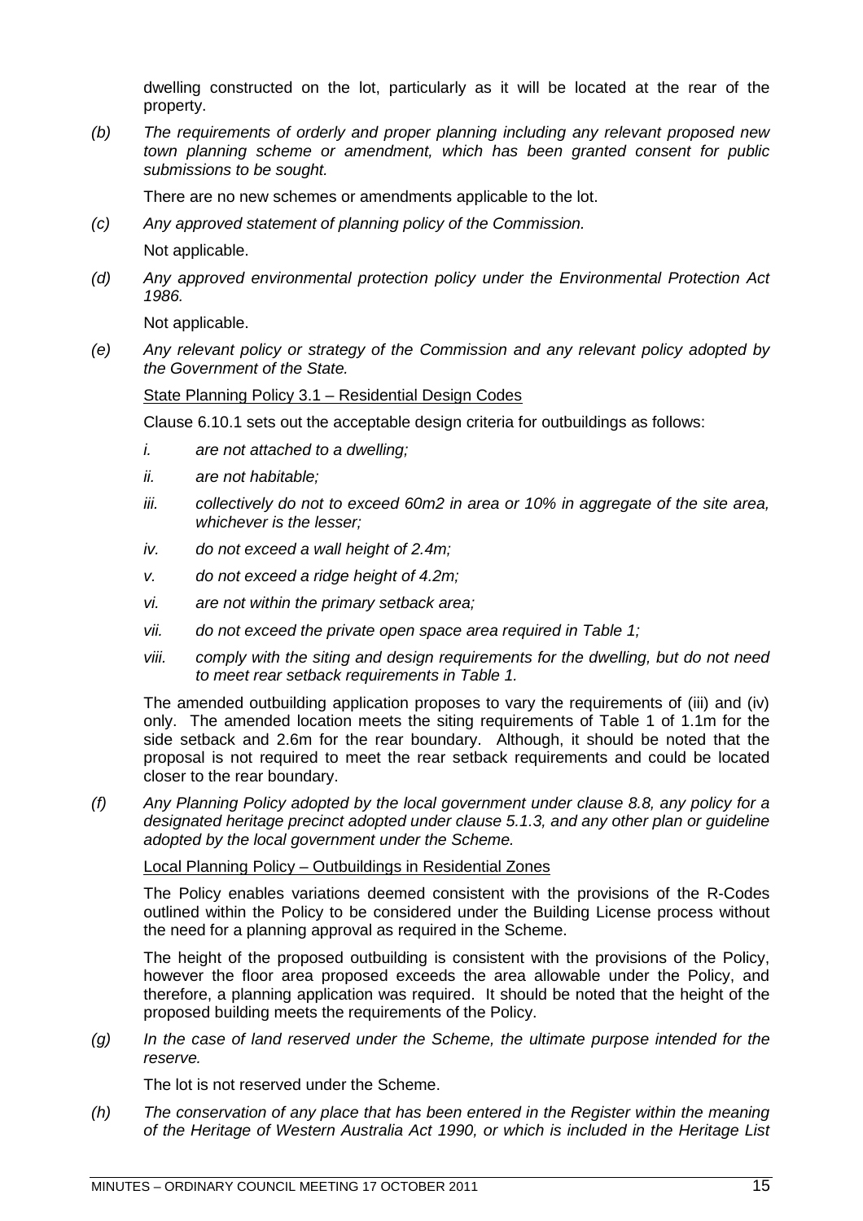dwelling constructed on the lot, particularly as it will be located at the rear of the property.

*(b) The requirements of orderly and proper planning including any relevant proposed new town planning scheme or amendment, which has been granted consent for public submissions to be sought.*

There are no new schemes or amendments applicable to the lot.

*(c) Any approved statement of planning policy of the Commission.*

Not applicable.

*(d) Any approved environmental protection policy under the Environmental Protection Act 1986.*

Not applicable.

*(e) Any relevant policy or strategy of the Commission and any relevant policy adopted by the Government of the State.*

<u>State Planning Policy 3.1 – Residential Design Codes</u>

Clause 6.10.1 sets out the acceptable design criteria for outbuildings as follows:

*i. are not attached to a dwelling;*

*ii. are not habitable;*

*iii. collectively do not to exceed 60m2 in area or 10% in aggregate of the site area, whichever is the lesser;*

*iv. do not exceed a wall height of 2.4m;*

*v. do not exceed a ridge height of 4.2m;*

*vi. are not within the primary setback area;*

*vii. do not exceed the private open space area required in Table 1;*

*viii. comply with the siting and design requirements for the dwelling, but do not need to meet rear setback requirements in Table 1.*

The amended outbuilding application proposes to vary the requirements of (iii) and (iv) only. The amended location meets the siting requirements of Table 1 of 1.1m for the side setback and 2.6m for the rear boundary. Although, it should be noted that the proposal is not required to meet the rear setback requirements and could be located closer to the rear boundary.

*(f) Any Planning Policy adopted by the local government under clause 8.8, any policy for a designated heritage precinct adopted under clause 5.1.3, and any other plan or guideline adopted by the local government under the Scheme.*

<u>Local Planning Policy – Outbuildings in Residential Zones</u>

The Policy enables variations deemed consistent with the provisions of the R-Codes outlined within the Policy to be considered under the Building License process without the need for a planning approval as required in the Scheme.

The height of the proposed outbuilding is consistent with the provisions of the Policy, however the floor area proposed exceeds the area allowable under the Policy, and therefore, a planning application was required. It should be noted that the height of the proposed building meets the requirements of the Policy.

*(g) In the case of land reserved under the Scheme, the ultimate purpose intended for the reserve.*

The lot is not reserved under the Scheme.

*(h) The conservation of any place that has been entered in the Register within the meaning of the Heritage of Western Australia Act 1990, or which is included in the Heritage List*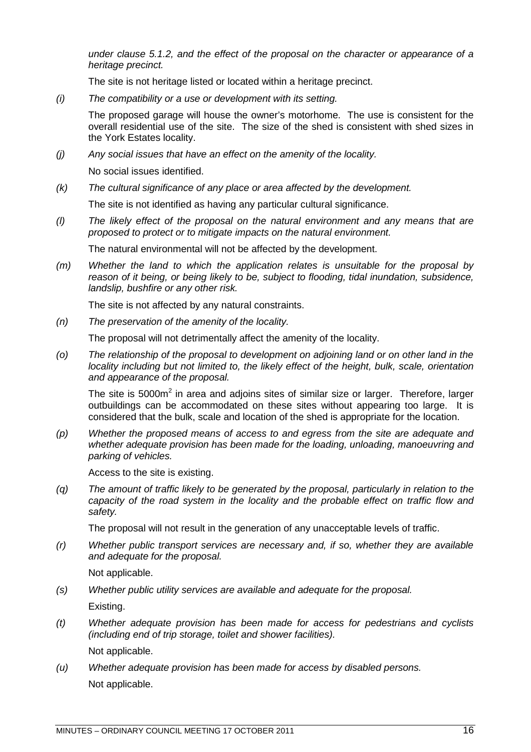*under clause 5.1.2, and the effect of the proposal on the character or appearance of a heritage precinct.*

The site is not heritage listed or located within a heritage precinct.

*(i) The compatibility or a use or development with its setting.*

The proposed garage will house the owner's motorhome. The use is consistent for the overall residential use of the site. The size of the shed is consistent with shed sizes in the York Estates locality.

*(j) Any social issues that have an effect on the amenity of the locality.*

No social issues identified.

*(k) The cultural significance of any place or area affected by the development.*

The site is not identified as having any particular cultural significance.

*(l) The likely effect of the proposal on the natural environment and any means that are proposed to protect or to mitigate impacts on the natural environment.*

The natural environmental will not be affected by the development.

*(m) Whether the land to which the application relates is unsuitable for the proposal by reason of it being, or being likely to be, subject to flooding, tidal inundation, subsidence, landslip, bushfire or any other risk.*

The site is not affected by any natural constraints.

*(n) The preservation of the amenity of the locality.*

The proposal will not detrimentally affect the amenity of the locality.

*(o) The relationship of the proposal to development on adjoining land or on other land in the locality including but not limited to, the likely effect of the height, bulk, scale, orientation and appearance of the proposal.*

The site is $5000m^2$ in area and adjoins sites of similar size or larger. Therefore, larger outbuildings can be accommodated on these sites without appearing too large. It is considered that the bulk, scale and location of the shed is appropriate for the location.

*(p) Whether the proposed means of access to and egress from the site are adequate and whether adequate provision has been made for the loading, unloading, manoeuvring and parking of vehicles.*

Access to the site is existing.

*(q) The amount of traffic likely to be generated by the proposal, particularly in relation to the capacity of the road system in the locality and the probable effect on traffic flow and safety.*

The proposal will not result in the generation of any unacceptable levels of traffic.

*(r) Whether public transport services are necessary and, if so, whether they are available and adequate for the proposal.*

Not applicable.

*(s) Whether public utility services are available and adequate for the proposal.*

Existing.

*(t) Whether adequate provision has been made for access for pedestrians and cyclists (including end of trip storage, toilet and shower facilities).*

Not applicable.

*(u) Whether adequate provision has been made for access by disabled persons.*

Not applicable.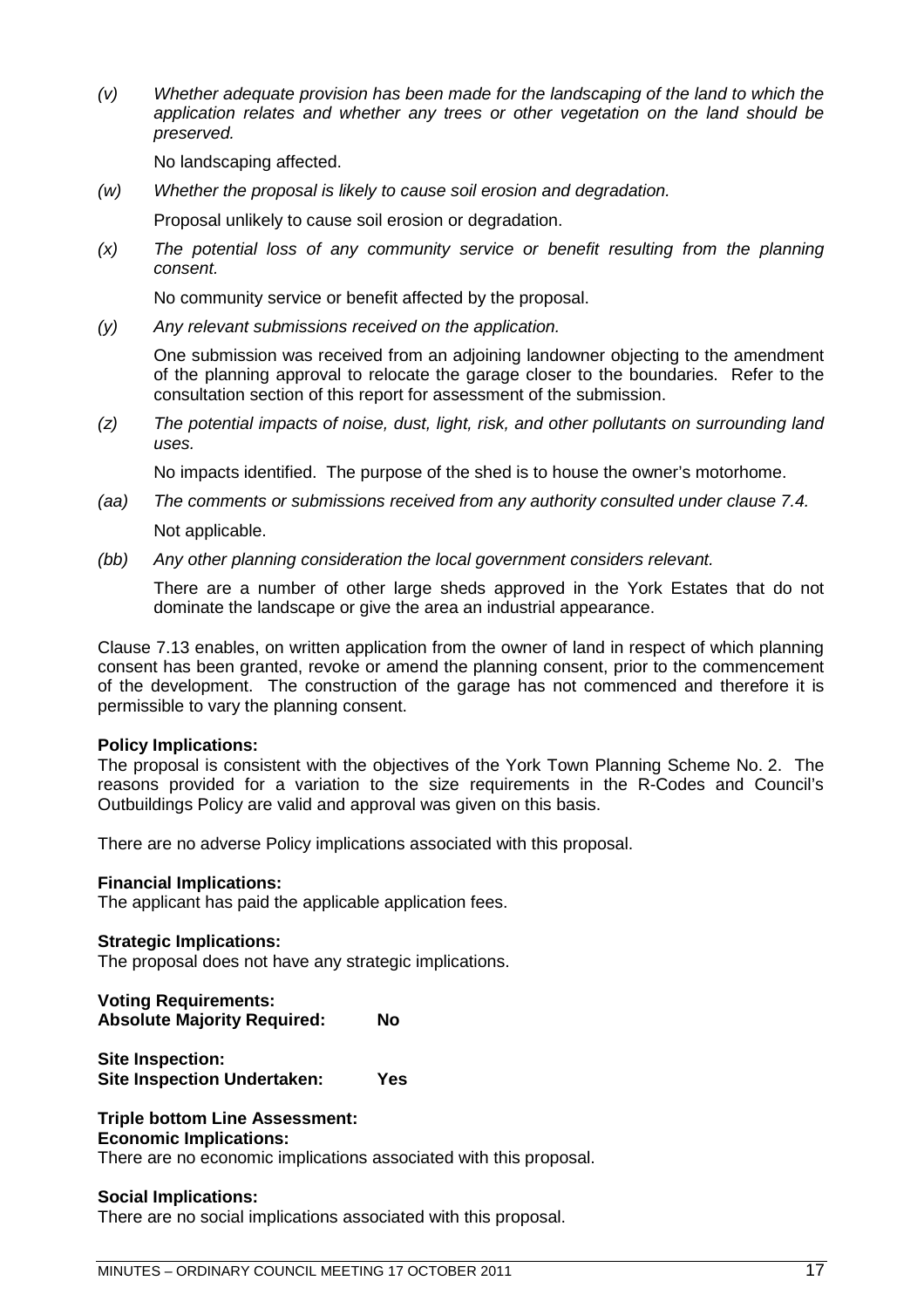*(v) Whether adequate provision has been made for the landscaping of the land to which the application relates and whether any trees or other vegetation on the land should be preserved.*

No landscaping affected.

*(w) Whether the proposal is likely to cause soil erosion and degradation.*

Proposal unlikely to cause soil erosion or degradation.

*(x) The potential loss of any community service or benefit resulting from the planning consent.*

No community service or benefit affected by the proposal.

*(y) Any relevant submissions received on the application.*

One submission was received from an adjoining landowner objecting to the amendment of the planning approval to relocate the garage closer to the boundaries. Refer to the consultation section of this report for assessment of the submission.

*(z) The potential impacts of noise, dust, light, risk, and other pollutants on surrounding land uses.*

No impacts identified. The purpose of the shed is to house the owner's motorhome.

*(aa) The comments or submissions received from any authority consulted under clause 7.4.*

Not applicable.

*(bb) Any other planning consideration the local government considers relevant.*

There are a number of other large sheds approved in the York Estates that do not dominate the landscape or give the area an industrial appearance.

Clause 7.13 enables, on written application from the owner of land in respect of which planning consent has been granted, revoke or amend the planning consent, prior to the commencement of the development. The construction of the garage has not commenced and therefore it is permissible to vary the planning consent.

**Policy Implications:**
The proposal is consistent with the objectives of the York Town Planning Scheme No. 2. The reasons provided for a variation to the size requirements in the R-Codes and Council's Outbuildings Policy are valid and approval was given on this basis.

There are no adverse Policy implications associated with this proposal.

**Financial Implications:**
The applicant has paid the applicable application fees.

**Strategic Implications:**
The proposal does not have any strategic implications.

**Voting Requirements:**
**Absolute Majority Required: No**

**Site Inspection:**
**Site Inspection Undertaken: Yes**

**Triple bottom Line Assessment:**
**Economic Implications:**
There are no economic implications associated with this proposal.

**Social Implications:**
There are no social implications associated with this proposal.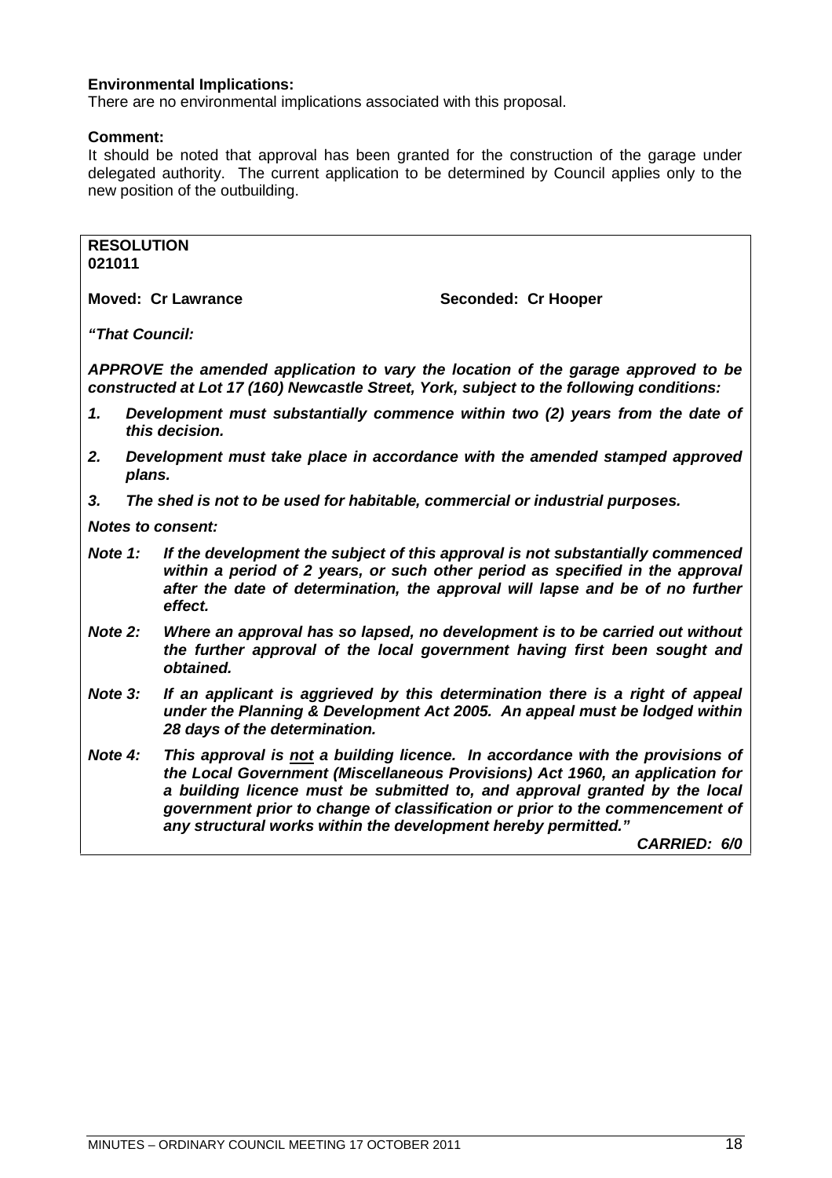**Environmental Implications:**
There are no environmental implications associated with this proposal.

**Comment:**
It should be noted that approval has been granted for the construction of the garage under delegated authority. The current application to be determined by Council applies only to the new position of the outbuilding.

**RESOLUTION**
**021011**

**Moved: Cr Lawrance** **Seconded: Cr Hooper**

***"That Council:***

***APPROVE the amended application to vary the location of the garage approved to be constructed at Lot 17 (160) Newcastle Street, York, subject to the following conditions:***

1. ***Development must substantially commence within two (2) years from the date of this decision.***
2. ***Development must take place in accordance with the amended stamped approved plans.***
3. ***The shed is not to be used for habitable, commercial or industrial purposes.***

***Notes to consent:***

***Note 1:*** ***If the development the subject of this approval is not substantially commenced within a period of 2 years, or such other period as specified in the approval after the date of determination, the approval will lapse and be of no further effect.***

***Note 2:*** ***Where an approval has so lapsed, no development is to be carried out without the further approval of the local government having first been sought and obtained.***

***Note 3:*** ***If an applicant is aggrieved by this determination there is a right of appeal under the Planning & Development Act 2005. An appeal must be lodged within 28 days of the determination.***

***Note 4:*** ***This approval is <u>not</u> a building licence. In accordance with the provisions of the Local Government (Miscellaneous Provisions) Act 1960, an application for a building licence must be submitted to, and approval granted by the local government prior to change of classification or prior to the commencement of any structural works within the development hereby permitted."***

***CARRIED: 6/0***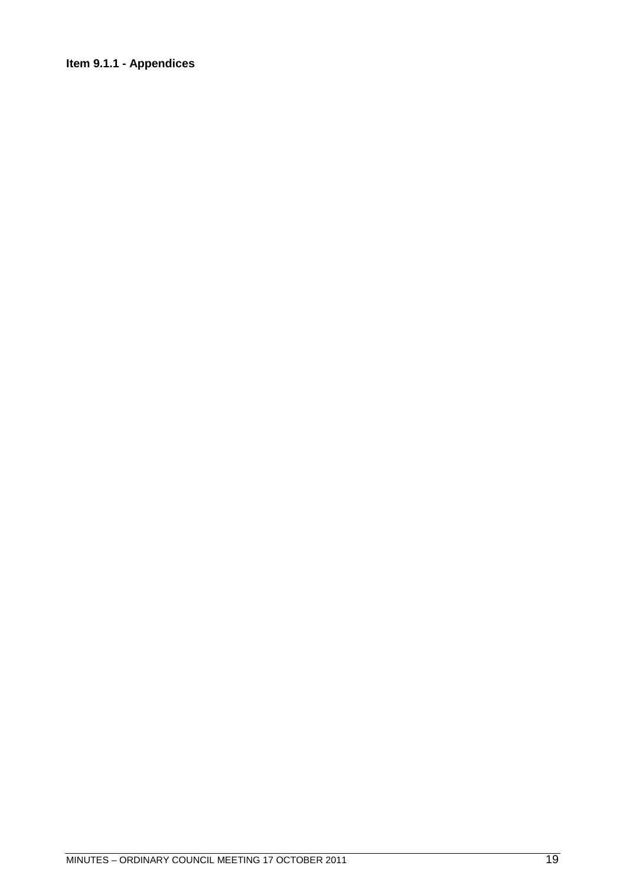**Item 9.1.1 - Appendices**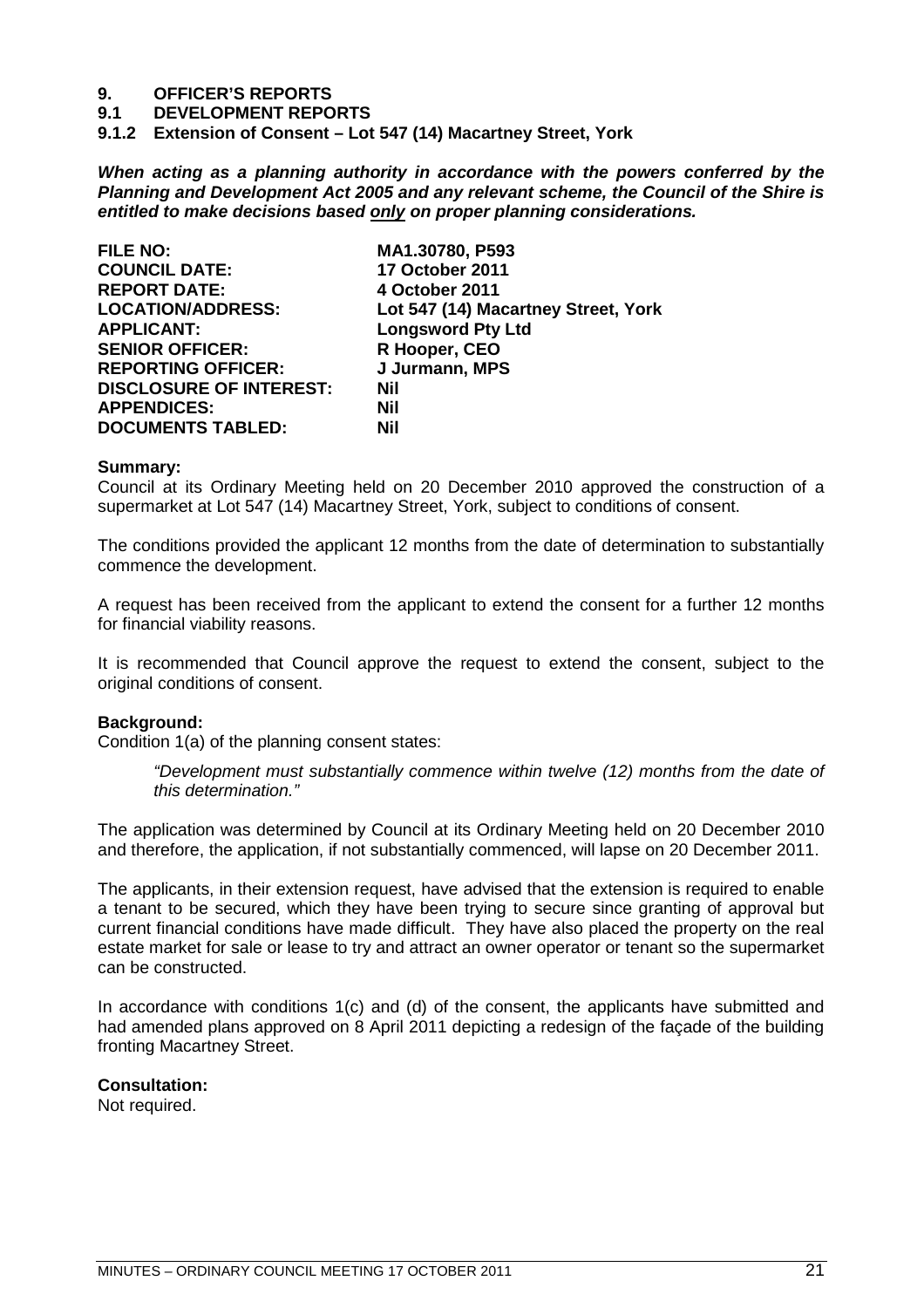# 9. OFFICER'S REPORTS

## 9.1 DEVELOPMENT REPORTS

### 9.1.2 Extension of Consent – Lot 547 (14) Macartney Street, York

***When acting as a planning authority in accordance with the powers conferred by the Planning and Development Act 2005 and any relevant scheme, the Council of the Shire is entitled to make decisions based only on proper planning considerations.***

| | |
|---|---|
| **FILE NO:** | **MA1.30780, P593** |
| **COUNCIL DATE:** | **17 October 2011** |
| **REPORT DATE:** | **4 October 2011** |
| **LOCATION/ADDRESS:** | **Lot 547 (14) Macartney Street, York** |
| **APPLICANT:** | **Longsword Pty Ltd** |
| **SENIOR OFFICER:** | **R Hooper, CEO** |
| **REPORTING OFFICER:** | **J Jurmann, MPS** |
| **DISCLOSURE OF INTEREST:** | **Nil** |
| **APPENDICES:** | **Nil** |
| **DOCUMENTS TABLED:** | **Nil** |

**Summary:**

Council at its Ordinary Meeting held on 20 December 2010 approved the construction of a supermarket at Lot 547 (14) Macartney Street, York, subject to conditions of consent.

The conditions provided the applicant 12 months from the date of determination to substantially commence the development.

A request has been received from the applicant to extend the consent for a further 12 months for financial viability reasons.

It is recommended that Council approve the request to extend the consent, subject to the original conditions of consent.

**Background:**

Condition 1(a) of the planning consent states:

> *"Development must substantially commence within twelve (12) months from the date of this determination."*

The application was determined by Council at its Ordinary Meeting held on 20 December 2010 and therefore, the application, if not substantially commenced, will lapse on 20 December 2011.

The applicants, in their extension request, have advised that the extension is required to enable a tenant to be secured, which they have been trying to secure since granting of approval but current financial conditions have made difficult. They have also placed the property on the real estate market for sale or lease to try and attract an owner operator or tenant so the supermarket can be constructed.

In accordance with conditions 1(c) and (d) of the consent, the applicants have submitted and had amended plans approved on 8 April 2011 depicting a redesign of the façade of the building fronting Macartney Street.

**Consultation:**

Not required.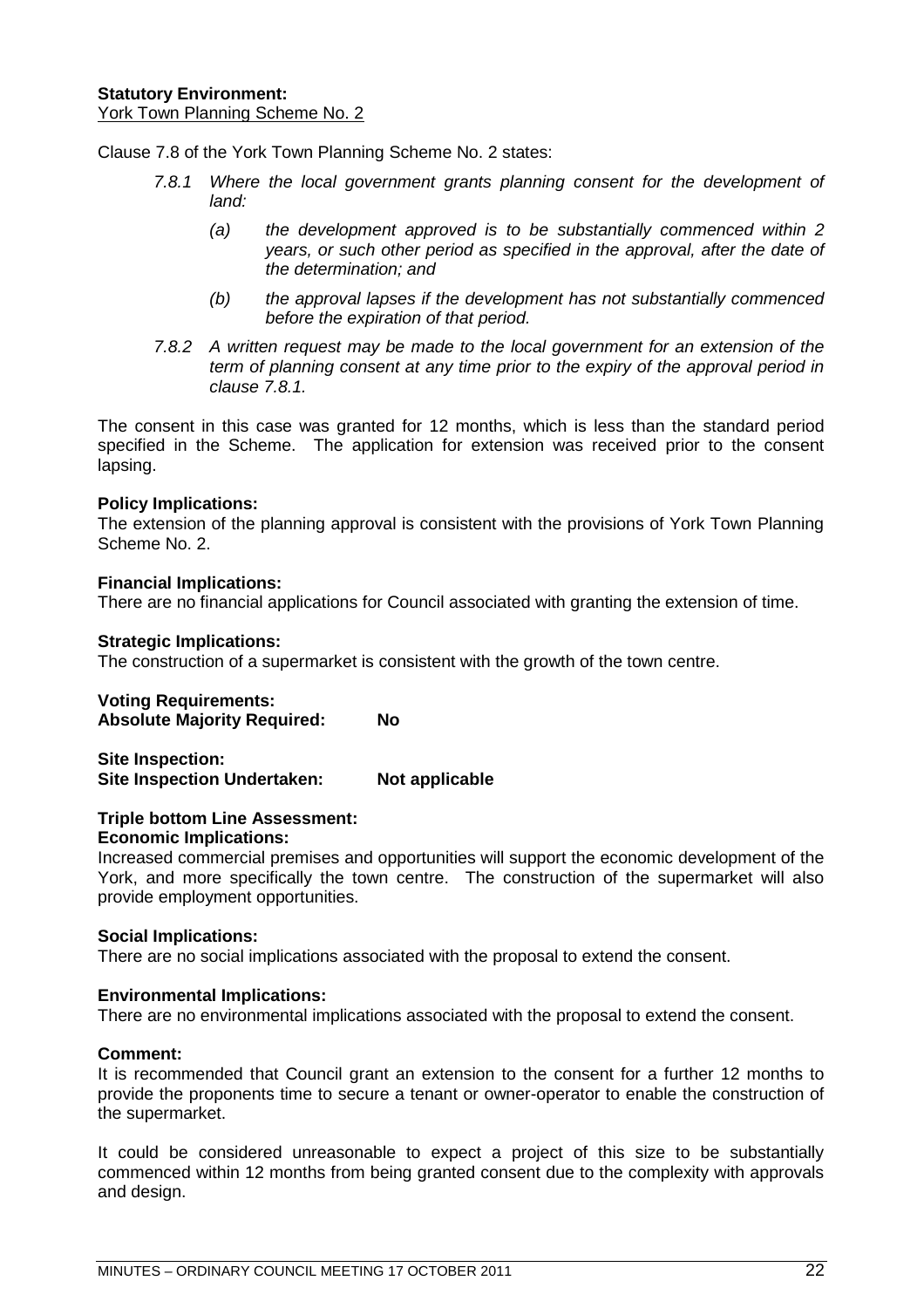**Statistory Environment:**
York Town Planning Scheme No. 2

Clause 7.8 of the York Town Planning Scheme No. 2 states:

> *7.8.1 Where the local government grants planning consent for the development of land:*
>
> > *(a) the development approved is to be substantially commenced within 2 years, or such other period as specified in the approval, after the date of the determination; and*
> >
> > *(b) the approval lapses if the development has not substantially commenced before the expiration of that period.*
>
> *7.8.2 A written request may be made to the local government for an extension of the term of planning consent at any time prior to the expiry of the approval period in clause 7.8.1.*

The consent in this case was granted for 12 months, which is less than the standard period specified in the Scheme. The application for extension was received prior to the consent lapsing.

**Policy Implications:**
The extension of the planning approval is consistent with the provisions of York Town Planning Scheme No. 2.

**Financial Implications:**
There are no financial applications for Council associated with granting the extension of time.

**Strategic Implications:**
The construction of a supermarket is consistent with the growth of the town centre.

**Voting Requirements:**
**Absolute Majority Required: No**

**Site Inspection:**
**Site Inspection Undertaken: Not applicable**

**Triple bottom Line Assessment:**
**Economic Implications:**
Increased commercial premises and opportunities will support the economic development of the York, and more specifically the town centre. The construction of the supermarket will also provide employment opportunities.

**Social Implications:**
There are no social implications associated with the proposal to extend the consent.

**Environmental Implications:**
There are no environmental implications associated with the proposal to extend the consent.

**Comment:**
It is recommended that Council grant an extension to the consent for a further 12 months to provide the proponents time to secure a tenant or owner-operator to enable the construction of the supermarket.

It could be considered unreasonable to expect a project of this size to be substantially commenced within 12 months from being granted consent due to the complexity with approvals and design.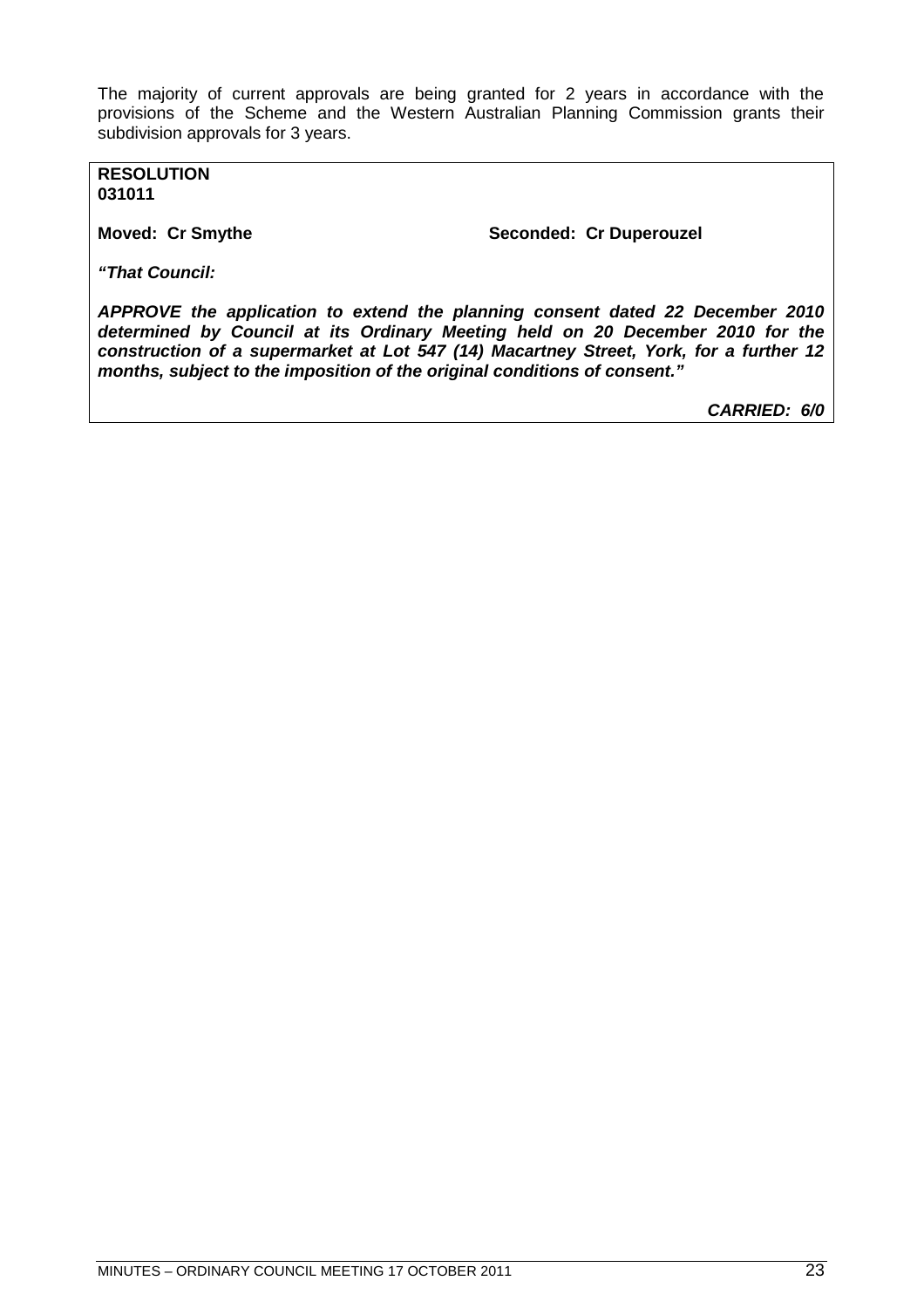The majority of current approvals are being granted for 2 years in accordance with the provisions of the Scheme and the Western Australian Planning Commission grants their subdivision approvals for 3 years.

**RESOLUTION**
**031011**

**Moved: Cr Smythe** **Seconded: Cr Duperouzel**

***"That Council:***

***APPROVE the application to extend the planning consent dated 22 December 2010 determined by Council at its Ordinary Meeting held on 20 December 2010 for the construction of a supermarket at Lot 547 (14) Macartney Street, York, for a further 12 months, subject to the imposition of the original conditions of consent."***

***CARRIED: 6/0***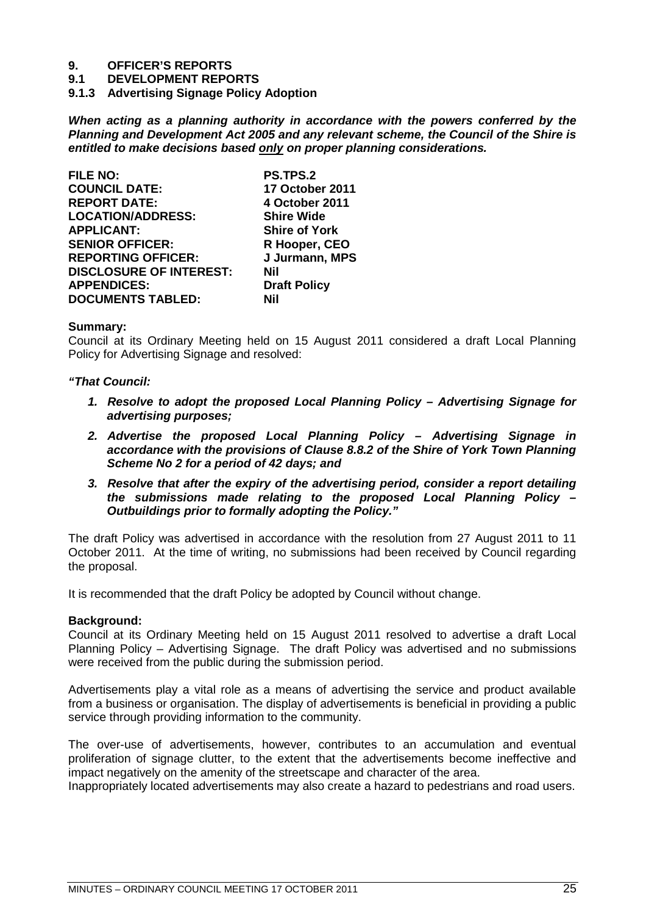# 9. OFFICER'S REPORTS

## 9.1 DEVELOPMENT REPORTS

### 9.1.3 Advertising Signage Policy Adoption

***When acting as a planning authority in accordance with the powers conferred by the Planning and Development Act 2005 and any relevant scheme, the Council of the Shire is entitled to make decisions based only on proper planning considerations.***

| | |
|---|---|
| **FILE NO:** | **PS.TPS.2** |
| **COUNCIL DATE:** | **17 October 2011** |
| **REPORT DATE:** | **4 October 2011** |
| **LOCATION/ADDRESS:** | **Shire Wide** |
| **APPLICANT:** | **Shire of York** |
| **SENIOR OFFICER:** | **R Hooper, CEO** |
| **REPORTING OFFICER:** | **J Jurmann, MPS** |
| **DISCLOSURE OF INTEREST:** | **Nil** |
| **APPENDICES:** | **Draft Policy** |
| **DOCUMENTS TABLED:** | **Nil** |

**Summary:**

Council at its Ordinary Meeting held on 15 August 2011 considered a draft Local Planning Policy for Advertising Signage and resolved:

***"That Council:***

1. ***Resolve to adopt the proposed Local Planning Policy – Advertising Signage for advertising purposes;***
2. ***Advertise the proposed Local Planning Policy – Advertising Signage in accordance with the provisions of Clause 8.8.2 of the Shire of York Town Planning Scheme No 2 for a period of 42 days; and***
3. ***Resolve that after the expiry of the advertising period, consider a report detailing the submissions made relating to the proposed Local Planning Policy – Outbuildings prior to formally adopting the Policy."***

The draft Policy was advertised in accordance with the resolution from 27 August 2011 to 11 October 2011. At the time of writing, no submissions had been received by Council regarding the proposal.

It is recommended that the draft Policy be adopted by Council without change.

**Background:**

Council at its Ordinary Meeting held on 15 August 2011 resolved to advertise a draft Local Planning Policy – Advertising Signage. The draft Policy was advertised and no submissions were received from the public during the submission period.

Advertisements play a vital role as a means of advertising the service and product available from a business or organisation. The display of advertisements is beneficial in providing a public service through providing information to the community.

The over-use of advertisements, however, contributes to an accumulation and eventual proliferation of signage clutter, to the extent that the advertisements become ineffective and impact negatively on the amenity of the streetscape and character of the area.

Inappropriately located advertisements may also create a hazard to pedestrians and road users.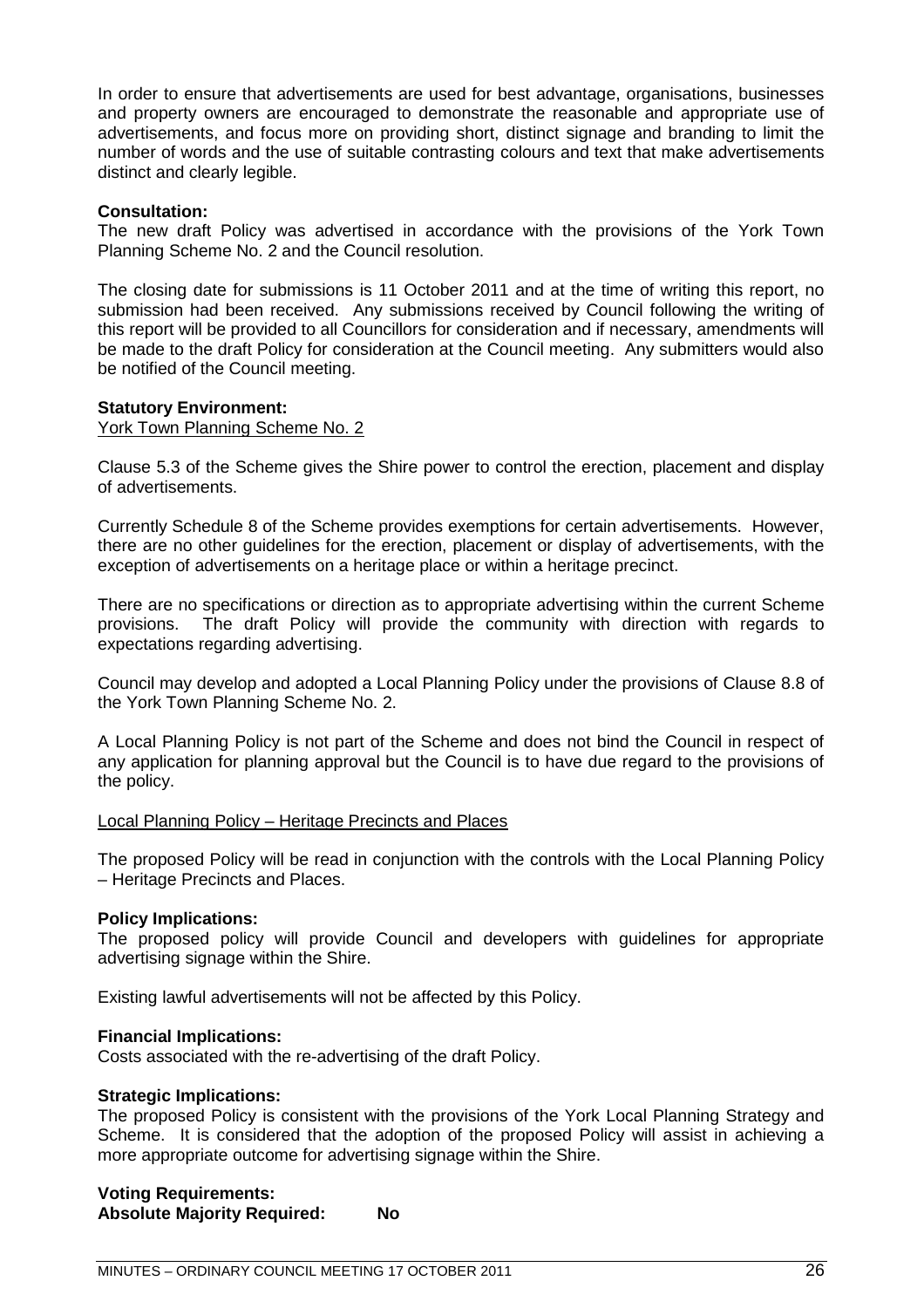In order to ensure that advertisements are used for best advantage, organisations, businesses and property owners are encouraged to demonstrate the reasonable and appropriate use of advertisements, and focus more on providing short, distinct signage and branding to limit the number of words and the use of suitable contrasting colours and text that make advertisements distinct and clearly legible.

**Consultation:**
The new draft Policy was advertised in accordance with the provisions of the York Town Planning Scheme No. 2 and the Council resolution.

The closing date for submissions is 11 October 2011 and at the time of writing this report, no submission had been received. Any submissions received by Council following the writing of this report will be provided to all Councillors for consideration and if necessary, amendments will be made to the draft Policy for consideration at the Council meeting. Any submitters would also be notified of the Council meeting.

**Statutory Environment:**
York Town Planning Scheme No. 2

Clause 5.3 of the Scheme gives the Shire power to control the erection, placement and display of advertisements.

Currently Schedule 8 of the Scheme provides exemptions for certain advertisements. However, there are no other guidelines for the erection, placement or display of advertisements, with the exception of advertisements on a heritage place or within a heritage precinct.

There are no specifications or direction as to appropriate advertising within the current Scheme provisions. The draft Policy will provide the community with direction with regards to expectations regarding advertising.

Council may develop and adopted a Local Planning Policy under the provisions of Clause 8.8 of the York Town Planning Scheme No. 2.

A Local Planning Policy is not part of the Scheme and does not bind the Council in respect of any application for planning approval but the Council is to have due regard to the provisions of the policy.

Local Planning Policy – Heritage Precincts and Places

The proposed Policy will be read in conjunction with the controls with the Local Planning Policy – Heritage Precincts and Places.

**Policy Implications:**
The proposed policy will provide Council and developers with guidelines for appropriate advertising signage within the Shire.

Existing lawful advertisements will not be affected by this Policy.

**Financial Implications:**
Costs associated with the re-advertising of the draft Policy.

**Strategic Implications:**
The proposed Policy is consistent with the provisions of the York Local Planning Strategy and Scheme. It is considered that the adoption of the proposed Policy will assist in achieving a more appropriate outcome for advertising signage within the Shire.

**Voting Requirements:**
**Absolute Majority Required: No**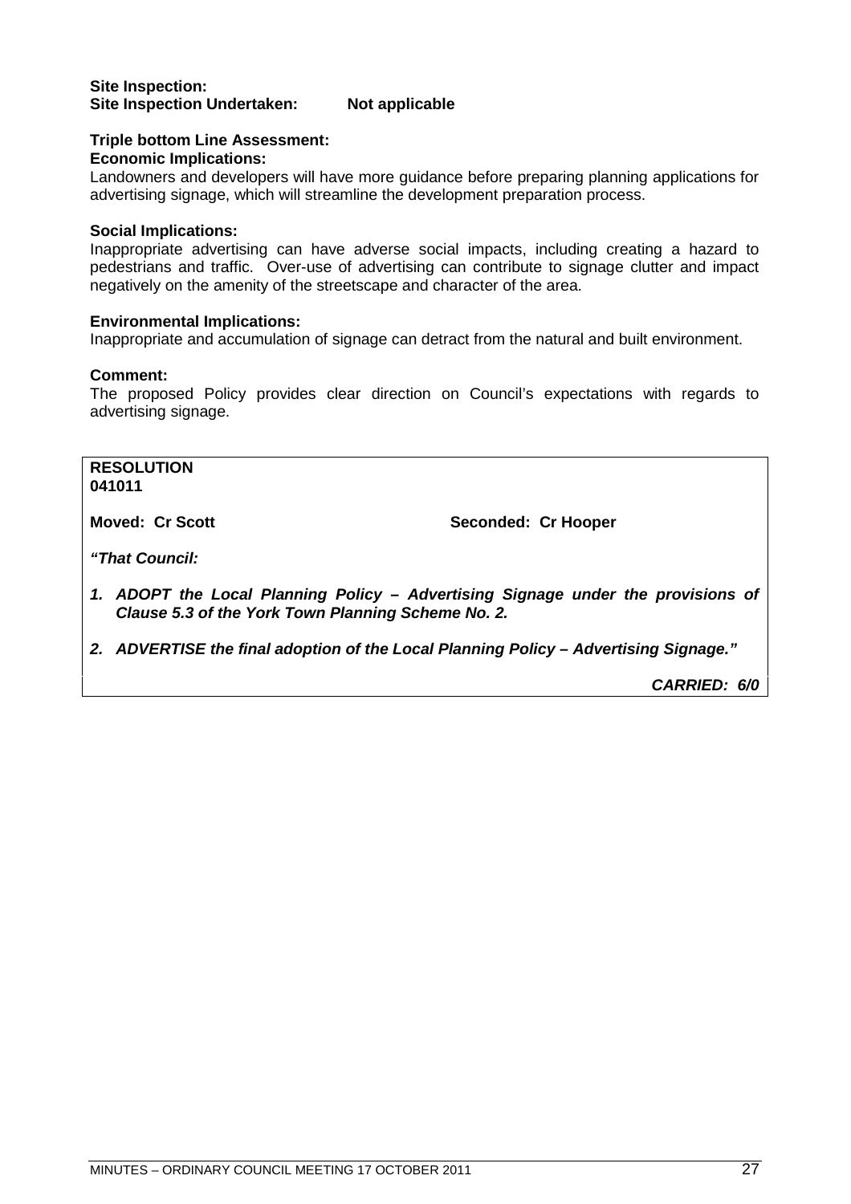**Site Inspection:**
**Site Inspection Undertaken: Not applicable**

**Triple bottom Line Assessment:**
**Economic Implications:**
Landowners and developers will have more guidance before preparing planning applications for advertising signage, which will streamline the development preparation process.

**Social Implications:**
Inappropriate advertising can have adverse social impacts, including creating a hazard to pedestrians and traffic. Over-use of advertising can contribute to signage clutter and impact negatively on the amenity of the streetscape and character of the area.

**Environmental Implications:**
Inappropriate and accumulation of signage can detract from the natural and built environment.

**Comment:**
The proposed Policy provides clear direction on Council's expectations with regards to advertising signage.

**RESOLUTION**
**041011**

**Moved: Cr Scott** **Seconded: Cr Hooper**

***"That Council:***

1. ***ADOPT the Local Planning Policy – Advertising Signage under the provisions of Clause 5.3 of the York Town Planning Scheme No. 2.***
2. ***ADVERTISE the final adoption of the Local Planning Policy – Advertising Signage."***

***CARRIED: 6/0***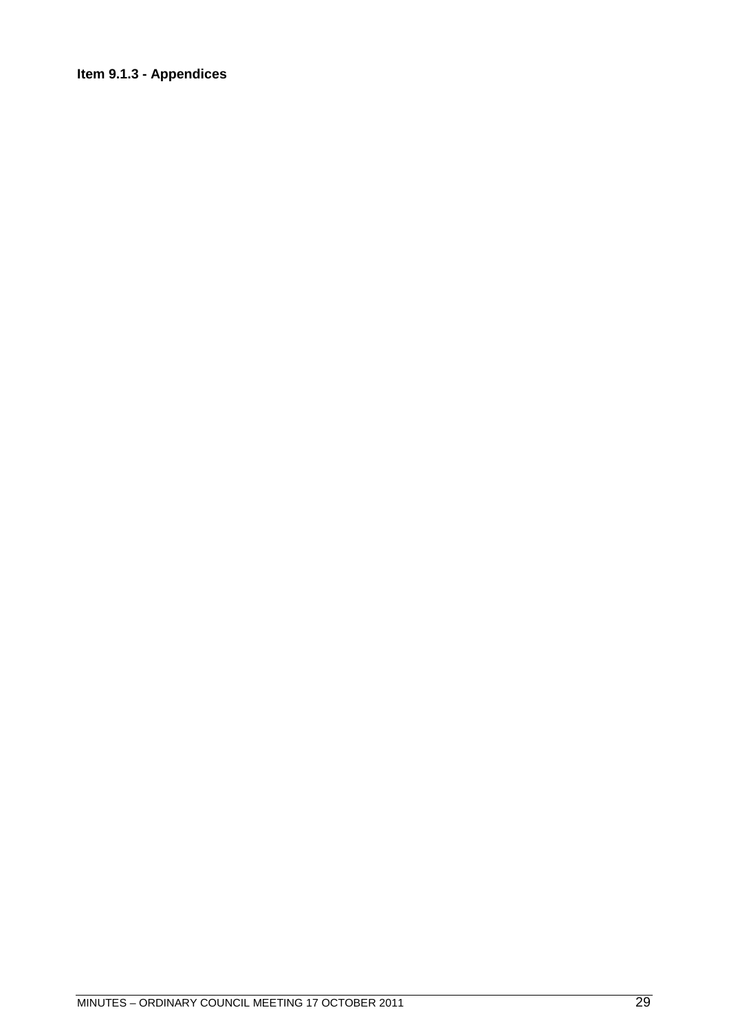**Item 9.1.3 - Appendices**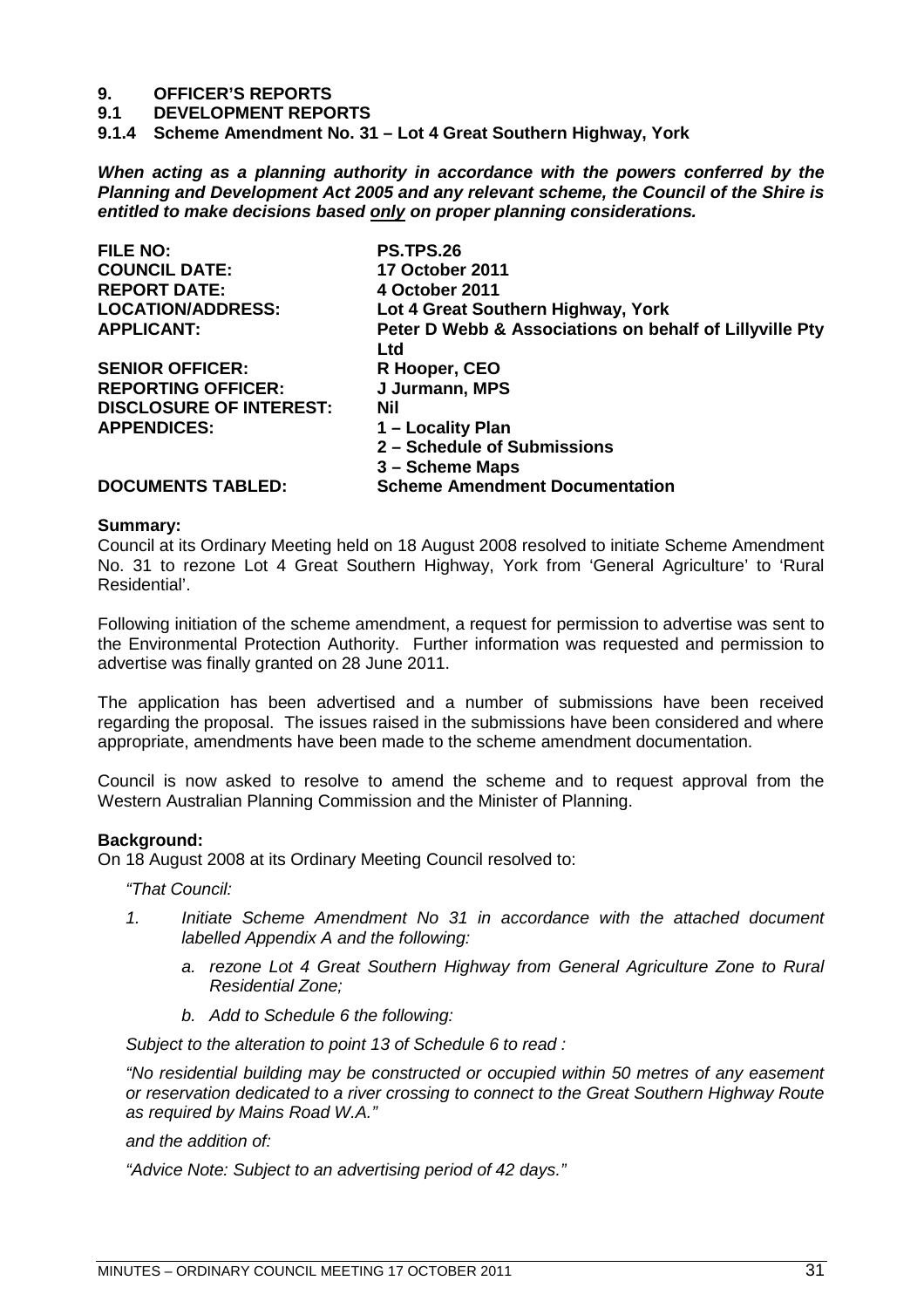# 9. OFFICER'S REPORTS

## 9.1 DEVELOPMENT REPORTS

### 9.1.4 Scheme Amendment No. 31 – Lot 4 Great Southern Highway, York

***When acting as a planning authority in accordance with the powers conferred by the Planning and Development Act 2005 and any relevant scheme, the Council of the Shire is entitled to make decisions based only on proper planning considerations.***

| | |
|---|---|
| **FILE NO:** | **PS.TPS.26** |
| **COUNCIL DATE:** | **17 October 2011** |
| **REPORT DATE:** | **4 October 2011** |
| **LOCATION/ADDRESS:** | **Lot 4 Great Southern Highway, York** |
| **APPLICANT:** | **Peter D Webb & Associations on behalf of Lillyville Pty Ltd** |
| **SENIOR OFFICER:** | **R Hooper, CEO** |
| **REPORTING OFFICER:** | **J Jurmann, MPS** |
| **DISCLOSURE OF INTEREST:** | **Nil** |
| **APPENDICES:** | **1 – Locality Plan**<br>**2 – Schedule of Submissions**<br>**3 – Scheme Maps** |
| **DOCUMENTS TABLED:** | **Scheme Amendment Documentation** |

**Summary:**

Council at its Ordinary Meeting held on 18 August 2008 resolved to initiate Scheme Amendment No. 31 to rezone Lot 4 Great Southern Highway, York from 'General Agriculture' to 'Rural Residential'.

Following initiation of the scheme amendment, a request for permission to advertise was sent to the Environmental Protection Authority. Further information was requested and permission to advertise was finally granted on 28 June 2011.

The application has been advertised and a number of submissions have been received regarding the proposal. The issues raised in the submissions have been considered and where appropriate, amendments have been made to the scheme amendment documentation.

Council is now asked to resolve to amend the scheme and to request approval from the Western Australian Planning Commission and the Minister of Planning.

**Background:**

On 18 August 2008 at its Ordinary Meeting Council resolved to:

*"That Council:*

1. *Initiate Scheme Amendment No 31 in accordance with the attached document labelled Appendix A and the following:*
   a. *rezone Lot 4 Great Southern Highway from General Agriculture Zone to Rural Residential Zone;*
   b. *Add to Schedule 6 the following:*

*Subject to the alteration to point 13 of Schedule 6 to read :*

*"No residential building may be constructed or occupied within 50 metres of any easement or reservation dedicated to a river crossing to connect to the Great Southern Highway Route as required by Mains Road W.A."*

*and the addition of:*

*"Advice Note: Subject to an advertising period of 42 days."*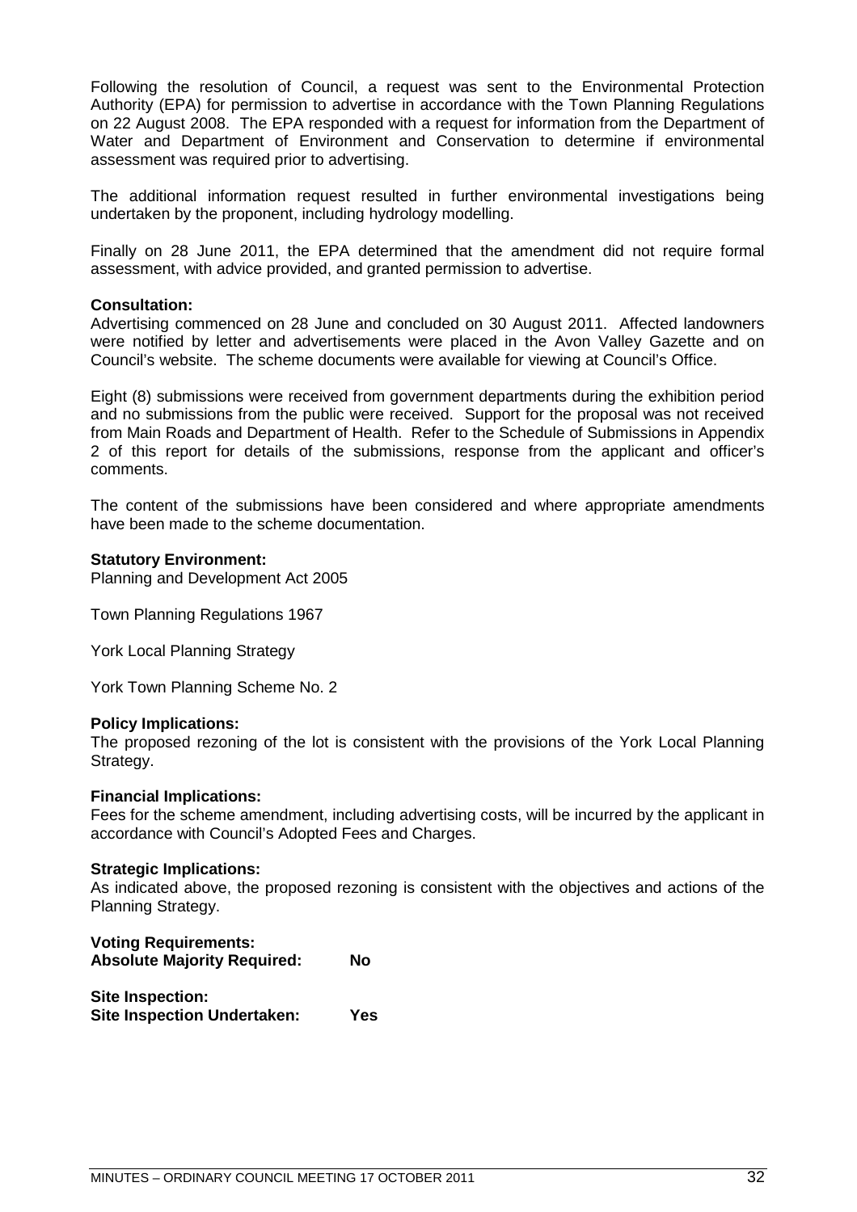Following the resolution of Council, a request was sent to the Environmental Protection Authority (EPA) for permission to advertise in accordance with the Town Planning Regulations on 22 August 2008. The EPA responded with a request for information from the Department of Water and Department of Environment and Conservation to determine if environmental assessment was required prior to advertising.

The additional information request resulted in further environmental investigations being undertaken by the proponent, including hydrology modelling.

Finally on 28 June 2011, the EPA determined that the amendment did not require formal assessment, with advice provided, and granted permission to advertise.

**Consultation:**
Advertising commenced on 28 June and concluded on 30 August 2011. Affected landowners were notified by letter and advertisements were placed in the Avon Valley Gazette and on Council's website. The scheme documents were available for viewing at Council's Office.

Eight (8) submissions were received from government departments during the exhibition period and no submissions from the public were received. Support for the proposal was not received from Main Roads and Department of Health. Refer to the Schedule of Submissions in Appendix 2 of this report for details of the submissions, response from the applicant and officer's comments.

The content of the submissions have been considered and where appropriate amendments have been made to the scheme documentation.

**Statutory Environment:**
Planning and Development Act 2005

Town Planning Regulations 1967

York Local Planning Strategy

York Town Planning Scheme No. 2

**Policy Implications:**
The proposed rezoning of the lot is consistent with the provisions of the York Local Planning Strategy.

**Financial Implications:**
Fees for the scheme amendment, including advertising costs, will be incurred by the applicant in accordance with Council's Adopted Fees and Charges.

**Strategic Implications:**
As indicated above, the proposed rezoning is consistent with the objectives and actions of the Planning Strategy.

**Voting Requirements:**
**Absolute Majority Required: No**

**Site Inspection:**
**Site Inspection Undertaken: Yes**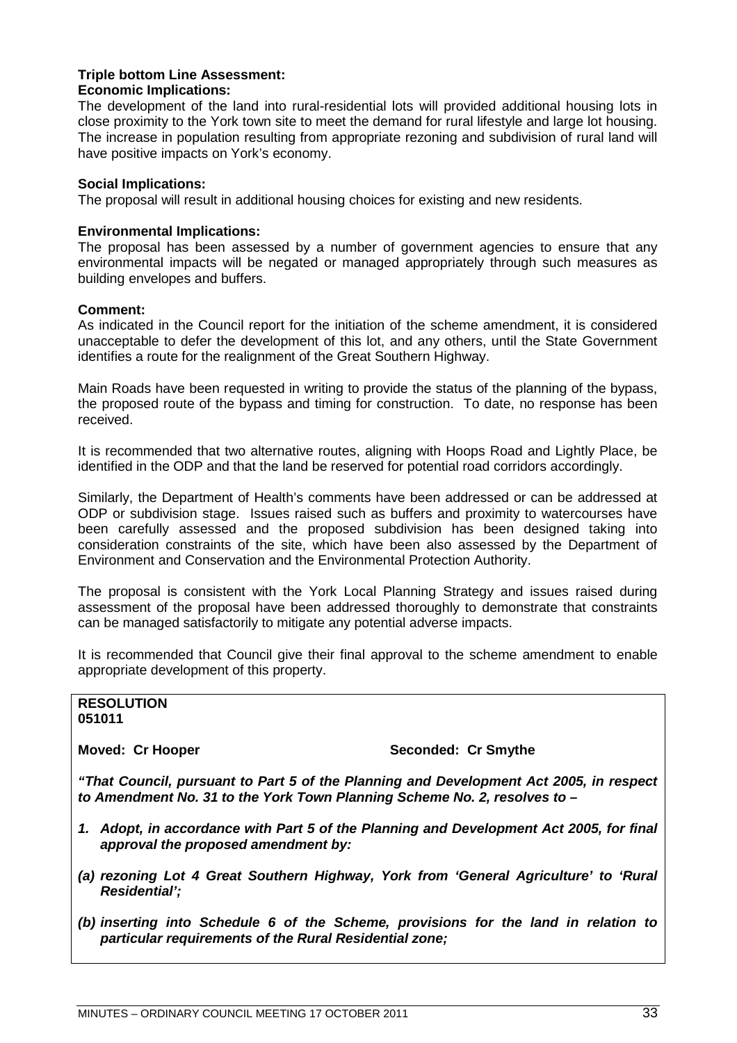**Triple bottom Line Assessment:**
**Economic Implications:**
The development of the land into rural-residential lots will provided additional housing lots in close proximity to the York town site to meet the demand for rural lifestyle and large lot housing. The increase in population resulting from appropriate rezoning and subdivision of rural land will have positive impacts on York's economy.

**Social Implications:**
The proposal will result in additional housing choices for existing and new residents.

**Environmental Implications:**
The proposal has been assessed by a number of government agencies to ensure that any environmental impacts will be negated or managed appropriately through such measures as building envelopes and buffers.

**Comment:**
As indicated in the Council report for the initiation of the scheme amendment, it is considered unacceptable to defer the development of this lot, and any others, until the State Government identifies a route for the realignment of the Great Southern Highway.

Main Roads have been requested in writing to provide the status of the planning of the bypass, the proposed route of the bypass and timing for construction. To date, no response has been received.

It is recommended that two alternative routes, aligning with Hoops Road and Lightly Place, be identified in the ODP and that the land be reserved for potential road corridors accordingly.

Similarly, the Department of Health's comments have been addressed or can be addressed at ODP or subdivision stage. Issues raised such as buffers and proximity to watercourses have been carefully assessed and the proposed subdivision has been designed taking into consideration constraints of the site, which have been also assessed by the Department of Environment and Conservation and the Environmental Protection Authority.

The proposal is consistent with the York Local Planning Strategy and issues raised during assessment of the proposal have been addressed thoroughly to demonstrate that constraints can be managed satisfactorily to mitigate any potential adverse impacts.

It is recommended that Council give their final approval to the scheme amendment to enable appropriate development of this property.

**RESOLUTION**
**051011**

**Moved: Cr Hooper** **Seconded: Cr Smythe**

***"That Council, pursuant to Part 5 of the Planning and Development Act 2005, in respect to Amendment No. 31 to the York Town Planning Scheme No. 2, resolves to –***

***1. Adopt, in accordance with Part 5 of the Planning and Development Act 2005, for final approval the proposed amendment by:***

***(a) rezoning Lot 4 Great Southern Highway, York from 'General Agriculture' to 'Rural Residential';***

***(b) inserting into Schedule 6 of the Scheme, provisions for the land in relation to particular requirements of the Rural Residential zone;***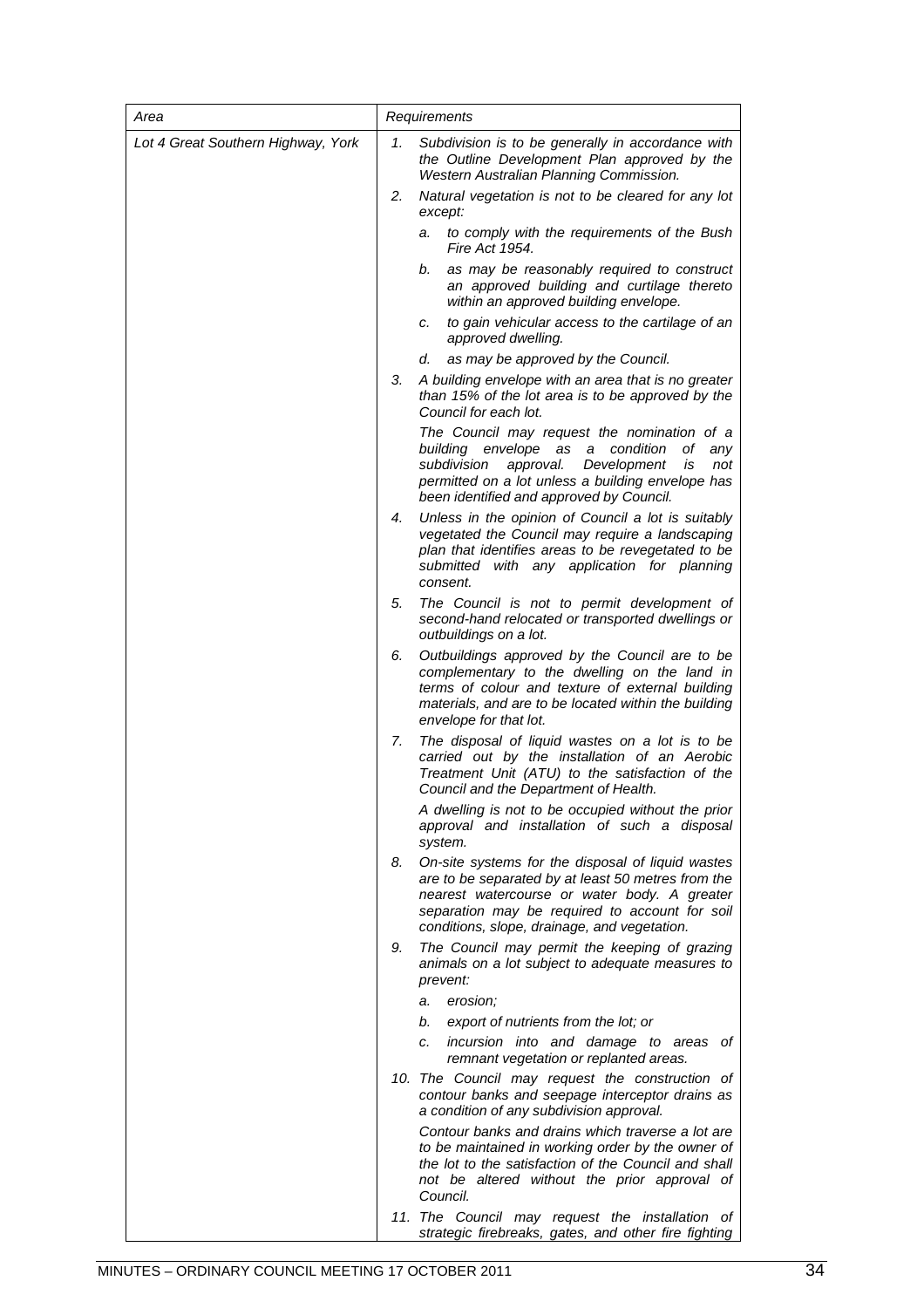| *Area* | *Requirements* |
|---|---|
| *Lot 4 Great Southern Highway, York* | *1. Subdivision is to be generally in accordance with the Outline Development Plan approved by the Western Australian Planning Commission.*<br><br>*2. Natural vegetation is not to be cleared for any lot except:*<br>*a. to comply with the requirements of the Bush Fire Act 1954.*<br>*b. as may be reasonably required to construct an approved building and curtilage thereto within an approved building envelope.*<br>*c. to gain vehicular access to the cartilage of an approved dwelling.*<br>*d. as may be approved by the Council.*<br><br>*3. A building envelope with an area that is no greater than 15% of the lot area is to be approved by the Council for each lot.*<br>*The Council may request the nomination of a building envelope as a condition of any subdivision approval. Development is not permitted on a lot unless a building envelope has been identified and approved by Council.*<br><br>*4. Unless in the opinion of Council a lot is suitably vegetated the Council may require a landscaping plan that identifies areas to be revegetated to be submitted with any application for planning consent.*<br><br>*5. The Council is not to permit development of second-hand relocated or transported dwellings or outbuildings on a lot.*<br><br>*6. Outbuildings approved by the Council are to be complementary to the dwelling on the land in terms of colour and texture of external building materials, and are to be located within the building envelope for that lot.*<br><br>*7. The disposal of liquid wastes on a lot is to be carried out by the installation of an Aerobic Treatment Unit (ATU) to the satisfaction of the Council and the Department of Health.*<br>*A dwelling is not to be occupied without the prior approval and installation of such a disposal system.*<br><br>*8. On-site systems for the disposal of liquid wastes are to be separated by at least 50 metres from the nearest watercourse or water body. A greater separation may be required to account for soil conditions, slope, drainage, and vegetation.*<br><br>*9. The Council may permit the keeping of grazing animals on a lot subject to adequate measures to prevent:*<br>*a. erosion;*<br>*b. export of nutrients from the lot; or*<br>*c. incursion into and damage to areas of remnant vegetation or replanted areas.*<br><br>*10. The Council may request the construction of contour banks and seepage interceptor drains as a condition of any subdivision approval.*<br>*Contour banks and drains which traverse a lot are to be maintained in working order by the owner of the lot to the satisfaction of the Council and shall not be altered without the prior approval of Council.*<br><br>*11. The Council may request the installation of strategic firebreaks, gates, and other fire fighting* |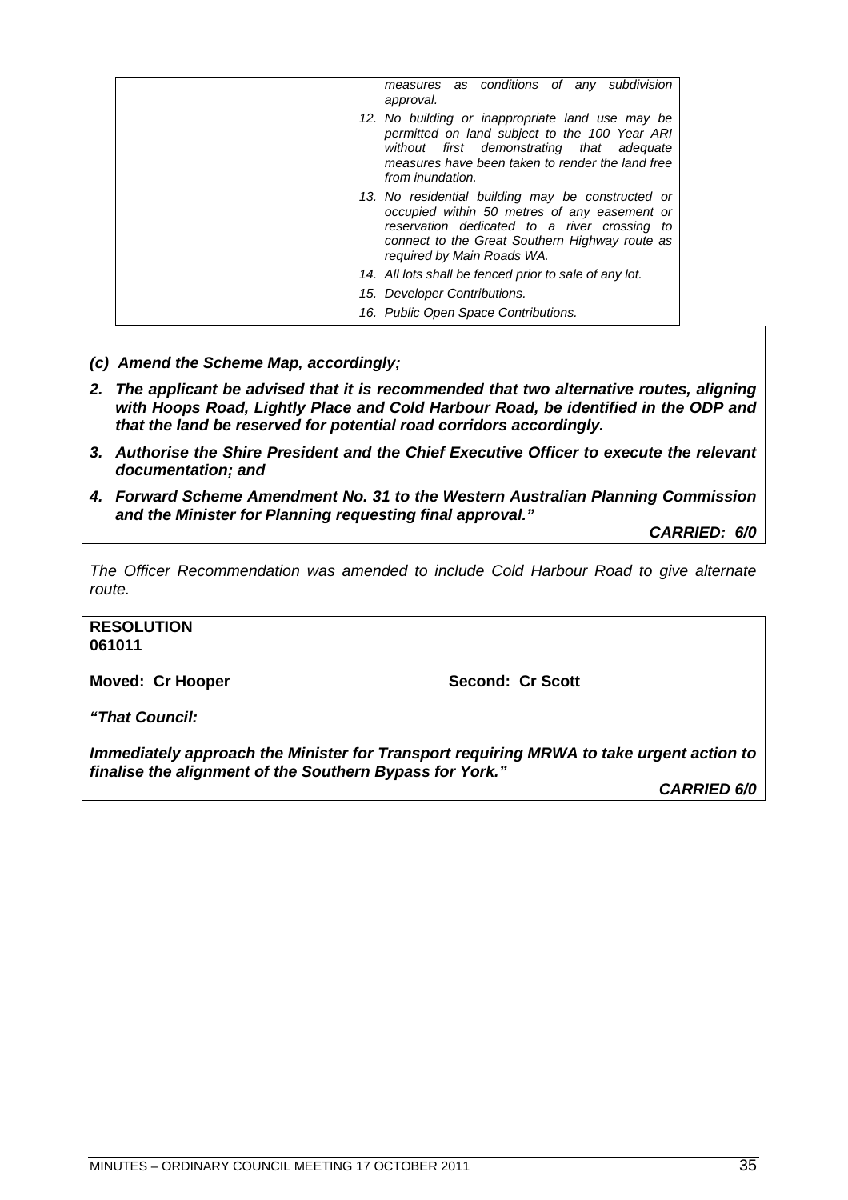| | *measures as conditions of any subdivision approval.* |
|---|---|
| | *12. No building or inappropriate land use may be permitted on land subject to the 100 Year ARI without first demonstrating that adequate measures have been taken to render the land free from inundation.* |
| | *13. No residential building may be constructed or occupied within 50 metres of any easement or reservation dedicated to a river crossing to connect to the Great Southern Highway route as required by Main Roads WA.* |
| | *14. All lots shall be fenced prior to sale of any lot.* |
| | *15. Developer Contributions.* |
| | *16. Public Open Space Contributions.* |

***(c) Amend the Scheme Map, accordingly;***

***2. The applicant be advised that it is recommended that two alternative routes, aligning with Hoops Road, Lightly Place and Cold Harbour Road, be identified in the ODP and that the land be reserved for potential road corridors accordingly.***

***3. Authorise the Shire President and the Chief Executive Officer to execute the relevant documentation; and***

***4. Forward Scheme Amendment No. 31 to the Western Australian Planning Commission and the Minister for Planning requesting final approval."***

***CARRIED: 6/0***

*The Officer Recommendation was amended to include Cold Harbour Road to give alternate route.*

**RESOLUTION**
**061011**

**Moved: Cr Hooper** **Second: Cr Scott**

***"That Council:***

***Immediately approach the Minister for Transport requiring MRWA to take urgent action to finalise the alignment of the Southern Bypass for York."***

***CARRIED 6/0***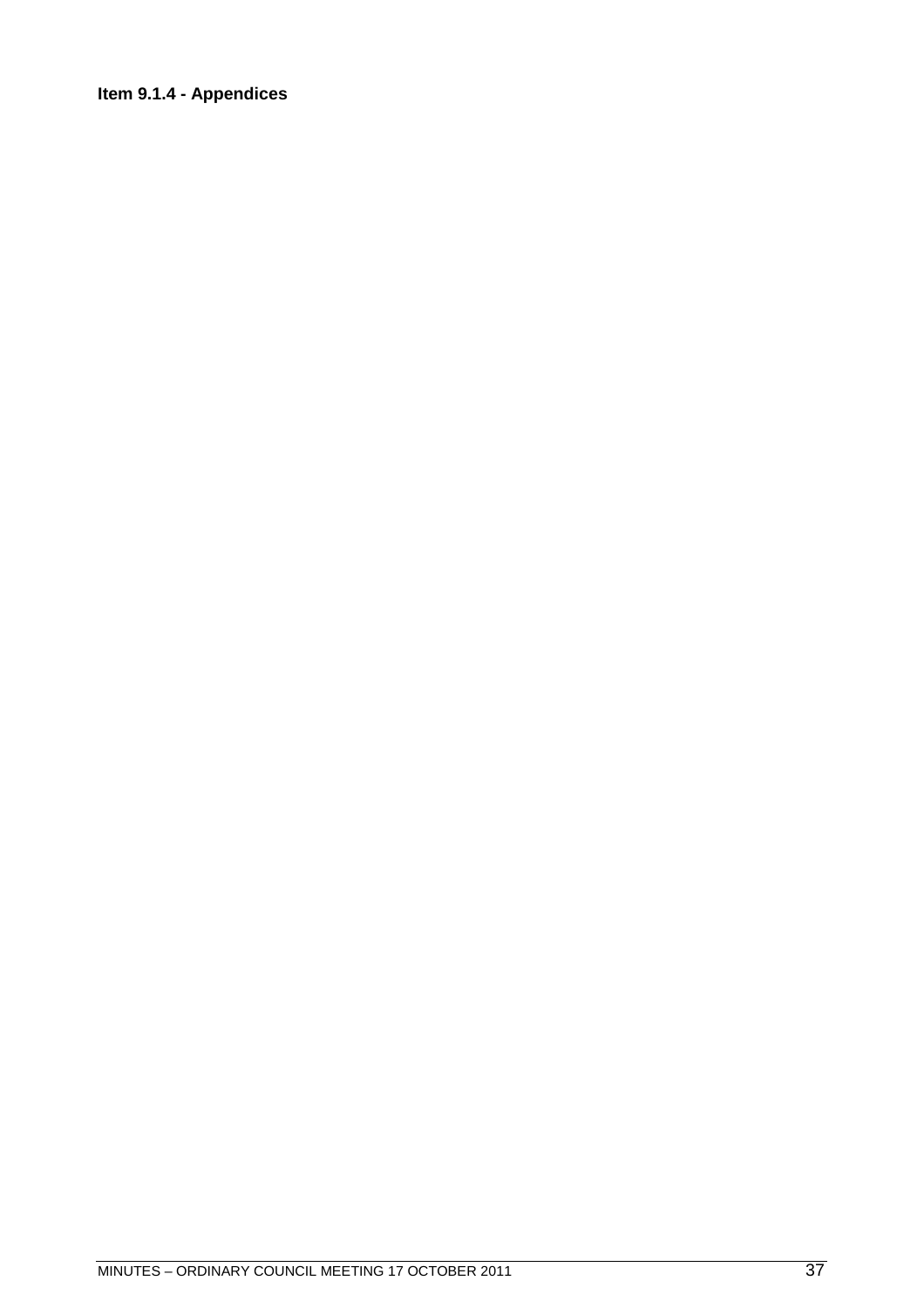**Item 9.1.4 - Appendices**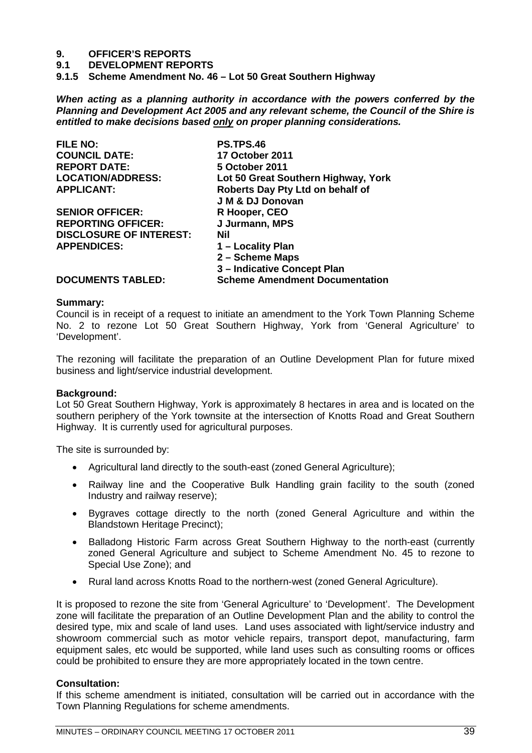# 9. OFFICER'S REPORTS

## 9.1 DEVELOPMENT REPORTS

### 9.1.5 Scheme Amendment No. 46 – Lot 50 Great Southern Highway

***When acting as a planning authority in accordance with the powers conferred by the Planning and Development Act 2005 and any relevant scheme, the Council of the Shire is entitled to make decisions based only on proper planning considerations.***

| | |
|---|---|
| **FILE NO:** | **PS.TPS.46** |
| **COUNCIL DATE:** | **17 October 2011** |
| **REPORT DATE:** | **5 October 2011** |
| **LOCATION/ADDRESS:** | **Lot 50 Great Southern Highway, York** |
| **APPLICANT:** | **Roberts Day Pty Ltd on behalf of J M & DJ Donovan** |
| **SENIOR OFFICER:** | **R Hooper, CEO** |
| **REPORTING OFFICER:** | **J Jurmann, MPS** |
| **DISCLOSURE OF INTEREST:** | **Nil** |
| **APPENDICES:** | **1 – Locality Plan**<br>**2 – Scheme Maps**<br>**3 – Indicative Concept Plan** |
| **DOCUMENTS TABLED:** | **Scheme Amendment Documentation** |

**Summary:**
Council is in receipt of a request to initiate an amendment to the York Town Planning Scheme No. 2 to rezone Lot 50 Great Southern Highway, York from 'General Agriculture' to 'Development'.

The rezoning will facilitate the preparation of an Outline Development Plan for future mixed business and light/service industrial development.

**Background:**
Lot 50 Great Southern Highway, York is approximately 8 hectares in area and is located on the southern periphery of the York townsite at the intersection of Knotts Road and Great Southern Highway. It is currently used for agricultural purposes.

The site is surrounded by:

- Agricultural land directly to the south-east (zoned General Agriculture);
- Railway line and the Cooperative Bulk Handling grain facility to the south (zoned Industry and railway reserve);
- Bygraves cottage directly to the north (zoned General Agriculture and within the Blandstown Heritage Precinct);
- Balladong Historic Farm across Great Southern Highway to the north-east (currently zoned General Agriculture and subject to Scheme Amendment No. 45 to rezone to Special Use Zone); and
- Rural land across Knotts Road to the northern-west (zoned General Agriculture).

It is proposed to rezone the site from 'General Agriculture' to 'Development'. The Development zone will facilitate the preparation of an Outline Development Plan and the ability to control the desired type, mix and scale of land uses. Land uses associated with light/service industry and showroom commercial such as motor vehicle repairs, transport depot, manufacturing, farm equipment sales, etc would be supported, while land uses such as consulting rooms or offices could be prohibited to ensure they are more appropriately located in the town centre.

**Consultation:**
If this scheme amendment is initiated, consultation will be carried out in accordance with the Town Planning Regulations for scheme amendments.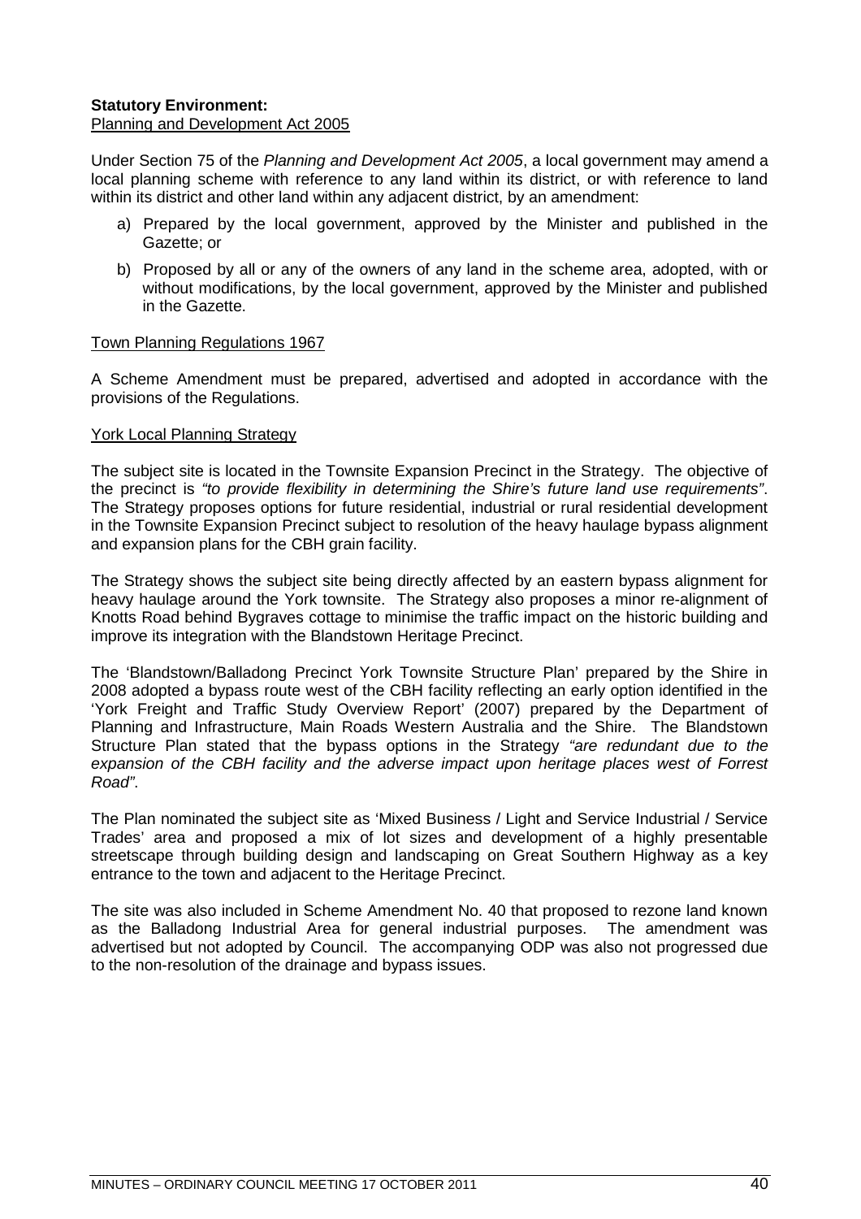**Statutory Environment:**

Planning and Development Act 2005

Under Section 75 of the *Planning and Development Act 2005*, a local government may amend a local planning scheme with reference to any land within its district, or with reference to land within its district and other land within any adjacent district, by an amendment:

a) Prepared by the local government, approved by the Minister and published in the Gazette; or

b) Proposed by all or any of the owners of any land in the scheme area, adopted, with or without modifications, by the local government, approved by the Minister and published in the Gazette.

Town Planning Regulations 1967

A Scheme Amendment must be prepared, advertised and adopted in accordance with the provisions of the Regulations.

York Local Planning Strategy

The subject site is located in the Townsite Expansion Precinct in the Strategy. The objective of the precinct is *"to provide flexibility in determining the Shire's future land use requirements"*. The Strategy proposes options for future residential, industrial or rural residential development in the Townsite Expansion Precinct subject to resolution of the heavy haulage bypass alignment and expansion plans for the CBH grain facility.

The Strategy shows the subject site being directly affected by an eastern bypass alignment for heavy haulage around the York townsite. The Strategy also proposes a minor re-alignment of Knotts Road behind Bygraves cottage to minimise the traffic impact on the historic building and improve its integration with the Blandstown Heritage Precinct.

The 'Blandstown/Balladong Precinct York Townsite Structure Plan' prepared by the Shire in 2008 adopted a bypass route west of the CBH facility reflecting an early option identified in the 'York Freight and Traffic Study Overview Report' (2007) prepared by the Department of Planning and Infrastructure, Main Roads Western Australia and the Shire. The Blandstown Structure Plan stated that the bypass options in the Strategy *"are redundant due to the expansion of the CBH facility and the adverse impact upon heritage places west of Forrest Road"*.

The Plan nominated the subject site as 'Mixed Business / Light and Service Industrial / Service Trades' area and proposed a mix of lot sizes and development of a highly presentable streetscape through building design and landscaping on Great Southern Highway as a key entrance to the town and adjacent to the Heritage Precinct.

The site was also included in Scheme Amendment No. 40 that proposed to rezone land known as the Balladong Industrial Area for general industrial purposes. The amendment was advertised but not adopted by Council. The accompanying ODP was also not progressed due to the non-resolution of the drainage and bypass issues.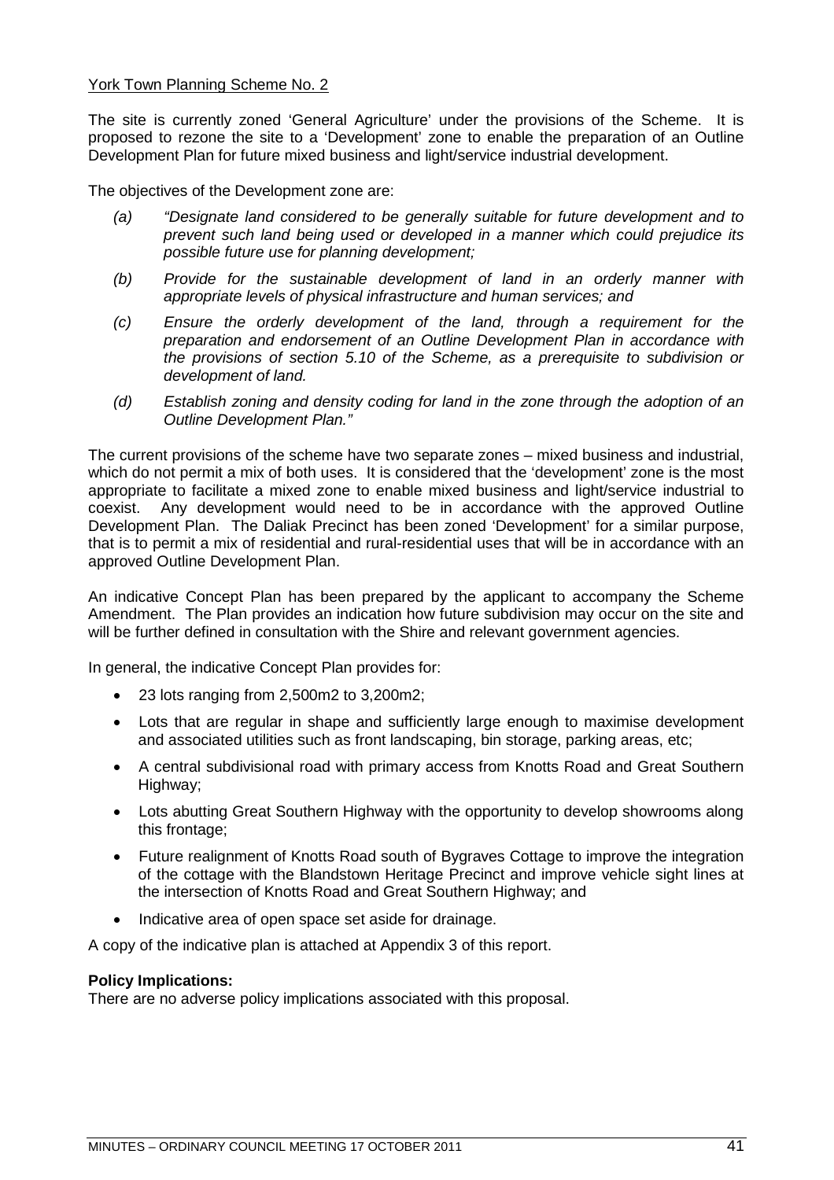York Town Planning Scheme No. 2

The site is currently zoned 'General Agriculture' under the provisions of the Scheme. It is proposed to rezone the site to a 'Development' zone to enable the preparation of an Outline Development Plan for future mixed business and light/service industrial development.

The objectives of the Development zone are:

*(a) "Designate land considered to be generally suitable for future development and to prevent such land being used or developed in a manner which could prejudice its possible future use for planning development;*

*(b) Provide for the sustainable development of land in an orderly manner with appropriate levels of physical infrastructure and human services; and*

*(c) Ensure the orderly development of the land, through a requirement for the preparation and endorsement of an Outline Development Plan in accordance with the provisions of section 5.10 of the Scheme, as a prerequisite to subdivision or development of land.*

*(d) Establish zoning and density coding for land in the zone through the adoption of an Outline Development Plan."*

The current provisions of the scheme have two separate zones – mixed business and industrial, which do not permit a mix of both uses. It is considered that the 'development' zone is the most appropriate to facilitate a mixed zone to enable mixed business and light/service industrial to coexist. Any development would need to be in accordance with the approved Outline Development Plan. The Daliak Precinct has been zoned 'Development' for a similar purpose, that is to permit a mix of residential and rural-residential uses that will be in accordance with an approved Outline Development Plan.

An indicative Concept Plan has been prepared by the applicant to accompany the Scheme Amendment. The Plan provides an indication how future subdivision may occur on the site and will be further defined in consultation with the Shire and relevant government agencies.

In general, the indicative Concept Plan provides for:

- 23 lots ranging from 2,500m2 to 3,200m2;
- Lots that are regular in shape and sufficiently large enough to maximise development and associated utilities such as front landscaping, bin storage, parking areas, etc;
- A central subdivisional road with primary access from Knotts Road and Great Southern Highway;
- Lots abutting Great Southern Highway with the opportunity to develop showrooms along this frontage;
- Future realignment of Knotts Road south of Bygraves Cottage to improve the integration of the cottage with the Blandstown Heritage Precinct and improve vehicle sight lines at the intersection of Knotts Road and Great Southern Highway; and
- Indicative area of open space set aside for drainage.

A copy of the indicative plan is attached at Appendix 3 of this report.

**Policy Implications:**
There are no adverse policy implications associated with this proposal.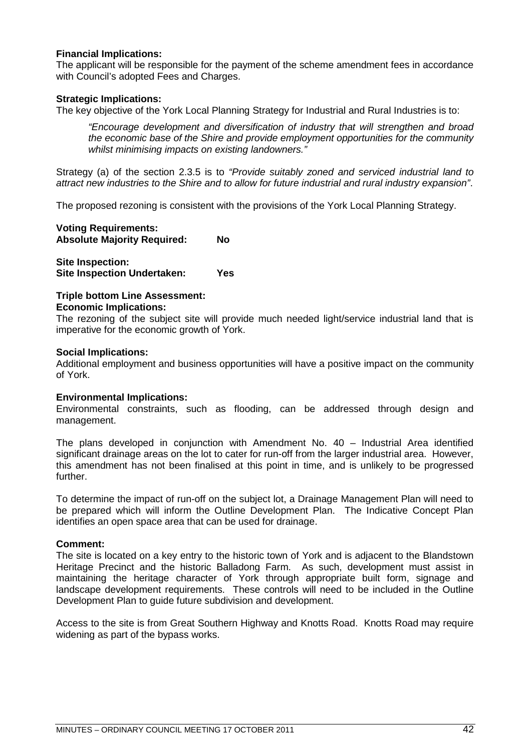**Financial Implications:**
The applicant will be responsible for the payment of the scheme amendment fees in accordance with Council's adopted Fees and Charges.

**Strategic Implications:**
The key objective of the York Local Planning Strategy for Industrial and Rural Industries is to:

> *"Encourage development and diversification of industry that will strengthen and broad the economic base of the Shire and provide employment opportunities for the community whilst minimising impacts on existing landowners."*

Strategy (a) of the section 2.3.5 is to *"Provide suitably zoned and serviced industrial land to attract new industries to the Shire and to allow for future industrial and rural industry expansion"*.

The proposed rezoning is consistent with the provisions of the York Local Planning Strategy.

**Voting Requirements:**
**Absolute Majority Required: No**

**Site Inspection:**
**Site Inspection Undertaken: Yes**

**Triple bottom Line Assessment:**
**Economic Implications:**
The rezoning of the subject site will provide much needed light/service industrial land that is imperative for the economic growth of York.

**Social Implications:**
Additional employment and business opportunities will have a positive impact on the community of York.

**Environmental Implications:**
Environmental constraints, such as flooding, can be addressed through design and management.

The plans developed in conjunction with Amendment No. 40 – Industrial Area identified significant drainage areas on the lot to cater for run-off from the larger industrial area. However, this amendment has not been finalised at this point in time, and is unlikely to be progressed further.

To determine the impact of run-off on the subject lot, a Drainage Management Plan will need to be prepared which will inform the Outline Development Plan. The Indicative Concept Plan identifies an open space area that can be used for drainage.

**Comment:**
The site is located on a key entry to the historic town of York and is adjacent to the Blandstown Heritage Precinct and the historic Balladong Farm. As such, development must assist in maintaining the heritage character of York through appropriate built form, signage and landscape development requirements. These controls will need to be included in the Outline Development Plan to guide future subdivision and development.

Access to the site is from Great Southern Highway and Knotts Road. Knotts Road may require widening as part of the bypass works.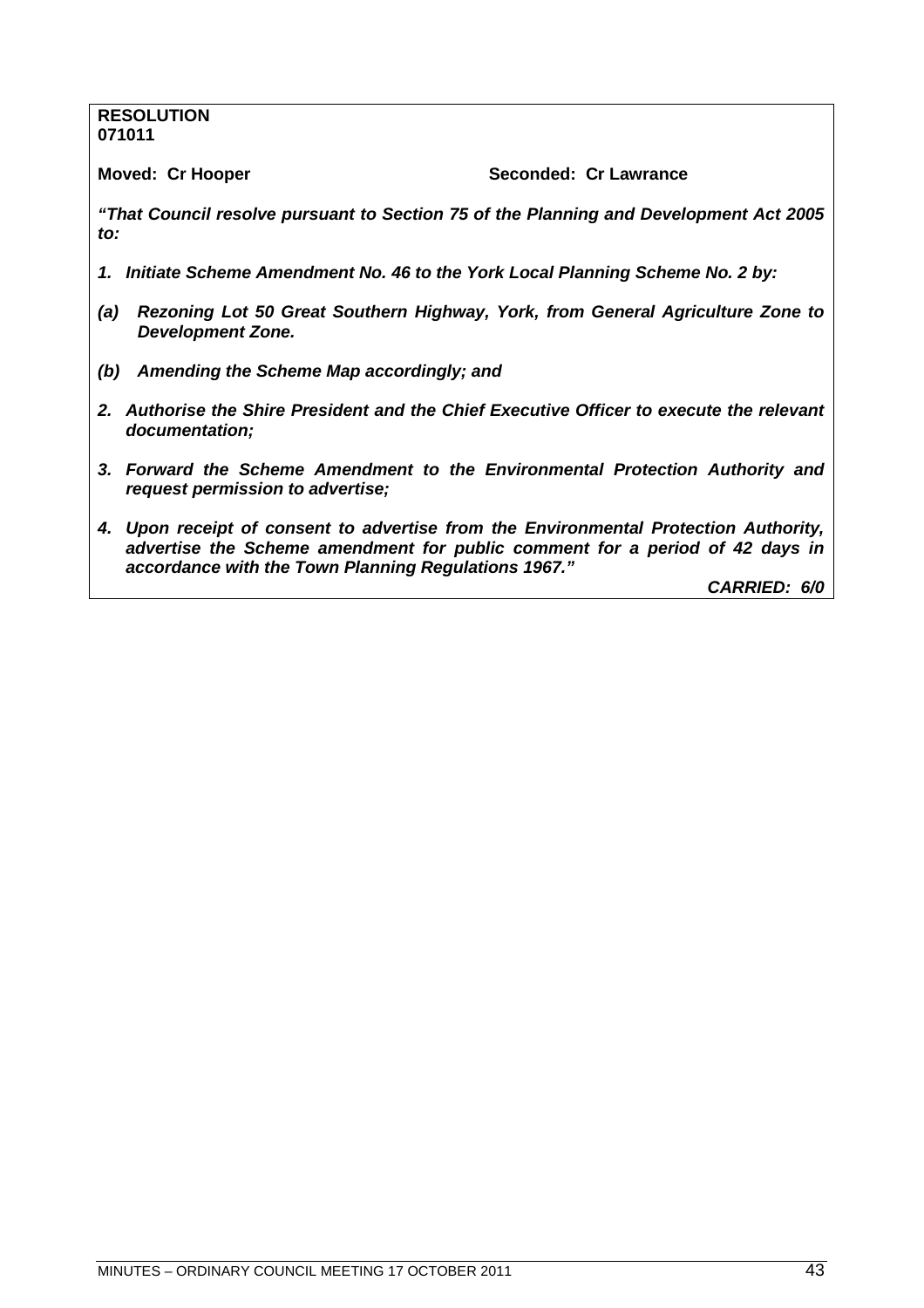**RESOLUTION**
**071011**

**Moved: Cr Hooper** **Seconded: Cr Lawrance**

***"That Council resolve pursuant to Section 75 of the Planning and Development Act 2005 to:***

***1. Initiate Scheme Amendment No. 46 to the York Local Planning Scheme No. 2 by:***

***(a) Rezoning Lot 50 Great Southern Highway, York, from General Agriculture Zone to Development Zone.***

***(b) Amending the Scheme Map accordingly; and***

***2. Authorise the Shire President and the Chief Executive Officer to execute the relevant documentation;***

***3. Forward the Scheme Amendment to the Environmental Protection Authority and request permission to advertise;***

***4. Upon receipt of consent to advertise from the Environmental Protection Authority, advertise the Scheme amendment for public comment for a period of 42 days in accordance with the Town Planning Regulations 1967."***

***CARRIED: 6/0***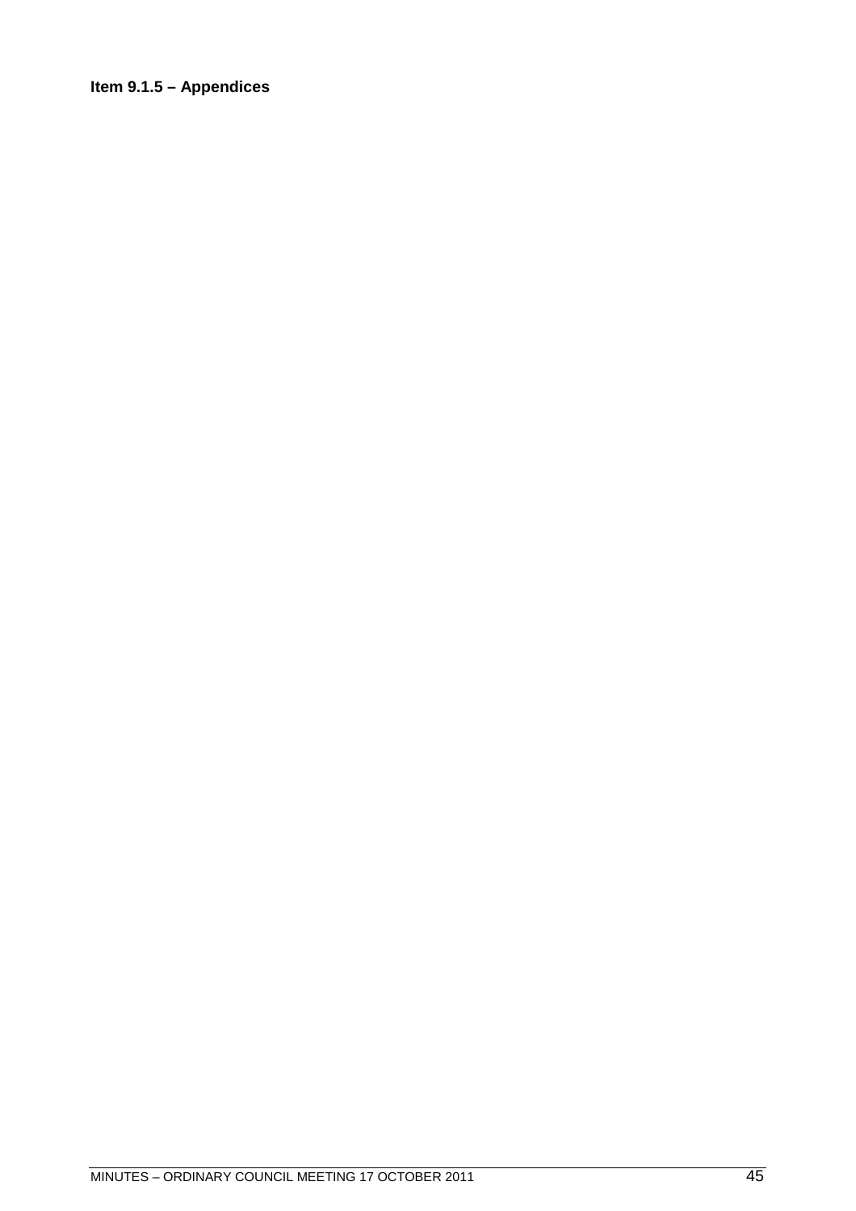**Item 9.1.5 – Appendices**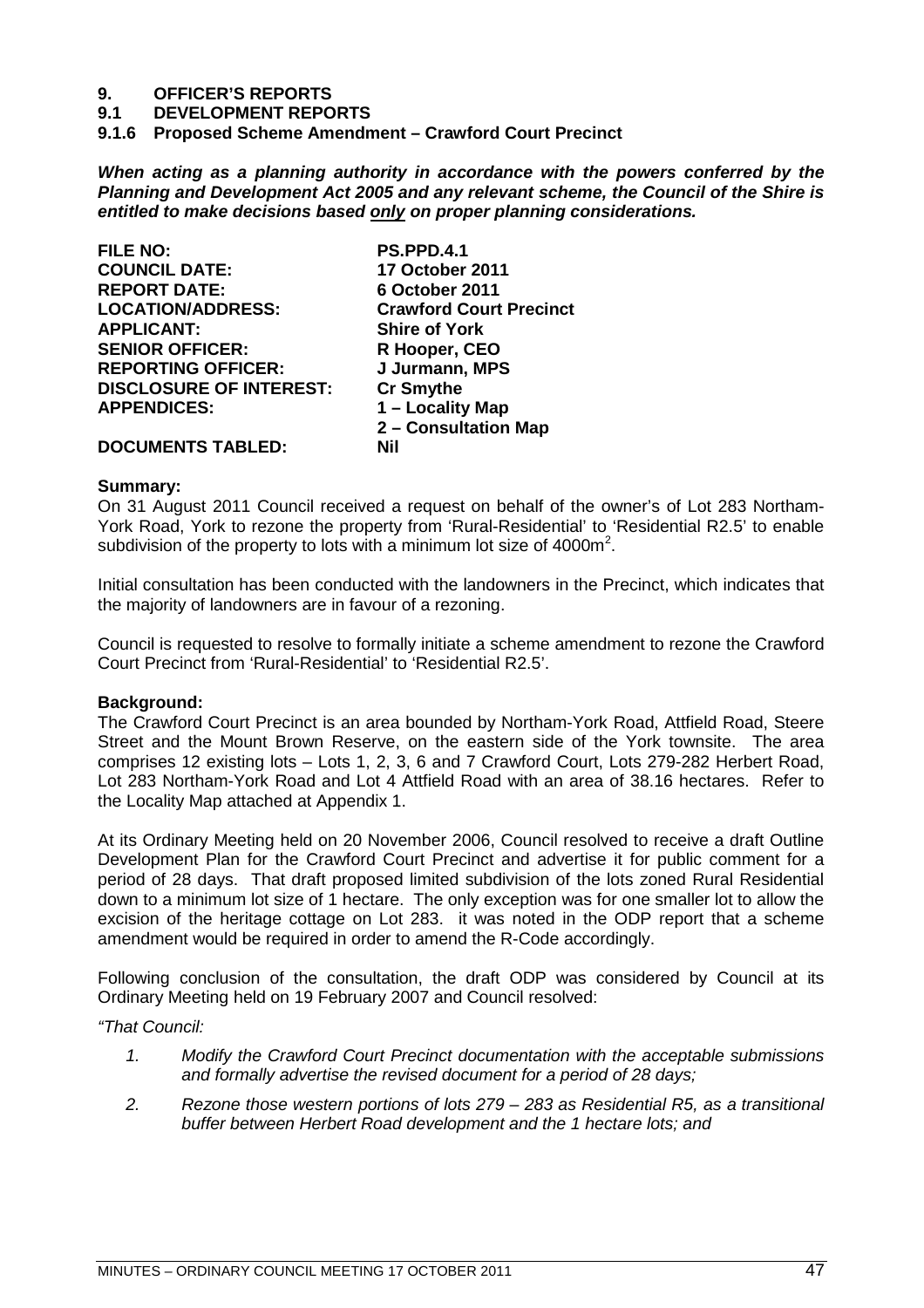**9. OFFICER'S REPORTS**

**9.1 DEVELOPMENT REPORTS**

**9.1.6 Proposed Scheme Amendment – Crawford Court Precinct**

***When acting as a planning authority in accordance with the powers conferred by the Planning and Development Act 2005 and any relevant scheme, the Council of the Shire is entitled to make decisions based only on proper planning considerations.***

| | |
|---|---|
| **FILE NO:** | **PS.PPD.4.1** |
| **COUNCIL DATE:** | **17 October 2011** |
| **REPORT DATE:** | **6 October 2011** |
| **LOCATION/ADDRESS:** | **Crawford Court Precinct** |
| **APPLICANT:** | **Shire of York** |
| **SENIOR OFFICER:** | **R Hooper, CEO** |
| **REPORTING OFFICER:** | **J Jurmann, MPS** |
| **DISCLOSURE OF INTEREST:** | **Cr Smythe** |
| **APPENDICES:** | **1 – Locality Map**<br>**2 – Consultation Map** |
| **DOCUMENTS TABLED:** | **Nil** |

**Summary:**

On 31 August 2011 Council received a request on behalf of the owner's of Lot 283 Northam-York Road, York to rezone the property from 'Rural-Residential' to 'Residential R2.5' to enable subdivision of the property to lots with a minimum lot size of 4000m$^2$.

Initial consultation has been conducted with the landowners in the Precinct, which indicates that the majority of landowners are in favour of a rezoning.

Council is requested to resolve to formally initiate a scheme amendment to rezone the Crawford Court Precinct from 'Rural-Residential' to 'Residential R2.5'.

**Background:**

The Crawford Court Precinct is an area bounded by Northam-York Road, Attfield Road, Steere Street and the Mount Brown Reserve, on the eastern side of the York townsite. The area comprises 12 existing lots – Lots 1, 2, 3, 6 and 7 Crawford Court, Lots 279-282 Herbert Road, Lot 283 Northam-York Road and Lot 4 Attfield Road with an area of 38.16 hectares. Refer to the Locality Map attached at Appendix 1.

At its Ordinary Meeting held on 20 November 2006, Council resolved to receive a draft Outline Development Plan for the Crawford Court Precinct and advertise it for public comment for a period of 28 days. That draft proposed limited subdivision of the lots zoned Rural Residential down to a minimum lot size of 1 hectare. The only exception was for one smaller lot to allow the excision of the heritage cottage on Lot 283. it was noted in the ODP report that a scheme amendment would be required in order to amend the R-Code accordingly.

Following conclusion of the consultation, the draft ODP was considered by Council at its Ordinary Meeting held on 19 February 2007 and Council resolved:

*"That Council:*

1. *Modify the Crawford Court Precinct documentation with the acceptable submissions and formally advertise the revised document for a period of 28 days;*
2. *Rezone those western portions of lots 279 – 283 as Residential R5, as a transitional buffer between Herbert Road development and the 1 hectare lots; and*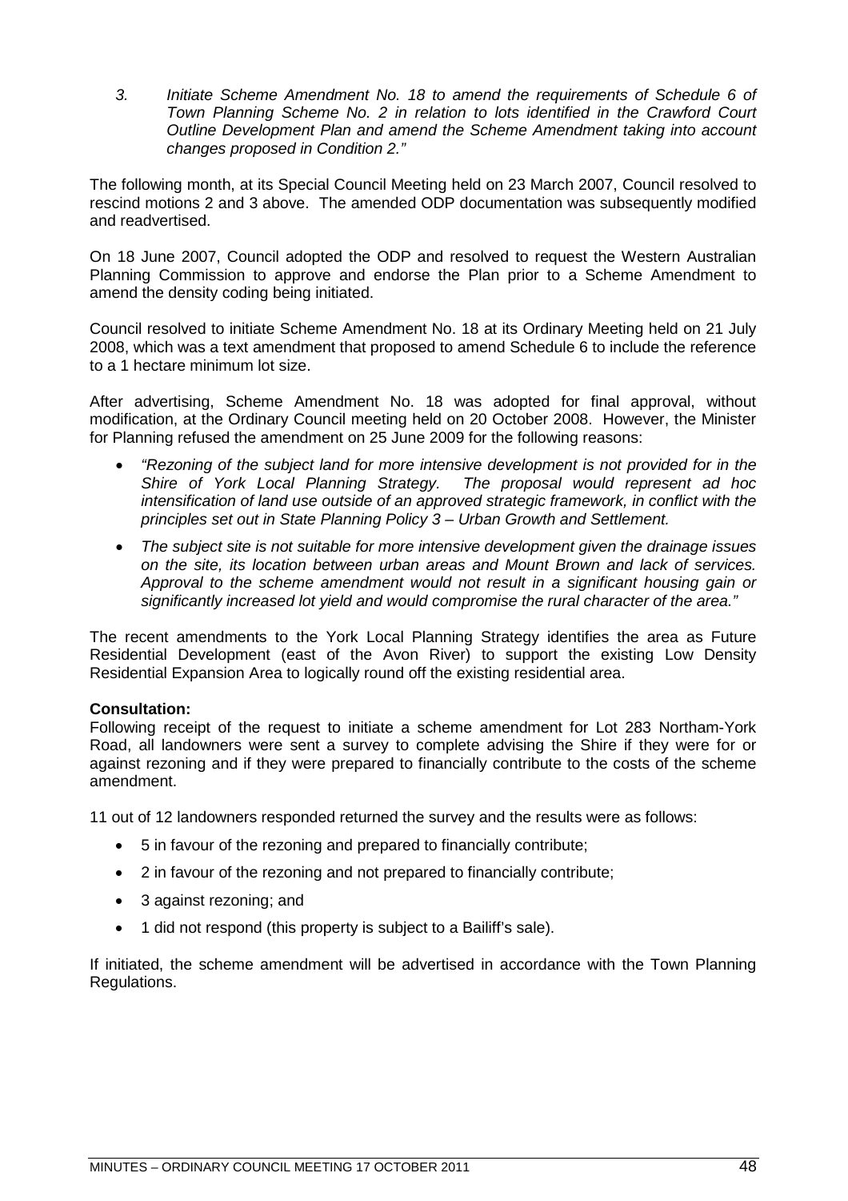*3. Initiate Scheme Amendment No. 18 to amend the requirements of Schedule 6 of Town Planning Scheme No. 2 in relation to lots identified in the Crawford Court Outline Development Plan and amend the Scheme Amendment taking into account changes proposed in Condition 2."*

The following month, at its Special Council Meeting held on 23 March 2007, Council resolved to rescind motions 2 and 3 above. The amended ODP documentation was subsequently modified and readvertised.

On 18 June 2007, Council adopted the ODP and resolved to request the Western Australian Planning Commission to approve and endorse the Plan prior to a Scheme Amendment to amend the density coding being initiated.

Council resolved to initiate Scheme Amendment No. 18 at its Ordinary Meeting held on 21 July 2008, which was a text amendment that proposed to amend Schedule 6 to include the reference to a 1 hectare minimum lot size.

After advertising, Scheme Amendment No. 18 was adopted for final approval, without modification, at the Ordinary Council meeting held on 20 October 2008. However, the Minister for Planning refused the amendment on 25 June 2009 for the following reasons:

- *"Rezoning of the subject land for more intensive development is not provided for in the Shire of York Local Planning Strategy. The proposal would represent ad hoc intensification of land use outside of an approved strategic framework, in conflict with the principles set out in State Planning Policy 3 – Urban Growth and Settlement.*
- *The subject site is not suitable for more intensive development given the drainage issues on the site, its location between urban areas and Mount Brown and lack of services. Approval to the scheme amendment would not result in a significant housing gain or significantly increased lot yield and would compromise the rural character of the area."*

The recent amendments to the York Local Planning Strategy identifies the area as Future Residential Development (east of the Avon River) to support the existing Low Density Residential Expansion Area to logically round off the existing residential area.

**Consultation:**
Following receipt of the request to initiate a scheme amendment for Lot 283 Northam-York Road, all landowners were sent a survey to complete advising the Shire if they were for or against rezoning and if they were prepared to financially contribute to the costs of the scheme amendment.

11 out of 12 landowners responded returned the survey and the results were as follows:

- 5 in favour of the rezoning and prepared to financially contribute;
- 2 in favour of the rezoning and not prepared to financially contribute;
- 3 against rezoning; and
- 1 did not respond (this property is subject to a Bailiff's sale).

If initiated, the scheme amendment will be advertised in accordance with the Town Planning Regulations.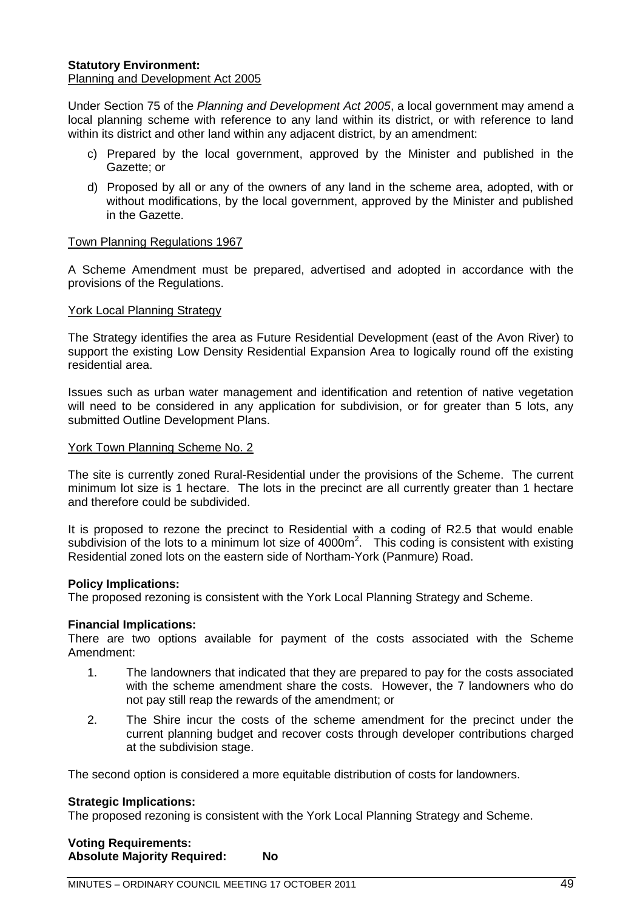**Statistical Environment:**

**Statutory Environment:**
Planning and Development Act 2005

Under Section 75 of the *Planning and Development Act 2005*, a local government may amend a local planning scheme with reference to any land within its district, or with reference to land within its district and other land within any adjacent district, by an amendment:

c) Prepared by the local government, approved by the Minister and published in the Gazette; or

d) Proposed by all or any of the owners of any land in the scheme area, adopted, with or without modifications, by the local government, approved by the Minister and published in the Gazette.

Town Planning Regulations 1967

A Scheme Amendment must be prepared, advertised and adopted in accordance with the provisions of the Regulations.

York Local Planning Strategy

The Strategy identifies the area as Future Residential Development (east of the Avon River) to support the existing Low Density Residential Expansion Area to logically round off the existing residential area.

Issues such as urban water management and identification and retention of native vegetation will need to be considered in any application for subdivision, or for greater than 5 lots, any submitted Outline Development Plans.

York Town Planning Scheme No. 2

The site is currently zoned Rural-Residential under the provisions of the Scheme. The current minimum lot size is 1 hectare. The lots in the precinct are all currently greater than 1 hectare and therefore could be subdivided.

It is proposed to rezone the precinct to Residential with a coding of R2.5 that would enable subdivision of the lots to a minimum lot size of 4000m$^2$. This coding is consistent with existing Residential zoned lots on the eastern side of Northam-York (Panmure) Road.

**Policy Implications:**
The proposed rezoning is consistent with the York Local Planning Strategy and Scheme.

**Financial Implications:**
There are two options available for payment of the costs associated with the Scheme Amendment:

1. The landowners that indicated that they are prepared to pay for the costs associated with the scheme amendment share the costs. However, the 7 landowners who do not pay still reap the rewards of the amendment; or
2. The Shire incur the costs of the scheme amendment for the precinct under the current planning budget and recover costs through developer contributions charged at the subdivision stage.

The second option is considered a more equitable distribution of costs for landowners.

**Strategic Implications:**
The proposed rezoning is consistent with the York Local Planning Strategy and Scheme.

**Voting Requirements:**
**Absolute Majority Required: No**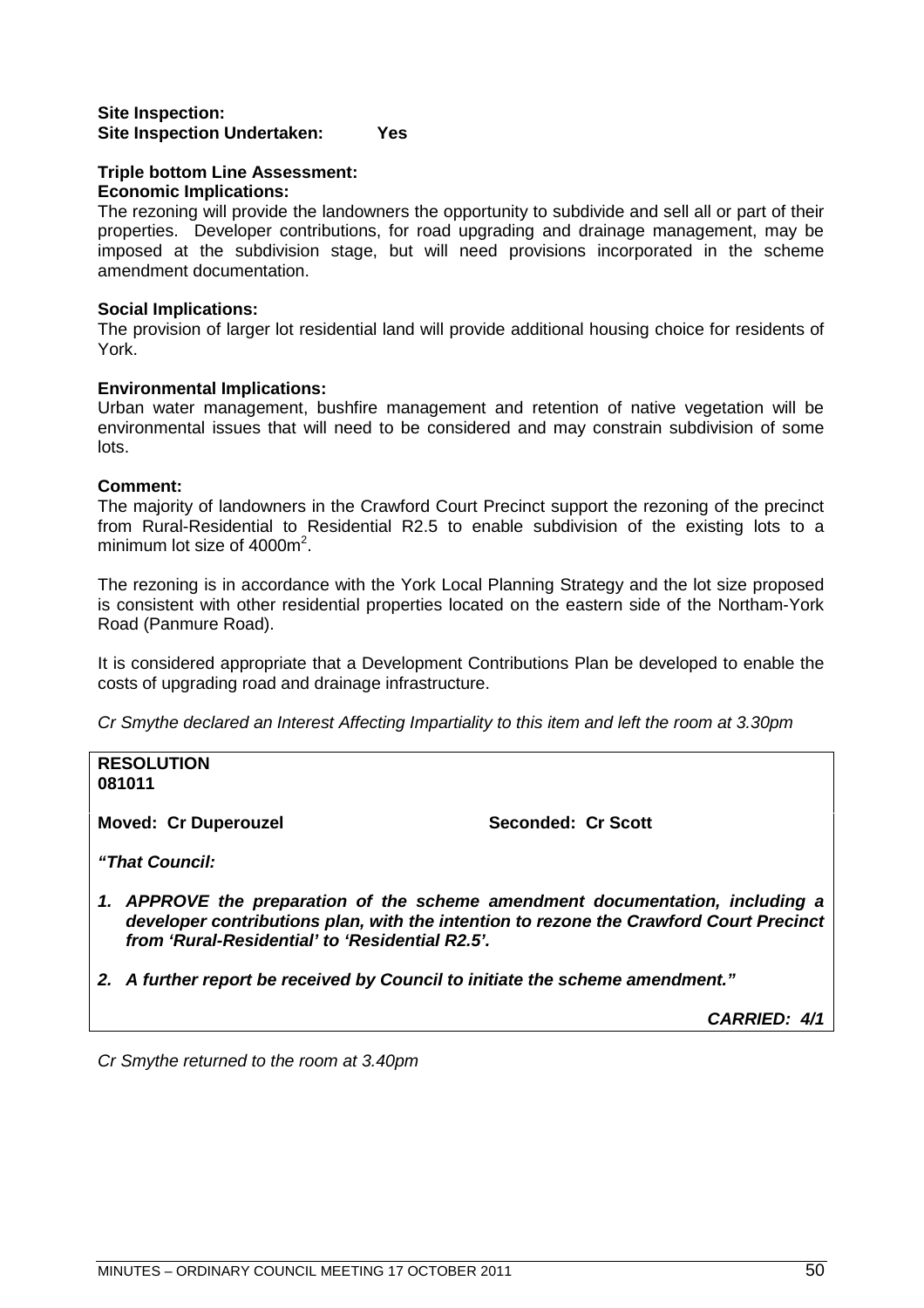**Site Inspection:**
**Site Inspection Undertaken: Yes**

**Triple bottom Line Assessment:**
**Economic Implications:**
The rezoning will provide the landowners the opportunity to subdivide and sell all or part of their properties. Developer contributions, for road upgrading and drainage management, may be imposed at the subdivision stage, but will need provisions incorporated in the scheme amendment documentation.

**Social Implications:**
The provision of larger lot residential land will provide additional housing choice for residents of York.

**Environmental Implications:**
Urban water management, bushfire management and retention of native vegetation will be environmental issues that will need to be considered and may constrain subdivision of some lots.

**Comment:**
The majority of landowners in the Crawford Court Precinct support the rezoning of the precinct from Rural-Residential to Residential R2.5 to enable subdivision of the existing lots to a minimum lot size of 4000m$^2$.

The rezoning is in accordance with the York Local Planning Strategy and the lot size proposed is consistent with other residential properties located on the eastern side of the Northam-York Road (Panmure Road).

It is considered appropriate that a Development Contributions Plan be developed to enable the costs of upgrading road and drainage infrastructure.

*Cr Smythe declared an Interest Affecting Impartiality to this item and left the room at 3.30pm*

**RESOLUTION**
**081011**

**Moved: Cr Duperouzel** **Seconded: Cr Scott**

***"That Council:***

1. ***APPROVE the preparation of the scheme amendment documentation, including a developer contributions plan, with the intention to rezone the Crawford Court Precinct from 'Rural-Residential' to 'Residential R2.5'.***
2. ***A further report be received by Council to initiate the scheme amendment."***

***CARRIED: 4/1***

*Cr Smythe returned to the room at 3.40pm*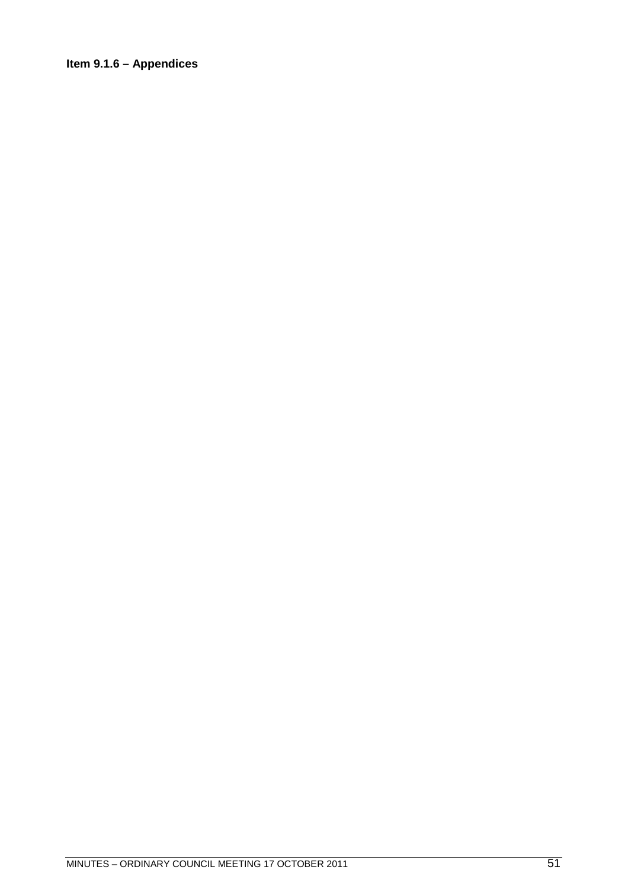**Item 9.1.6 – Appendices**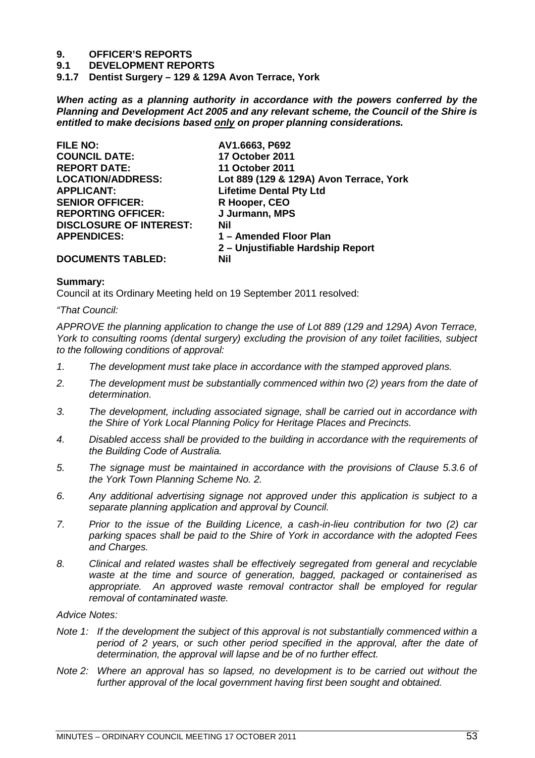# 9. OFFICER'S REPORTS

## 9.1 DEVELOPMENT REPORTS

### 9.1.7 Dentist Surgery – 129 & 129A Avon Terrace, York

***When acting as a planning authority in accordance with the powers conferred by the Planning and Development Act 2005 and any relevant scheme, the Council of the Shire is entitled to make decisions based only on proper planning considerations.***

| | |
|---|---|
| **FILE NO:** | **AV1.6663, P692** |
| **COUNCIL DATE:** | **17 October 2011** |
| **REPORT DATE:** | **11 October 2011** |
| **LOCATION/ADDRESS:** | **Lot 889 (129 & 129A) Avon Terrace, York** |
| **APPLICANT:** | **Lifetime Dental Pty Ltd** |
| **SENIOR OFFICER:** | **R Hooper, CEO** |
| **REPORTING OFFICER:** | **J Jurmann, MPS** |
| **DISCLOSURE OF INTEREST:** | **Nil** |
| **APPENDICES:** | **1 – Amended Floor Plan**<br>**2 – Unjustifiable Hardship Report** |
| **DOCUMENTS TABLED:** | **Nil** |

**Summary:**

Council at its Ordinary Meeting held on 19 September 2011 resolved:

*"That Council:*

*APPROVE the planning application to change the use of Lot 889 (129 and 129A) Avon Terrace, York to consulting rooms (dental surgery) excluding the provision of any toilet facilities, subject to the following conditions of approval:*

1. *The development must take place in accordance with the stamped approved plans.*
2. *The development must be substantially commenced within two (2) years from the date of determination.*
3. *The development, including associated signage, shall be carried out in accordance with the Shire of York Local Planning Policy for Heritage Places and Precincts.*
4. *Disabled access shall be provided to the building in accordance with the requirements of the Building Code of Australia.*
5. *The signage must be maintained in accordance with the provisions of Clause 5.3.6 of the York Town Planning Scheme No. 2.*
6. *Any additional advertising signage not approved under this application is subject to a separate planning application and approval by Council.*
7. *Prior to the issue of the Building Licence, a cash-in-lieu contribution for two (2) car parking spaces shall be paid to the Shire of York in accordance with the adopted Fees and Charges.*
8. *Clinical and related wastes shall be effectively segregated from general and recyclable waste at the time and source of generation, bagged, packaged or containerised as appropriate. An approved waste removal contractor shall be employed for regular removal of contaminated waste.*

*Advice Notes:*

*Note 1: If the development the subject of this approval is not substantially commenced within a period of 2 years, or such other period specified in the approval, after the date of determination, the approval will lapse and be of no further effect.*

*Note 2: Where an approval has so lapsed, no development is to be carried out without the further approval of the local government having first been sought and obtained.*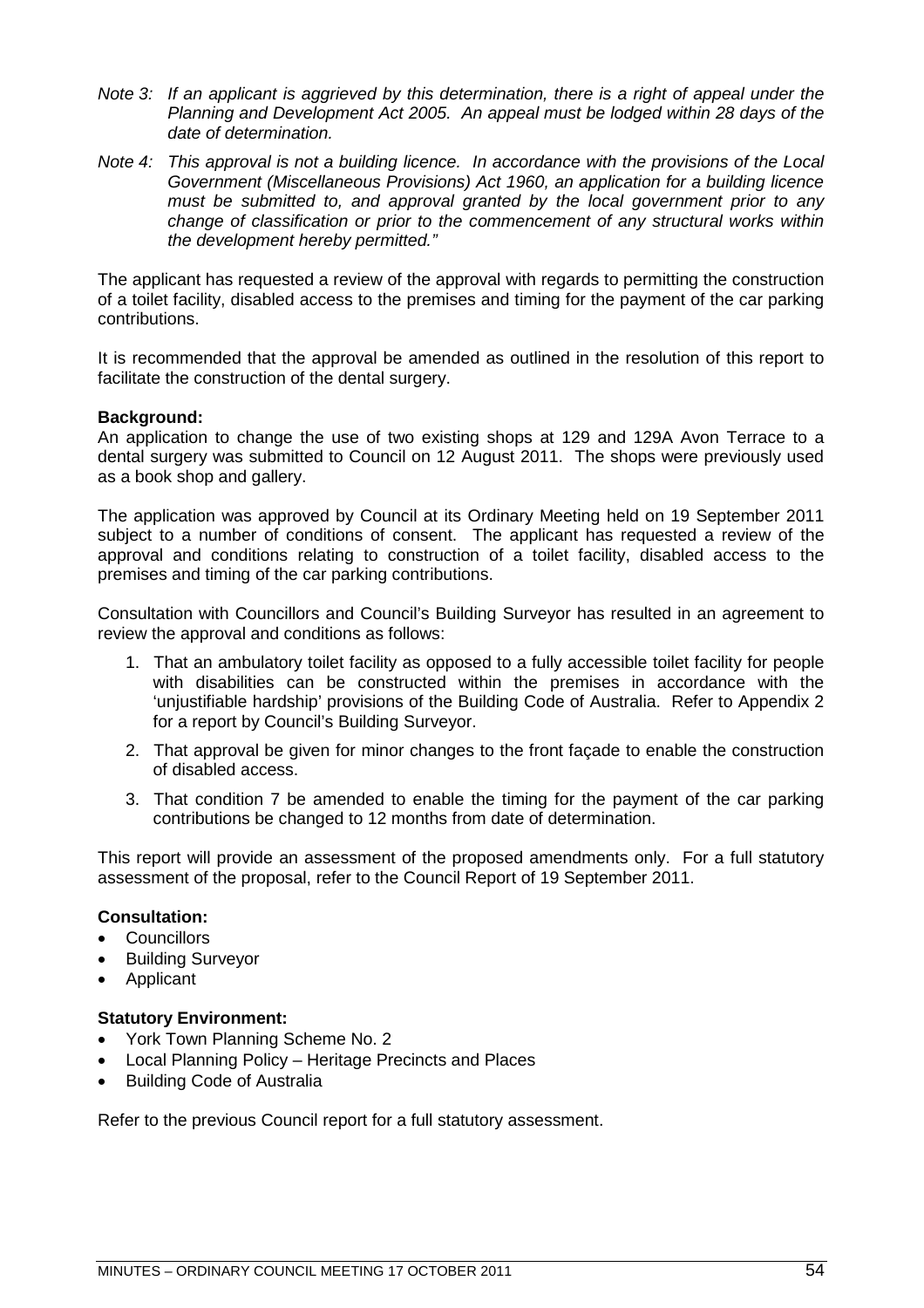*Note 3: If an applicant is aggrieved by this determination, there is a right of appeal under the Planning and Development Act 2005. An appeal must be lodged within 28 days of the date of determination.*

*Note 4: This approval is not a building licence. In accordance with the provisions of the Local Government (Miscellaneous Provisions) Act 1960, an application for a building licence must be submitted to, and approval granted by the local government prior to any change of classification or prior to the commencement of any structural works within the development hereby permitted."*

The applicant has requested a review of the approval with regards to permitting the construction of a toilet facility, disabled access to the premises and timing for the payment of the car parking contributions.

It is recommended that the approval be amended as outlined in the resolution of this report to facilitate the construction of the dental surgery.

**Background:**
An application to change the use of two existing shops at 129 and 129A Avon Terrace to a dental surgery was submitted to Council on 12 August 2011. The shops were previously used as a book shop and gallery.

The application was approved by Council at its Ordinary Meeting held on 19 September 2011 subject to a number of conditions of consent. The applicant has requested a review of the approval and conditions relating to construction of a toilet facility, disabled access to the premises and timing of the car parking contributions.

Consultation with Councillors and Council's Building Surveyor has resulted in an agreement to review the approval and conditions as follows:

1. That an ambulatory toilet facility as opposed to a fully accessible toilet facility for people with disabilities can be constructed within the premises in accordance with the 'unjustifiable hardship' provisions of the Building Code of Australia. Refer to Appendix 2 for a report by Council's Building Surveyor.
2. That approval be given for minor changes to the front façade to enable the construction of disabled access.
3. That condition 7 be amended to enable the timing for the payment of the car parking contributions be changed to 12 months from date of determination.

This report will provide an assessment of the proposed amendments only. For a full statutory assessment of the proposal, refer to the Council Report of 19 September 2011.

**Consultation:**

- Councillors
- Building Surveyor
- Applicant

**Statutory Environment:**

- York Town Planning Scheme No. 2
- Local Planning Policy – Heritage Precincts and Places
- Building Code of Australia

Refer to the previous Council report for a full statutory assessment.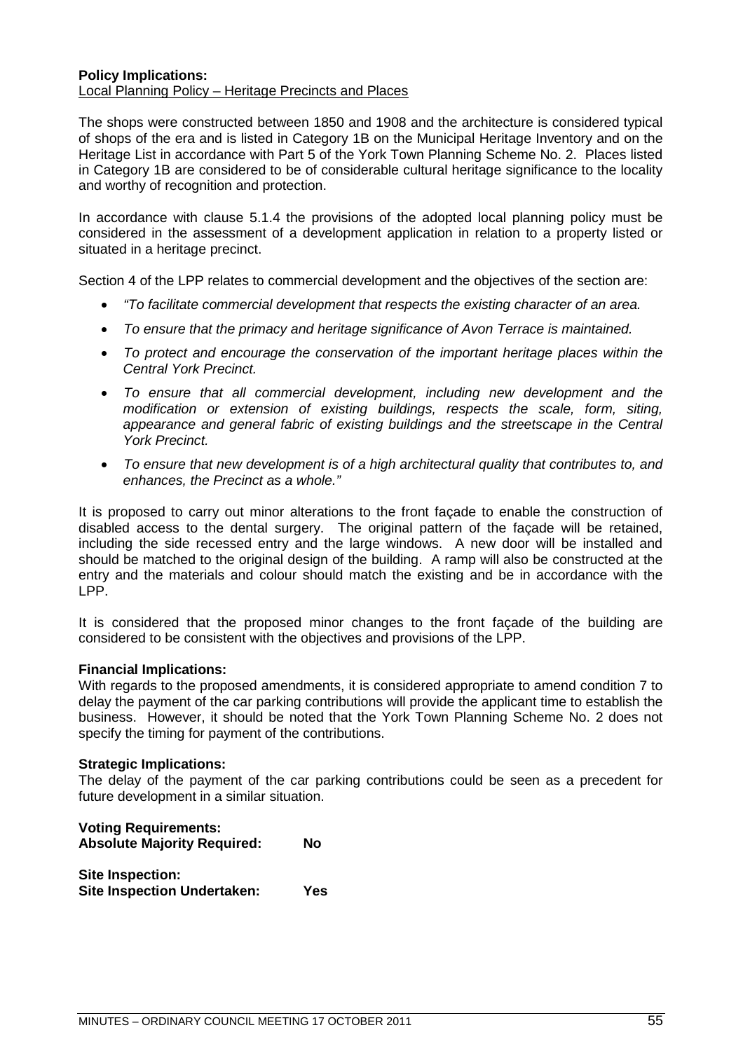**Policy Implications:**
Local Planning Policy – Heritage Precincts and Places

The shops were constructed between 1850 and 1908 and the architecture is considered typical of shops of the era and is listed in Category 1B on the Municipal Heritage Inventory and on the Heritage List in accordance with Part 5 of the York Town Planning Scheme No. 2. Places listed in Category 1B are considered to be of considerable cultural heritage significance to the locality and worthy of recognition and protection.

In accordance with clause 5.1.4 the provisions of the adopted local planning policy must be considered in the assessment of a development application in relation to a property listed or situated in a heritage precinct.

Section 4 of the LPP relates to commercial development and the objectives of the section are:

- *"To facilitate commercial development that respects the existing character of an area.*
- *To ensure that the primacy and heritage significance of Avon Terrace is maintained.*
- *To protect and encourage the conservation of the important heritage places within the Central York Precinct.*
- *To ensure that all commercial development, including new development and the modification or extension of existing buildings, respects the scale, form, siting, appearance and general fabric of existing buildings and the streetscape in the Central York Precinct.*
- *To ensure that new development is of a high architectural quality that contributes to, and enhances, the Precinct as a whole."*

It is proposed to carry out minor alterations to the front façade to enable the construction of disabled access to the dental surgery. The original pattern of the façade will be retained, including the side recessed entry and the large windows. A new door will be installed and should be matched to the original design of the building. A ramp will also be constructed at the entry and the materials and colour should match the existing and be in accordance with the LPP.

It is considered that the proposed minor changes to the front façade of the building are considered to be consistent with the objectives and provisions of the LPP.

**Financial Implications:**
With regards to the proposed amendments, it is considered appropriate to amend condition 7 to delay the payment of the car parking contributions will provide the applicant time to establish the business. However, it should be noted that the York Town Planning Scheme No. 2 does not specify the timing for payment of the contributions.

**Strategic Implications:**
The delay of the payment of the car parking contributions could be seen as a precedent for future development in a similar situation.

**Voting Requirements:**
**Absolute Majority Required:** **No**

**Site Inspection:**
**Site Inspection Undertaken:** **Yes**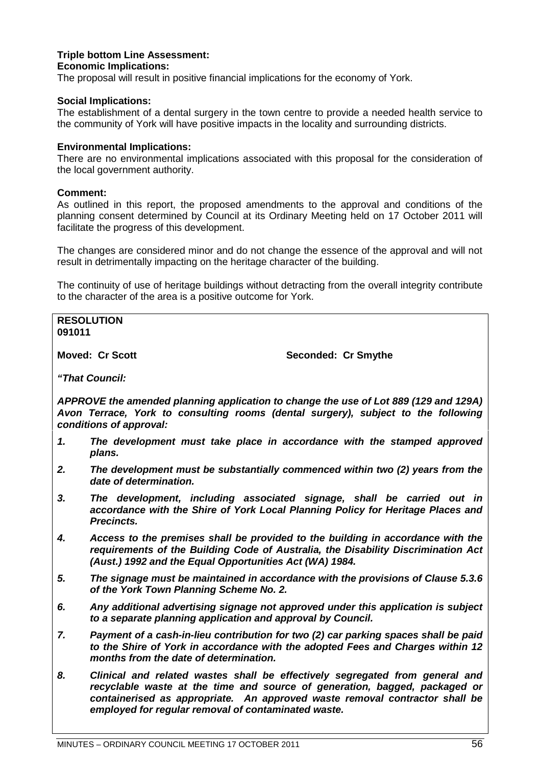**Triple bottom Line Assessment:**

**Economic Implications:**

The proposal will result in positive financial implications for the economy of York.

**Social Implications:**

The establishment of a dental surgery in the town centre to provide a needed health service to the community of York will have positive impacts in the locality and surrounding districts.

**Environmental Implications:**

There are no environmental implications associated with this proposal for the consideration of the local government authority.

**Comment:**

As outlined in this report, the proposed amendments to the approval and conditions of the planning consent determined by Council at its Ordinary Meeting held on 17 October 2011 will facilitate the progress of this development.

The changes are considered minor and do not change the essence of the approval and will not result in detrimentally impacting on the heritage character of the building.

The continuity of use of heritage buildings without detracting from the overall integrity contribute to the character of the area is a positive outcome for York.

**RESOLUTION**
**091011**

**Moved: Cr Scott** **Seconded: Cr Smythe**

***"That Council:***

***APPROVE the amended planning application to change the use of Lot 889 (129 and 129A) Avon Terrace, York to consulting rooms (dental surgery), subject to the following conditions of approval:***

1. ***The development must take place in accordance with the stamped approved plans.***
2. ***The development must be substantially commenced within two (2) years from the date of determination.***
3. ***The development, including associated signage, shall be carried out in accordance with the Shire of York Local Planning Policy for Heritage Places and Precincts.***
4. ***Access to the premises shall be provided to the building in accordance with the requirements of the Building Code of Australia, the Disability Discrimination Act (Aust.) 1992 and the Equal Opportunities Act (WA) 1984.***
5. ***The signage must be maintained in accordance with the provisions of Clause 5.3.6 of the York Town Planning Scheme No. 2.***
6. ***Any additional advertising signage not approved under this application is subject to a separate planning application and approval by Council.***
7. ***Payment of a cash-in-lieu contribution for two (2) car parking spaces shall be paid to the Shire of York in accordance with the adopted Fees and Charges within 12 months from the date of determination.***
8. ***Clinical and related wastes shall be effectively segregated from general and recyclable waste at the time and source of generation, bagged, packaged or containerised as appropriate. An approved waste removal contractor shall be employed for regular removal of contaminated waste.***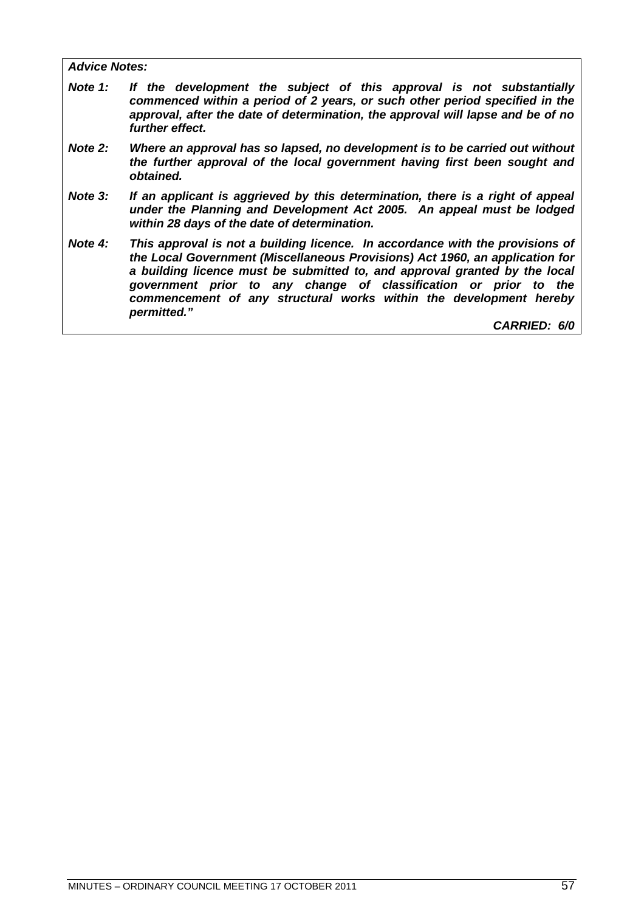***Advice Notes:***

***Note 1:*** ***If the development the subject of this approval is not substantially commenced within a period of 2 years, or such other period specified in the approval, after the date of determination, the approval will lapse and be of no further effect.***

***Note 2:*** ***Where an approval has so lapsed, no development is to be carried out without the further approval of the local government having first been sought and obtained.***

***Note 3:*** ***If an applicant is aggrieved by this determination, there is a right of appeal under the Planning and Development Act 2005. An appeal must be lodged within 28 days of the date of determination.***

***Note 4:*** ***This approval is not a building licence. In accordance with the provisions of the Local Government (Miscellaneous Provisions) Act 1960, an application for a building licence must be submitted to, and approval granted by the local government prior to any change of classification or prior to the commencement of any structural works within the development hereby permitted."***

***CARRIED: 6/0***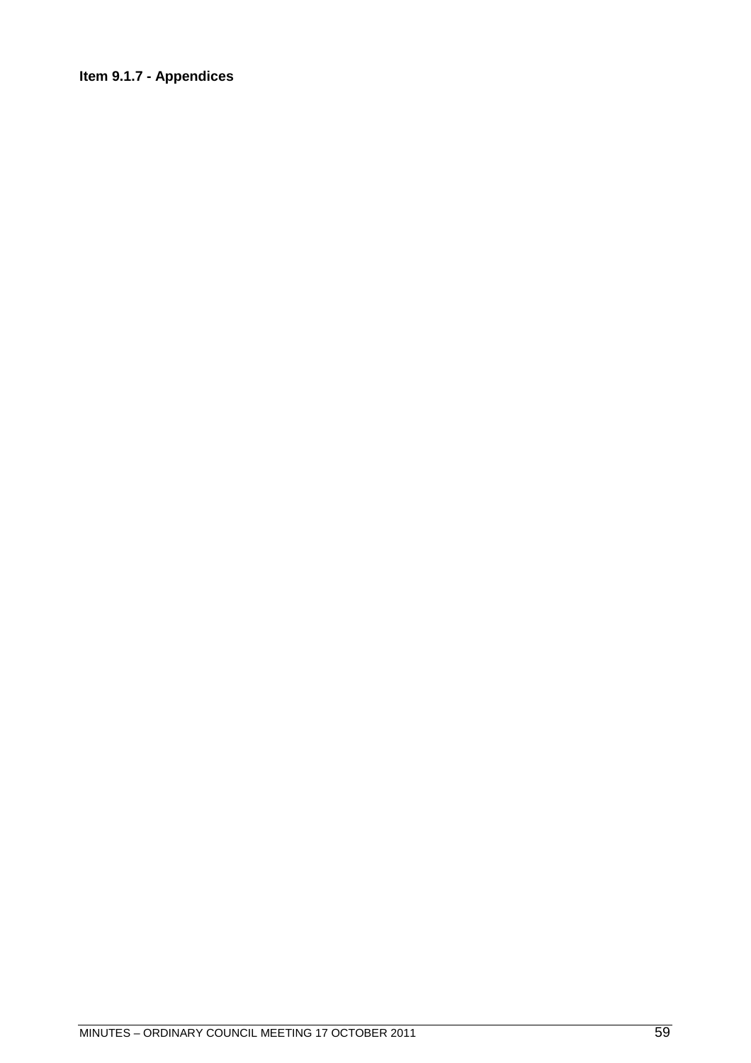**Item 9.1.7 - Appendices**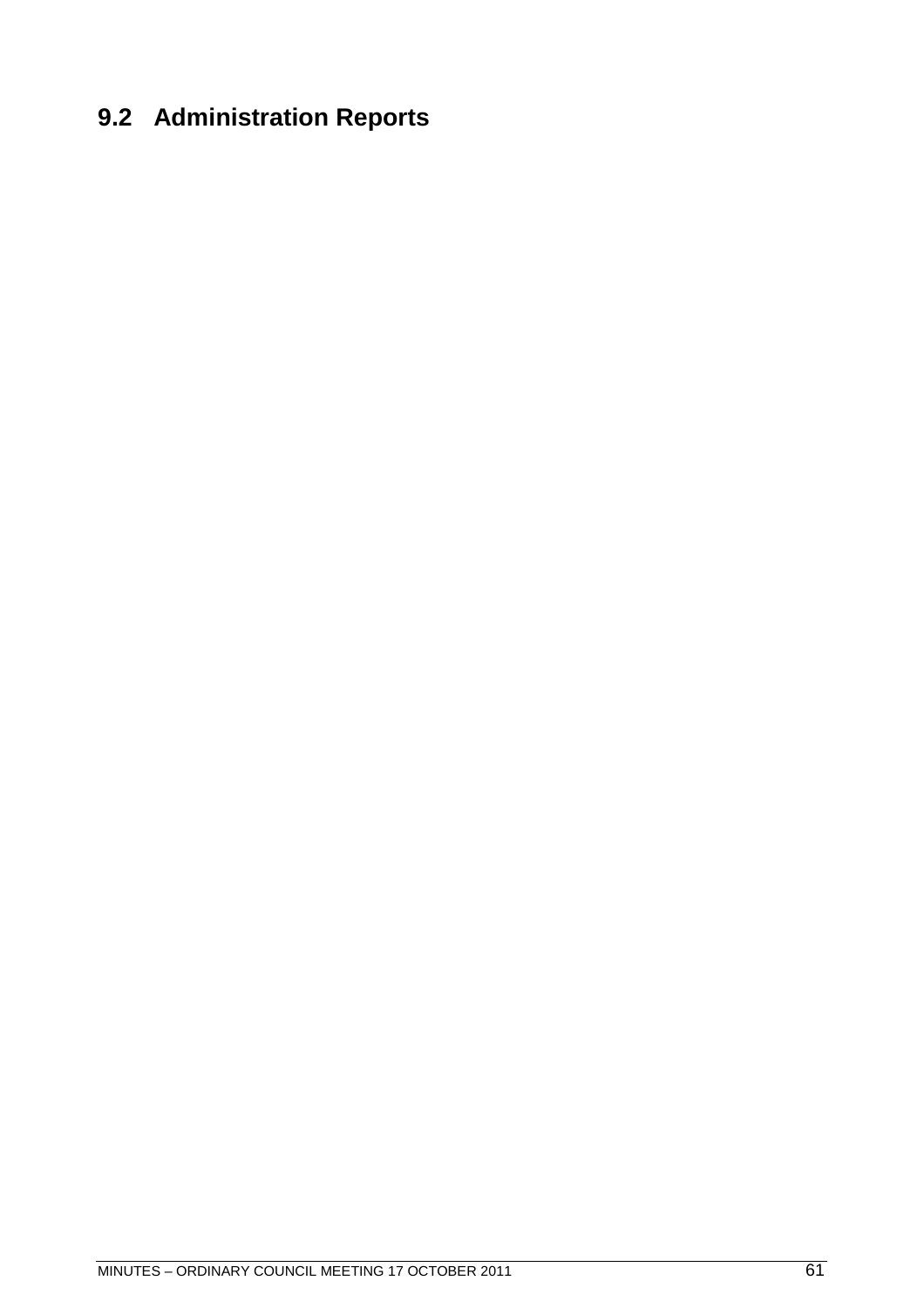## 9.2 Administration Reports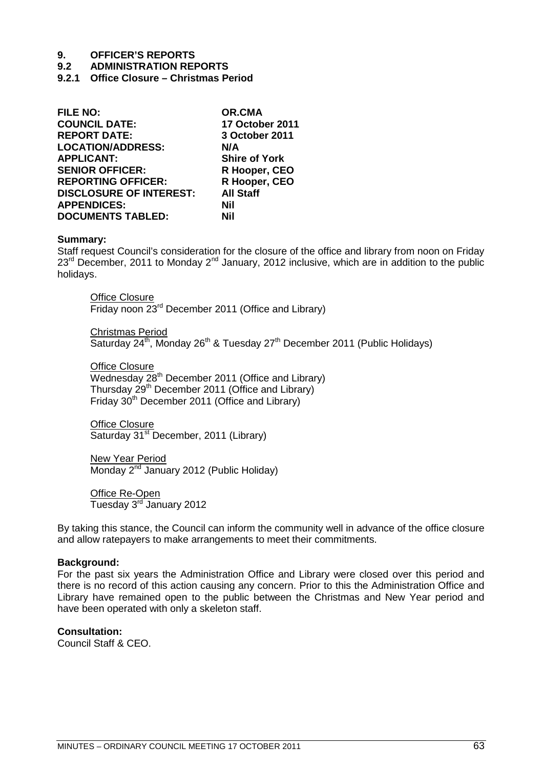# 9. OFFICER'S REPORTS

## 9.2 ADMINISTRATION REPORTS

### 9.2.1 Office Closure – Christmas Period

| | |
|---|---|
| **FILE NO:** | **OR.CMA** |
| **COUNCIL DATE:** | **17 October 2011** |
| **REPORT DATE:** | **3 October 2011** |
| **LOCATION/ADDRESS:** | **N/A** |
| **APPLICANT:** | **Shire of York** |
| **SENIOR OFFICER:** | **R Hooper, CEO** |
| **REPORTING OFFICER:** | **R Hooper, CEO** |
| **DISCLOSURE OF INTEREST:** | **All Staff** |
| **APPENDICES:** | **Nil** |
| **DOCUMENTS TABLED:** | **Nil** |

**Summary:**
Staff request Council's consideration for the closure of the office and library from noon on Friday 23rd December, 2011 to Monday 2nd January, 2012 inclusive, which are in addition to the public holidays.

> Office Closure
> Friday noon 23rd December 2011 (Office and Library)
>
> Christmas Period
> Saturday 24th, Monday 26th & Tuesday 27th December 2011 (Public Holidays)
>
> Office Closure
> Wednesday 28th December 2011 (Office and Library)
> Thursday 29th December 2011 (Office and Library)
> Friday 30th December 2011 (Office and Library)
>
> Office Closure
> Saturday 31st December, 2011 (Library)
>
> New Year Period
> Monday 2nd January 2012 (Public Holiday)
>
> Office Re-Open
> Tuesday 3rd January 2012

By taking this stance, the Council can inform the community well in advance of the office closure and allow ratepayers to make arrangements to meet their commitments.

**Background:**
For the past six years the Administration Office and Library were closed over this period and there is no record of this action causing any concern. Prior to this the Administration Office and Library have remained open to the public between the Christmas and New Year period and have been operated with only a skeleton staff.

**Consultation:**
Council Staff & CEO.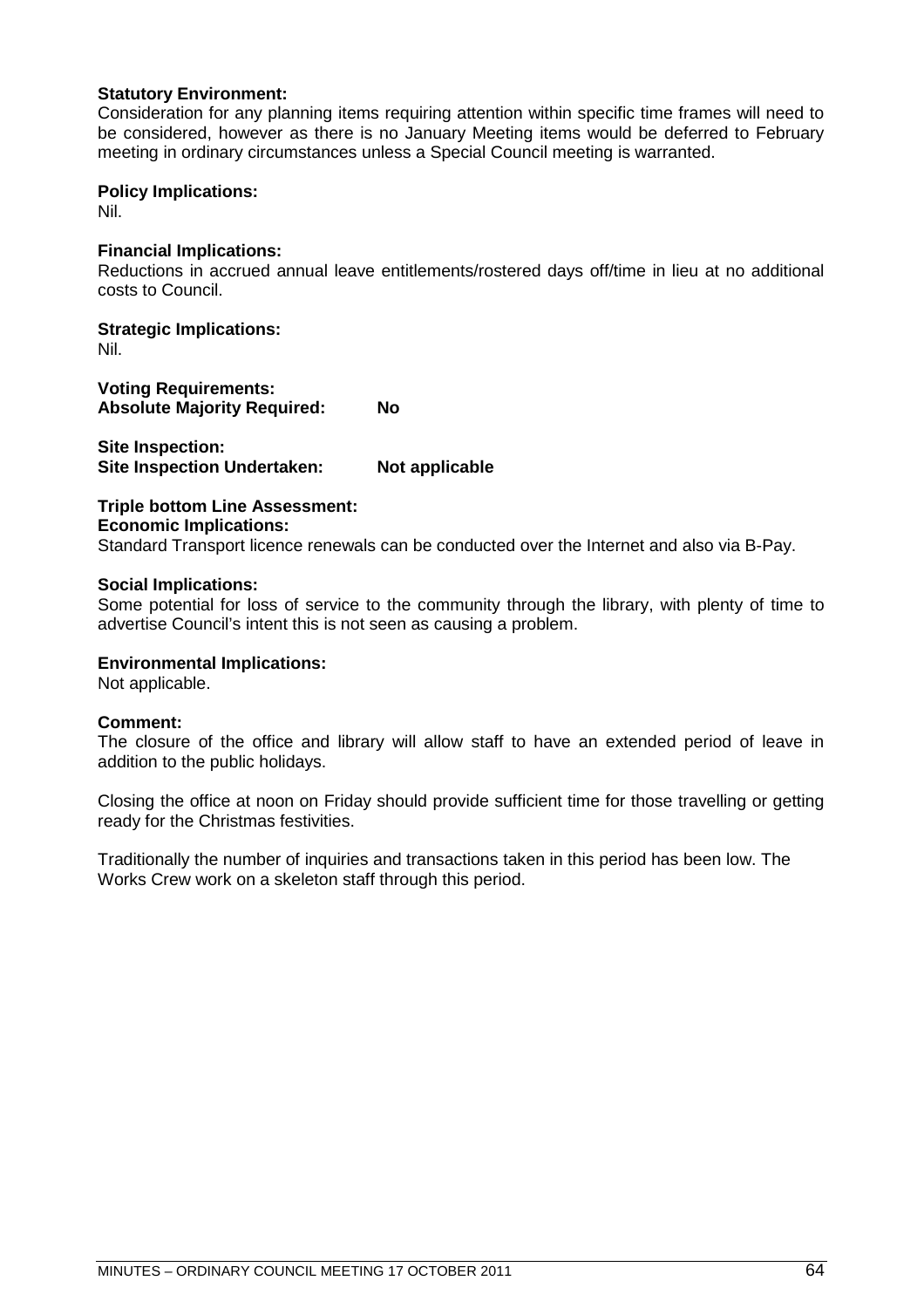**Statutory Environment:**
Consideration for any planning items requiring attention within specific time frames will need to be considered, however as there is no January Meeting items would be deferred to February meeting in ordinary circumstances unless a Special Council meeting is warranted.

**Policy Implications:**
Nil.

**Financial Implications:**
Reductions in accrued annual leave entitlements/rostered days off/time in lieu at no additional costs to Council.

**Strategic Implications:**
Nil.

**Voting Requirements:**
**Absolute Majority Required: No**

**Site Inspection:**
**Site Inspection Undertaken: Not applicable**

**Triple bottom Line Assessment:**
**Economic Implications:**
Standard Transport licence renewals can be conducted over the Internet and also via B-Pay.

**Social Implications:**
Some potential for loss of service to the community through the library, with plenty of time to advertise Council's intent this is not seen as causing a problem.

**Environmental Implications:**
Not applicable.

**Comment:**
The closure of the office and library will allow staff to have an extended period of leave in addition to the public holidays.

Closing the office at noon on Friday should provide sufficient time for those travelling or getting ready for the Christmas festivities.

Traditionally the number of inquiries and transactions taken in this period has been low. The Works Crew work on a skeleton staff through this period.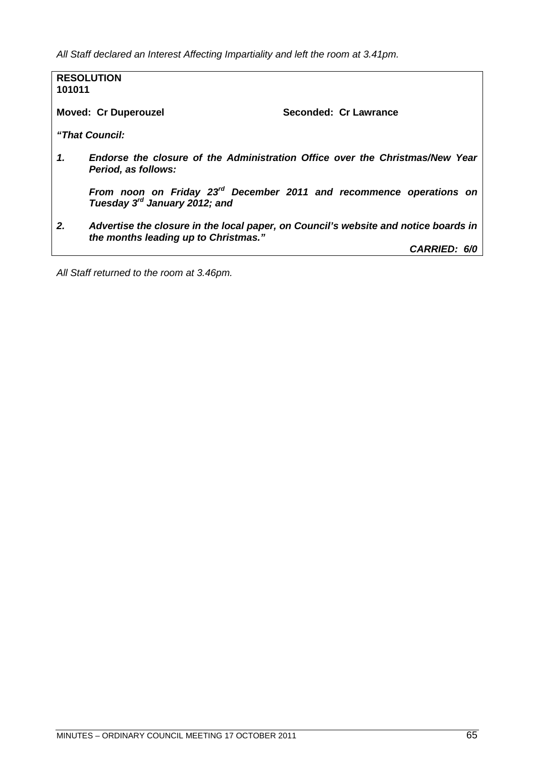*All Staff declared an Interest Affecting Impartiality and left the room at 3.41pm.*

**RESOLUTION**
**101011**

**Moved: Cr Duperouzel** **Seconded: Cr Lawrance**

***"That Council:***

1. ***Endorse the closure of the Administration Office over the Christmas/New Year Period, as follows:***

   ***From noon on Friday 23rd December 2011 and recommence operations on Tuesday 3rd January 2012; and***

2. ***Advertise the closure in the local paper, on Council's website and notice boards in the months leading up to Christmas."***

***CARRIED: 6/0***

*All Staff returned to the room at 3.46pm.*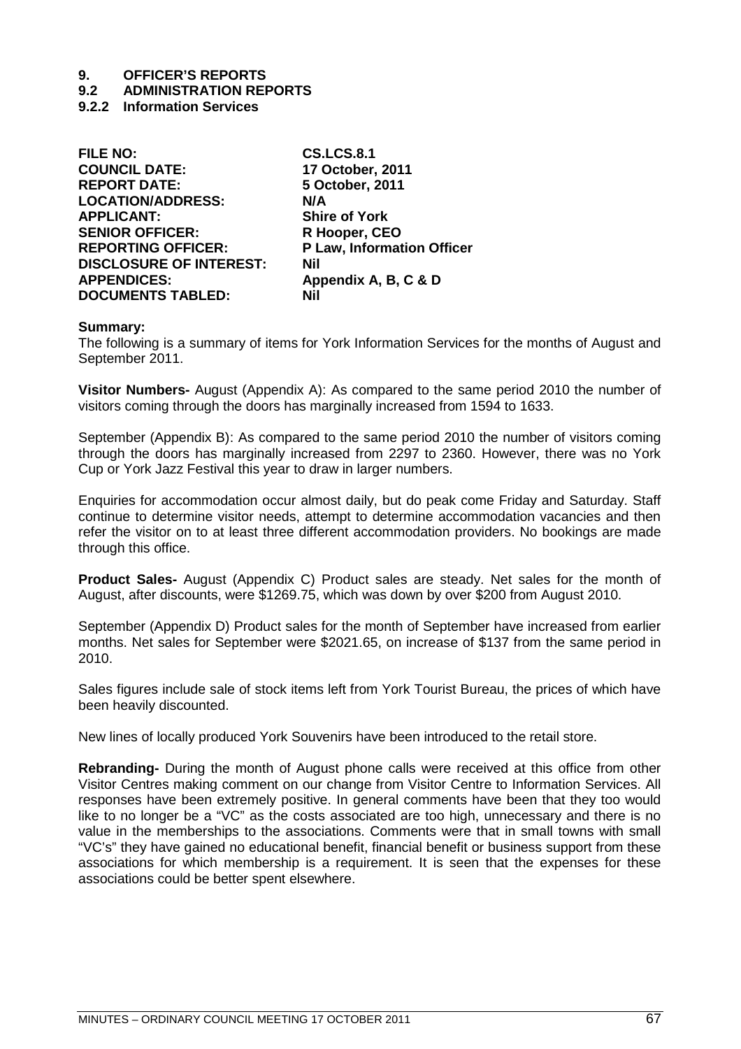# 9. OFFICER'S REPORTS

## 9.2 ADMINISTRATION REPORTS

### 9.2.2 Information Services

| | |
|---|---|
| **FILE NO:** | **CS.LCS.8.1** |
| **COUNCIL DATE:** | **17 October, 2011** |
| **REPORT DATE:** | **5 October, 2011** |
| **LOCATION/ADDRESS:** | **N/A** |
| **APPLICANT:** | **Shire of York** |
| **SENIOR OFFICER:** | **R Hooper, CEO** |
| **REPORTING OFFICER:** | **P Law, Information Officer** |
| **DISCLOSURE OF INTEREST:** | **Nil** |
| **APPENDICES:** | **Appendix A, B, C & D** |
| **DOCUMENTS TABLED:** | **Nil** |

**Summary:**

The following is a summary of items for York Information Services for the months of August and September 2011.

**Visitor Numbers-** August (Appendix A): As compared to the same period 2010 the number of visitors coming through the doors has marginally increased from 1594 to 1633.

September (Appendix B): As compared to the same period 2010 the number of visitors coming through the doors has marginally increased from 2297 to 2360. However, there was no York Cup or York Jazz Festival this year to draw in larger numbers.

Enquiries for accommodation occur almost daily, but do peak come Friday and Saturday. Staff continue to determine visitor needs, attempt to determine accommodation vacancies and then refer the visitor on to at least three different accommodation providers. No bookings are made through this office.

**Product Sales-** August (Appendix C) Product sales are steady. Net sales for the month of August, after discounts, were $1269.75, which was down by over $200 from August 2010.

September (Appendix D) Product sales for the month of September have increased from earlier months. Net sales for September were $2021.65, on increase of $137 from the same period in 2010.

Sales figures include sale of stock items left from York Tourist Bureau, the prices of which have been heavily discounted.

New lines of locally produced York Souvenirs have been introduced to the retail store.

**Rebranding-** During the month of August phone calls were received at this office from other Visitor Centres making comment on our change from Visitor Centre to Information Services. All responses have been extremely positive. In general comments have been that they too would like to no longer be a "VC" as the costs associated are too high, unnecessary and there is no value in the memberships to the associations. Comments were that in small towns with small "VC's" they have gained no educational benefit, financial benefit or business support from these associations for which membership is a requirement. It is seen that the expenses for these associations could be better spent elsewhere.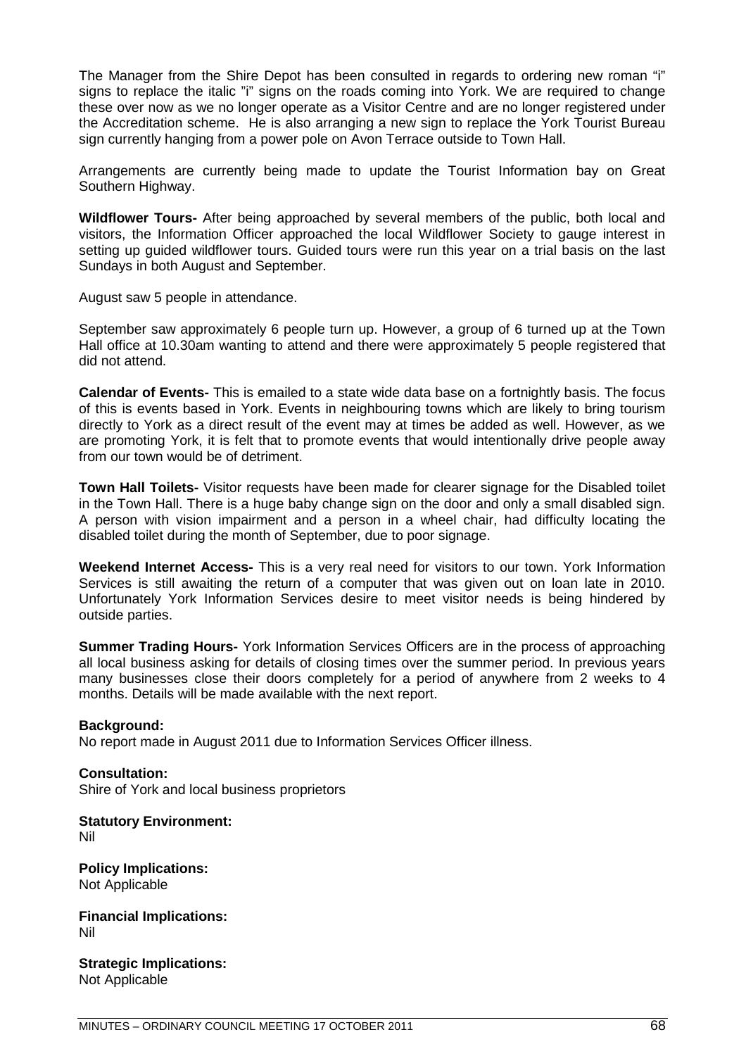The Manager from the Shire Depot has been consulted in regards to ordering new roman "i" signs to replace the italic "i" signs on the roads coming into York. We are required to change these over now as we no longer operate as a Visitor Centre and are no longer registered under the Accreditation scheme. He is also arranging a new sign to replace the York Tourist Bureau sign currently hanging from a power pole on Avon Terrace outside to Town Hall.

Arrangements are currently being made to update the Tourist Information bay on Great Southern Highway.

**Wildflower Tours-** After being approached by several members of the public, both local and visitors, the Information Officer approached the local Wildflower Society to gauge interest in setting up guided wildflower tours. Guided tours were run this year on a trial basis on the last Sundays in both August and September.

August saw 5 people in attendance.

September saw approximately 6 people turn up. However, a group of 6 turned up at the Town Hall office at 10.30am wanting to attend and there were approximately 5 people registered that did not attend.

**Calendar of Events-** This is emailed to a state wide data base on a fortnightly basis. The focus of this is events based in York. Events in neighbouring towns which are likely to bring tourism directly to York as a direct result of the event may at times be added as well. However, as we are promoting York, it is felt that to promote events that would intentionally drive people away from our town would be of detriment.

**Town Hall Toilets-** Visitor requests have been made for clearer signage for the Disabled toilet in the Town Hall. There is a huge baby change sign on the door and only a small disabled sign. A person with vision impairment and a person in a wheel chair, had difficulty locating the disabled toilet during the month of September, due to poor signage.

**Weekend Internet Access-** This is a very real need for visitors to our town. York Information Services is still awaiting the return of a computer that was given out on loan late in 2010. Unfortunately York Information Services desire to meet visitor needs is being hindered by outside parties.

**Summer Trading Hours-** York Information Services Officers are in the process of approaching all local business asking for details of closing times over the summer period. In previous years many businesses close their doors completely for a period of anywhere from 2 weeks to 4 months. Details will be made available with the next report.

**Background:**
No report made in August 2011 due to Information Services Officer illness.

**Consultation:**
Shire of York and local business proprietors

**Statutory Environment:**
Nil

**Policy Implications:**
Not Applicable

**Financial Implications:**
Nil

**Strategic Implications:**
Not Applicable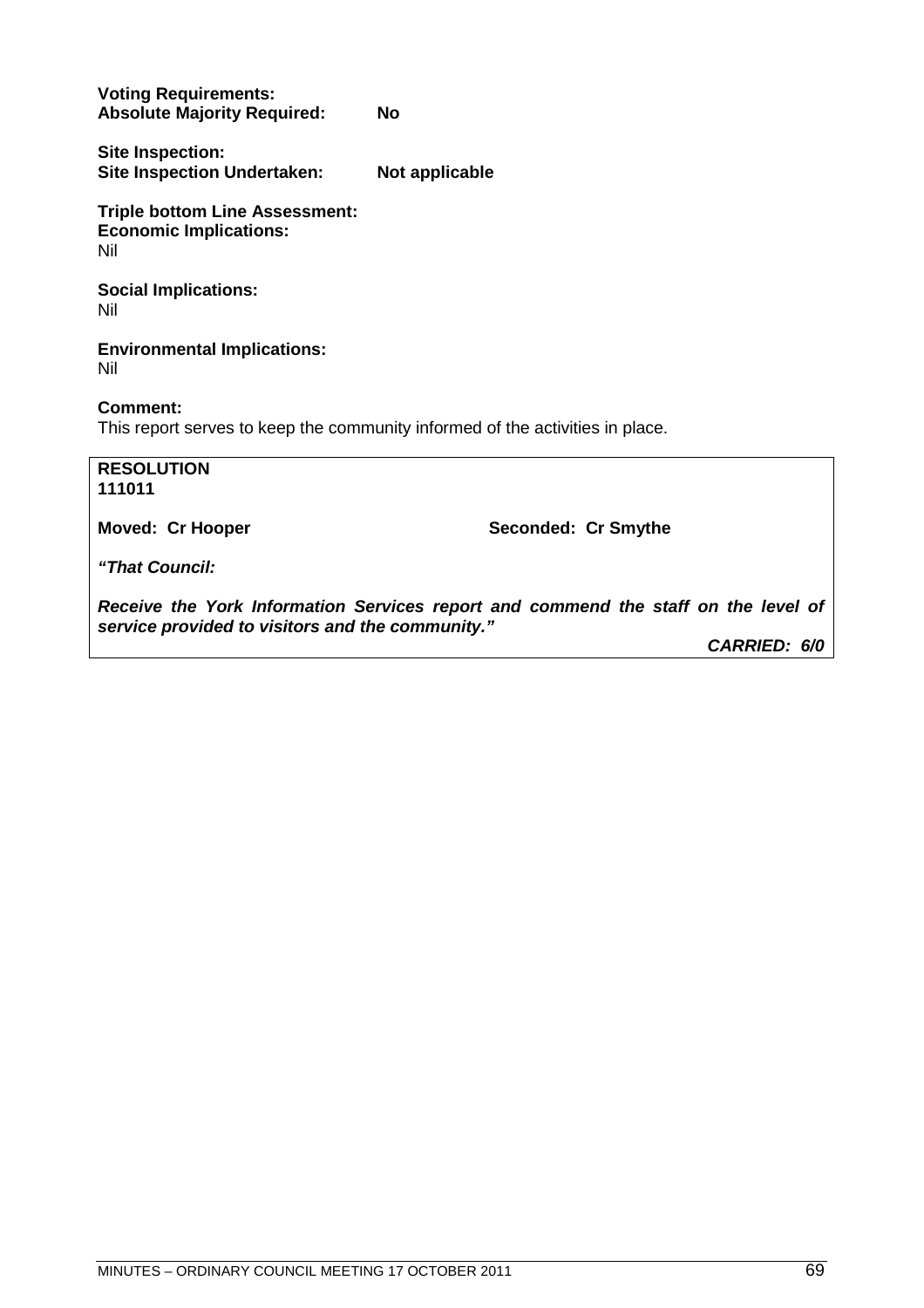**Voting Requirements:**
**Absolute Majority Required:** **No**

**Site Inspection:**
**Site Inspection Undertaken:** **Not applicable**

**Triple bottom Line Assessment:**
**Economic Implications:**
Nil

**Social Implications:**
Nil

**Environmental Implications:**
Nil

**Comment:**
This report serves to keep the community informed of the activities in place.

**RESOLUTION**
**111011**

**Moved: Cr Hooper** **Seconded: Cr Smythe**

***"That Council:***

***Receive the York Information Services report and commend the staff on the level of service provided to visitors and the community."***

***CARRIED: 6/0***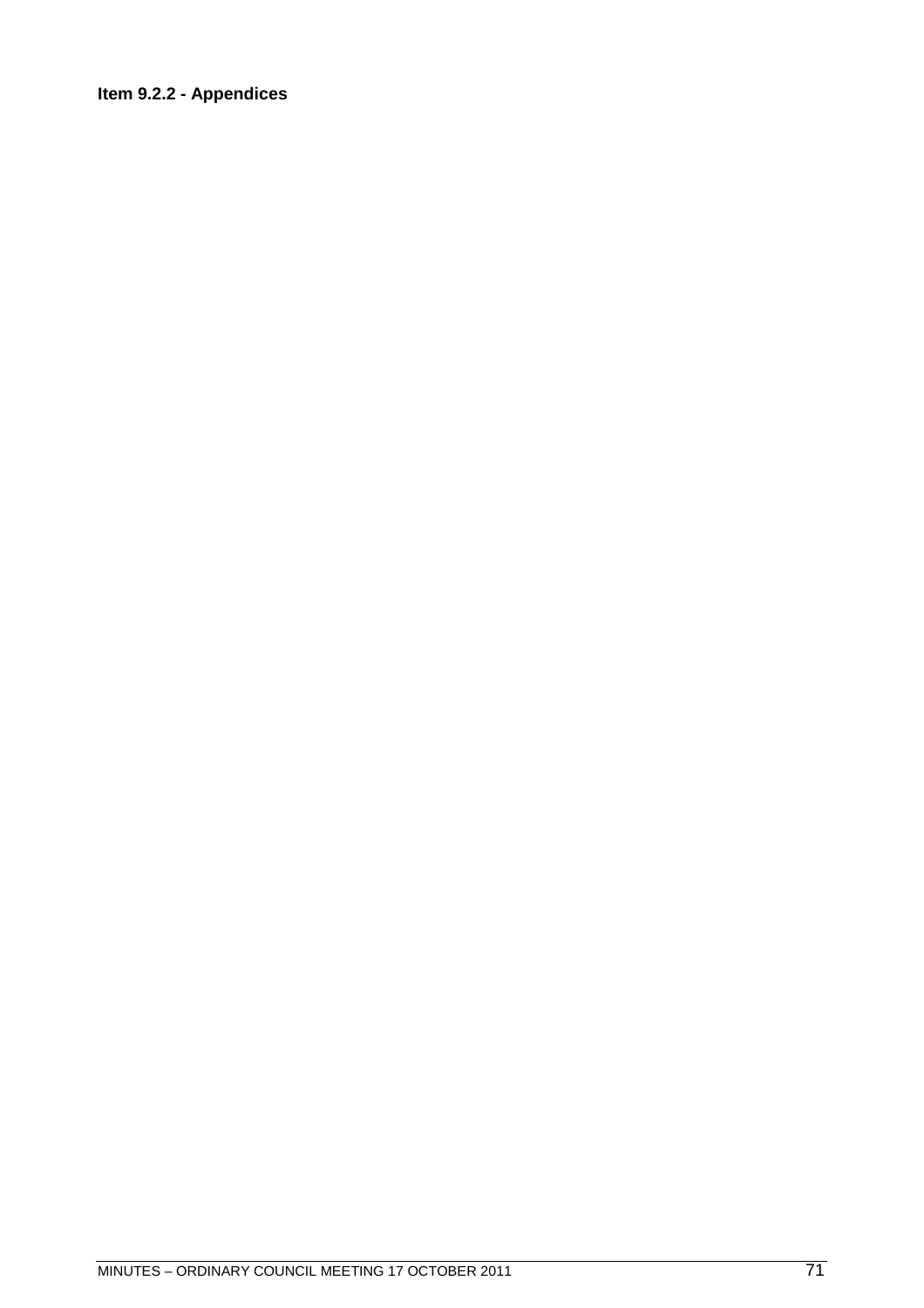**Item 9.2.2 - Appendices**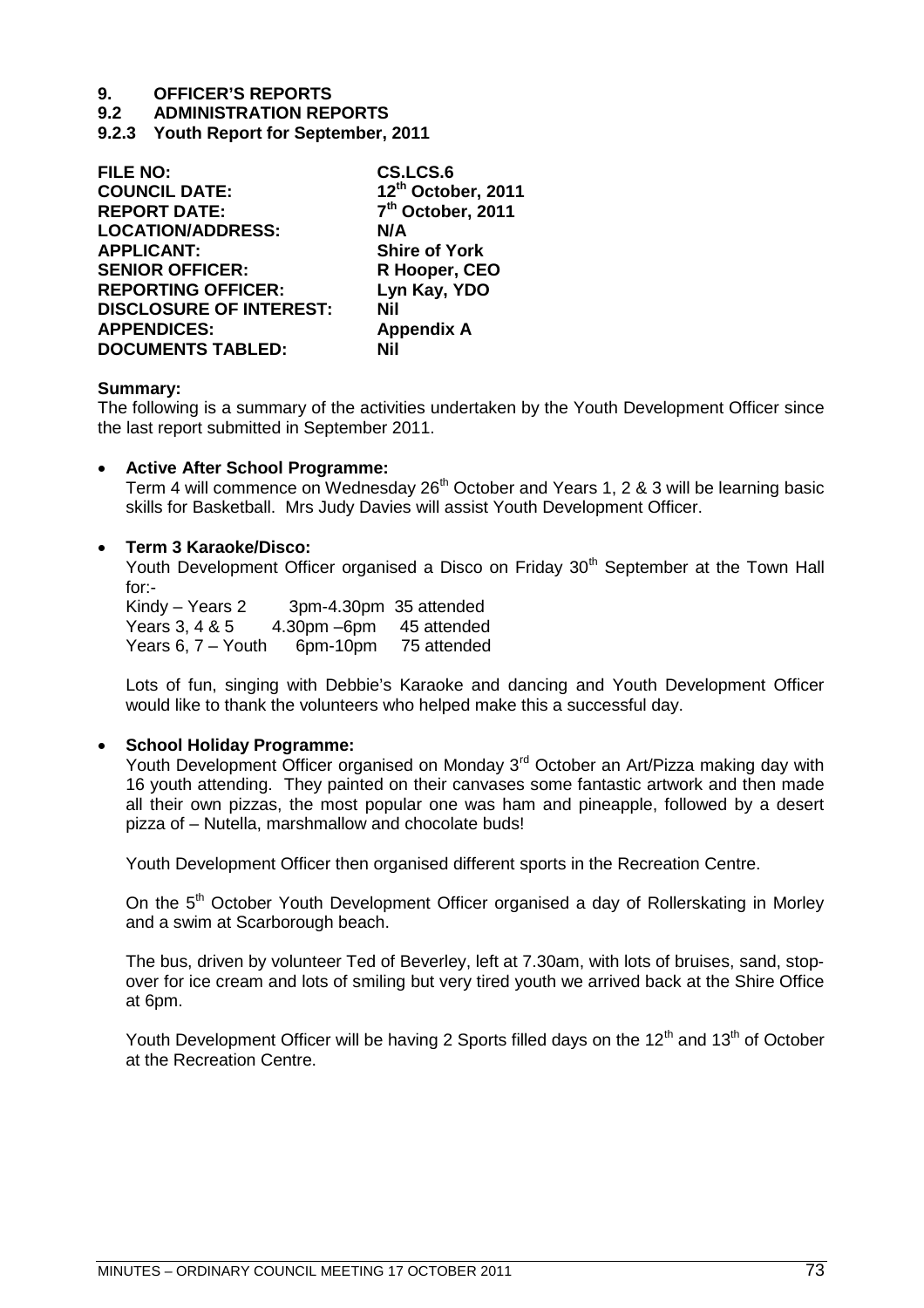# 9. OFFICER'S REPORTS

## 9.2 ADMINISTRATION REPORTS

### 9.2.3 Youth Report for September, 2011

| | |
|---|---|
| **FILE NO:** | **CS.LCS.6** |
| **COUNCIL DATE:** | **12th October, 2011** |
| **REPORT DATE:** | **7th October, 2011** |
| **LOCATION/ADDRESS:** | **N/A** |
| **APPLICANT:** | **Shire of York** |
| **SENIOR OFFICER:** | **R Hooper, CEO** |
| **REPORTING OFFICER:** | **Lyn Kay, YDO** |
| **DISCLOSURE OF INTEREST:** | **Nil** |
| **APPENDICES:** | **Appendix A** |
| **DOCUMENTS TABLED:** | **Nil** |

**Summary:**

The following is a summary of the activities undertaken by the Youth Development Officer since the last report submitted in September 2011.

- **Active After School Programme:**

  Term 4 will commence on Wednesday 26th October and Years 1, 2 & 3 will be learning basic skills for Basketball. Mrs Judy Davies will assist Youth Development Officer.

- **Term 3 Karaoke/Disco:**

  Youth Development Officer organised a Disco on Friday 30th September at the Town Hall for:-

  | | | |
  |---|---|---|
  | Kindy – Years 2 | 3pm-4.30pm | 35 attended |
  | Years 3, 4 & 5 | 4.30pm –6pm | 45 attended |
  | Years 6, 7 – Youth | 6pm-10pm | 75 attended |

  Lots of fun, singing with Debbie's Karaoke and dancing and Youth Development Officer would like to thank the volunteers who helped make this a successful day.

- **School Holiday Programme:**

  Youth Development Officer organised on Monday 3rd October an Art/Pizza making day with 16 youth attending. They painted on their canvases some fantastic artwork and then made all their own pizzas, the most popular one was ham and pineapple, followed by a desert pizza of – Nutella, marshmallow and chocolate buds!

  Youth Development Officer then organised different sports in the Recreation Centre.

  On the 5th October Youth Development Officer organised a day of Rollerskating in Morley and a swim at Scarborough beach.

  The bus, driven by volunteer Ted of Beverley, left at 7.30am, with lots of bruises, sand, stop-over for ice cream and lots of smiling but very tired youth we arrived back at the Shire Office at 6pm.

  Youth Development Officer will be having 2 Sports filled days on the 12th and 13th of October at the Recreation Centre.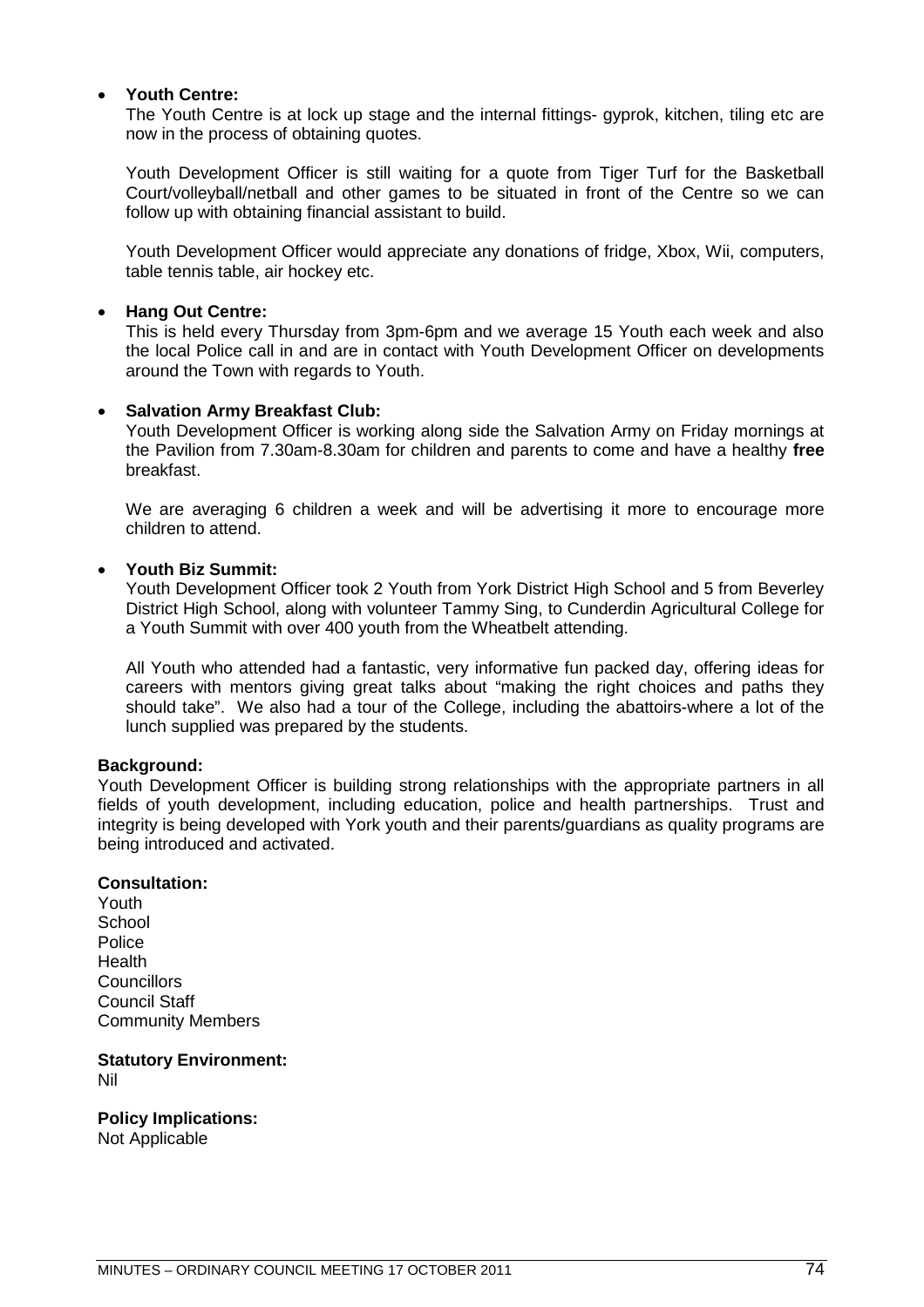- **Youth Centre:**
  The Youth Centre is at lock up stage and the internal fittings- gyprok, kitchen, tiling etc are now in the process of obtaining quotes.

  Youth Development Officer is still waiting for a quote from Tiger Turf for the Basketball Court/volleyball/netball and other games to be situated in front of the Centre so we can follow up with obtaining financial assistant to build.

  Youth Development Officer would appreciate any donations of fridge, Xbox, Wii, computers, table tennis table, air hockey etc.

- **Hang Out Centre:**
  This is held every Thursday from 3pm-6pm and we average 15 Youth each week and also the local Police call in and are in contact with Youth Development Officer on developments around the Town with regards to Youth.

- **Salvation Army Breakfast Club:**
  Youth Development Officer is working along side the Salvation Army on Friday mornings at the Pavilion from 7.30am-8.30am for children and parents to come and have a healthy **free** breakfast.

  We are averaging 6 children a week and will be advertising it more to encourage more children to attend.

- **Youth Biz Summit:**
  Youth Development Officer took 2 Youth from York District High School and 5 from Beverley District High School, along with volunteer Tammy Sing, to Cunderdin Agricultural College for a Youth Summit with over 400 youth from the Wheatbelt attending.

  All Youth who attended had a fantastic, very informative fun packed day, offering ideas for careers with mentors giving great talks about "making the right choices and paths they should take". We also had a tour of the College, including the abattoirs-where a lot of the lunch supplied was prepared by the students.

**Background:**
Youth Development Officer is building strong relationships with the appropriate partners in all fields of youth development, including education, police and health partnerships. Trust and integrity is being developed with York youth and their parents/guardians as quality programs are being introduced and activated.

**Consultation:**
Youth
School
Police
Health
Councillors
Council Staff
Community Members

**Statutory Environment:**
Nil

**Policy Implications:**
Not Applicable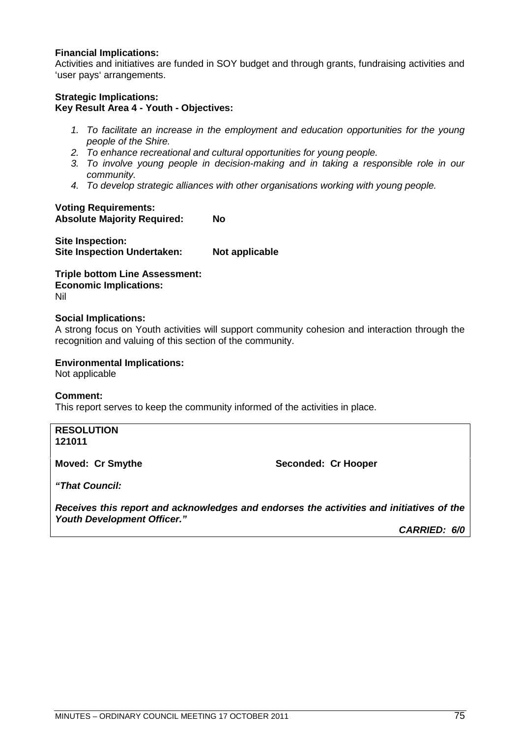**Financial Implications:**
Activities and initiatives are funded in SOY budget and through grants, fundraising activities and 'user pays' arrangements.

**Strategic Implications:**
**Key Result Area 4 - Youth - Objectives:**

1. *To facilitate an increase in the employment and education opportunities for the young people of the Shire.*
2. *To enhance recreational and cultural opportunities for young people.*
3. *To involve young people in decision-making and in taking a responsible role in our community.*
4. *To develop strategic alliances with other organisations working with young people.*

**Voting Requirements:**
**Absolute Majority Required: No**

**Site Inspection:**
**Site Inspection Undertaken: Not applicable**

**Triple bottom Line Assessment:**
**Economic Implications:**
Nil

**Social Implications:**
A strong focus on Youth activities will support community cohesion and interaction through the recognition and valuing of this section of the community.

**Environmental Implications:**
Not applicable

**Comment:**
This report serves to keep the community informed of the activities in place.

**RESOLUTION**
**121011**

**Moved: Cr Smythe** **Seconded: Cr Hooper**

***"That Council:***

***Receives this report and acknowledges and endorses the activities and initiatives of the Youth Development Officer."***

***CARRIED: 6/0***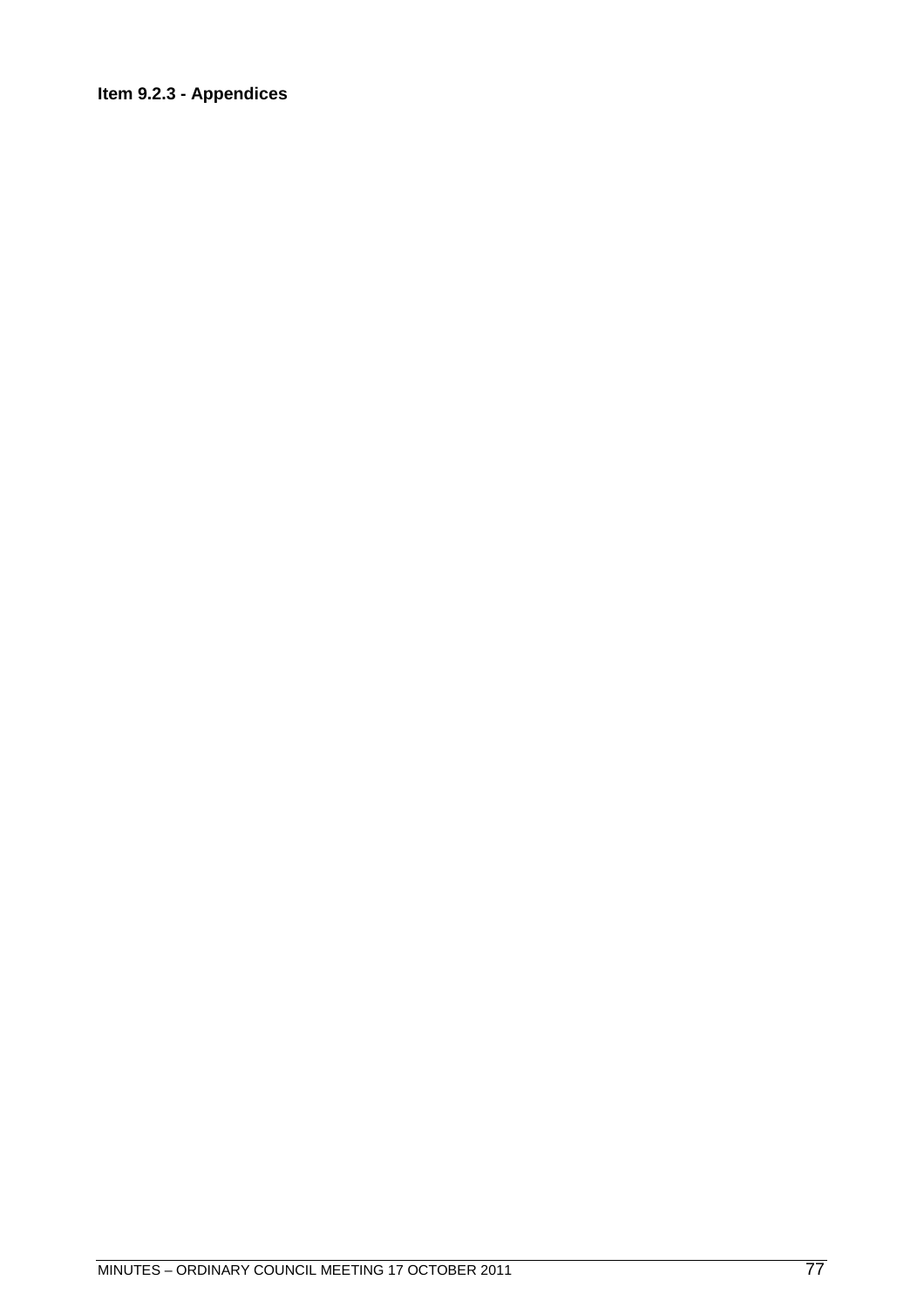**Item 9.2.3 - Appendices**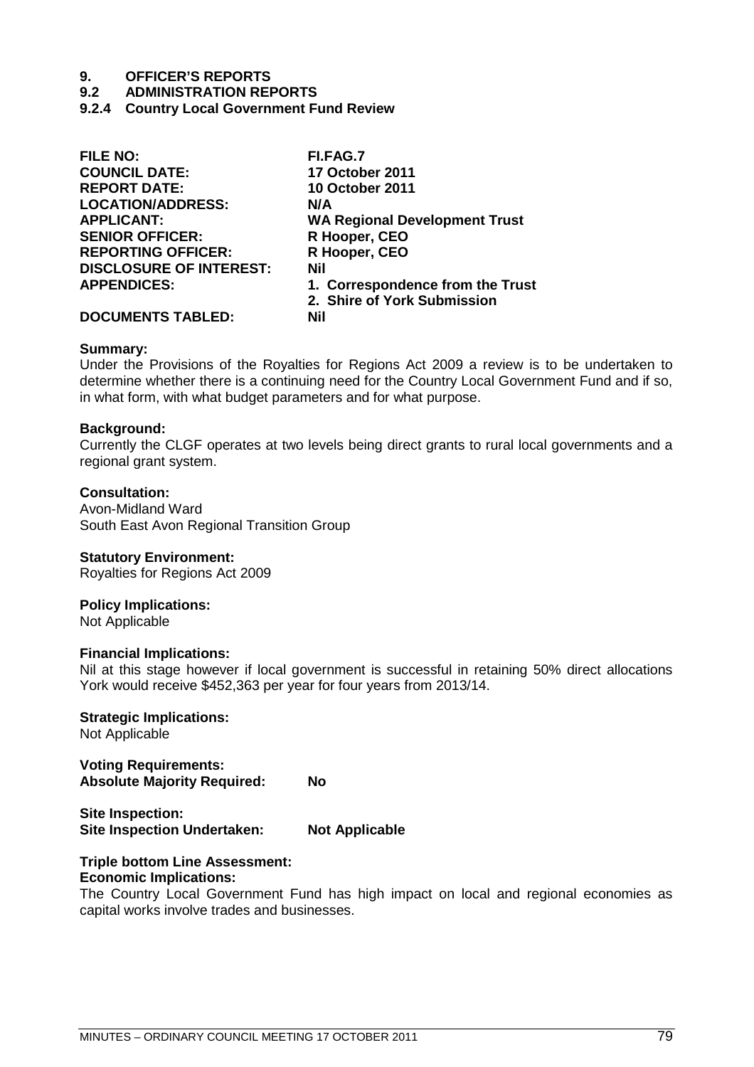# 9. OFFICER'S REPORTS

## 9.2 ADMINISTRATION REPORTS

### 9.2.4 Country Local Government Fund Review

| | |
|---|---|
| **FILE NO:** | **FI.FAG.7** |
| **COUNCIL DATE:** | **17 October 2011** |
| **REPORT DATE:** | **10 October 2011** |
| **LOCATION/ADDRESS:** | **N/A** |
| **APPLICANT:** | **WA Regional Development Trust** |
| **SENIOR OFFICER:** | **R Hooper, CEO** |
| **REPORTING OFFICER:** | **R Hooper, CEO** |
| **DISCLOSURE OF INTEREST:** | **Nil** |
| **APPENDICES:** | **1. Correspondence from the Trust**<br>**2. Shire of York Submission** |
| **DOCUMENTS TABLED:** | **Nil** |

**Summary:**
Under the Provisions of the Royalties for Regions Act 2009 a review is to be undertaken to determine whether there is a continuing need for the Country Local Government Fund and if so, in what form, with what budget parameters and for what purpose.

**Background:**
Currently the CLGF operates at two levels being direct grants to rural local governments and a regional grant system.

**Consultation:**
Avon-Midland Ward
South East Avon Regional Transition Group

**Statutory Environment:**
Royalties for Regions Act 2009

**Policy Implications:**
Not Applicable

**Financial Implications:**
Nil at this stage however if local government is successful in retaining 50% direct allocations York would receive $452,363 per year for four years from 2013/14.

**Strategic Implications:**
Not Applicable

**Voting Requirements:**
**Absolute Majority Required:** **No**

**Site Inspection:**
**Site Inspection Undertaken:** **Not Applicable**

**Triple bottom Line Assessment:**
**Economic Implications:**
The Country Local Government Fund has high impact on local and regional economies as capital works involve trades and businesses.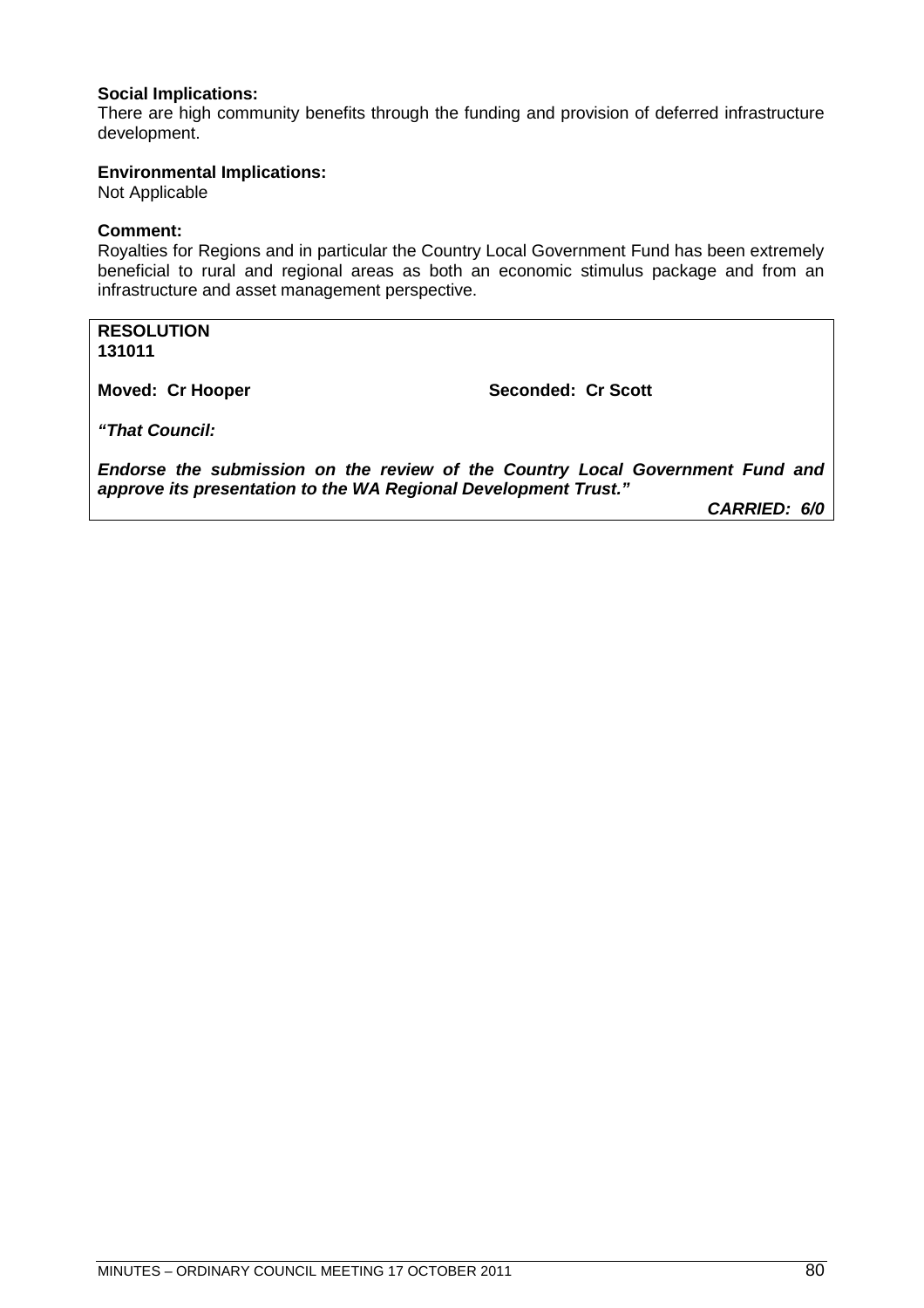**Social Implications:**
There are high community benefits through the funding and provision of deferred infrastructure development.

**Environmental Implications:**
Not Applicable

**Comment:**
Royalties for Regions and in particular the Country Local Government Fund has been extremely beneficial to rural and regional areas as both an economic stimulus package and from an infrastructure and asset management perspective.

**RESOLUTION**
**131011**

**Moved: Cr Hooper** **Seconded: Cr Scott**

***"That Council:***

***Endorse the submission on the review of the Country Local Government Fund and approve its presentation to the WA Regional Development Trust."***

***CARRIED: 6/0***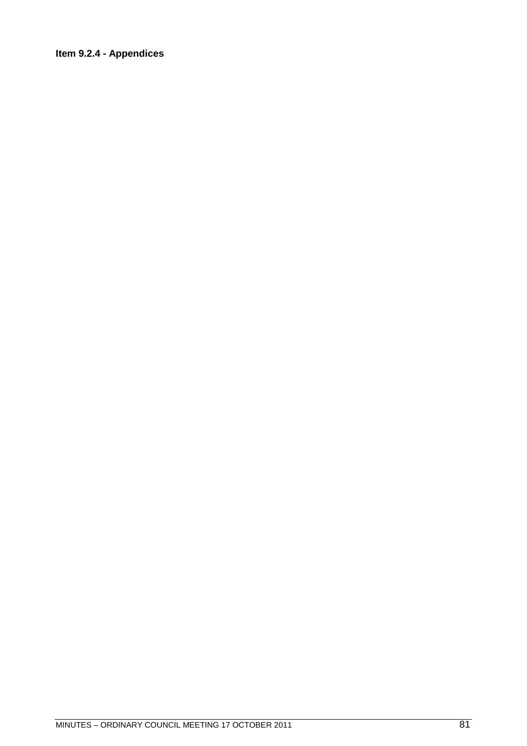**Item 9.2.4 - Appendices**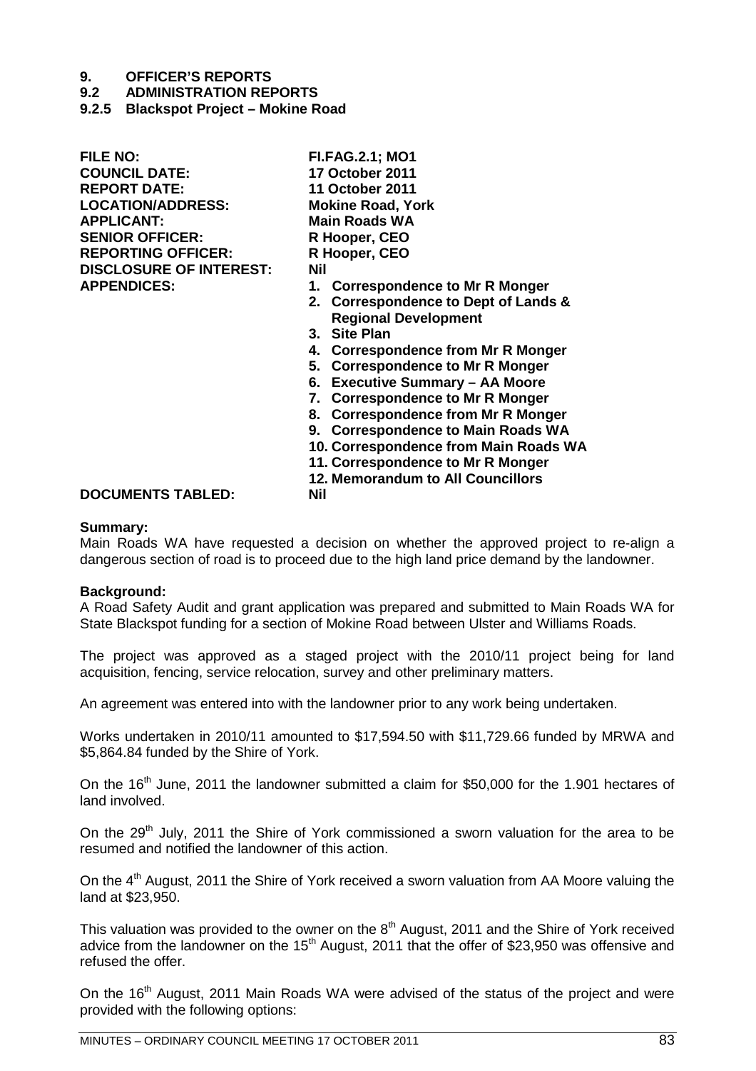# 9. OFFICER'S REPORTS

## 9.2 ADMINISTRATION REPORTS

### 9.2.5 Blackspot Project – Mokine Road

| | |
|---|---|
| **FILE NO:** | **FI.FAG.2.1; MO1** |
| **COUNCIL DATE:** | **17 October 2011** |
| **REPORT DATE:** | **11 October 2011** |
| **LOCATION/ADDRESS:** | **Mokine Road, York** |
| **APPLICANT:** | **Main Roads WA** |
| **SENIOR OFFICER:** | **R Hooper, CEO** |
| **REPORTING OFFICER:** | **R Hooper, CEO** |
| **DISCLOSURE OF INTEREST:** | **Nil** |
| **APPENDICES:** | **1. Correspondence to Mr R Monger**<br>**2. Correspondence to Dept of Lands & Regional Development**<br>**3. Site Plan**<br>**4. Correspondence from Mr R Monger**<br>**5. Correspondence to Mr R Monger**<br>**6. Executive Summary – AA Moore**<br>**7. Correspondence to Mr R Monger**<br>**8. Correspondence from Mr R Monger**<br>**9. Correspondence to Main Roads WA**<br>**10. Correspondence from Main Roads WA**<br>**11. Correspondence to Mr R Monger**<br>**12. Memorandum to All Councillors** |
| **DOCUMENTS TABLED:** | **Nil** |

**Summary:**

Main Roads WA have requested a decision on whether the approved project to re-align a dangerous section of road is to proceed due to the high land price demand by the landowner.

**Background:**

A Road Safety Audit and grant application was prepared and submitted to Main Roads WA for State Blackspot funding for a section of Mokine Road between Ulster and Williams Roads.

The project was approved as a staged project with the 2010/11 project being for land acquisition, fencing, service relocation, survey and other preliminary matters.

An agreement was entered into with the landowner prior to any work being undertaken.

Works undertaken in 2010/11 amounted to $17,594.50 with $11,729.66 funded by MRWA and $5,864.84 funded by the Shire of York.

On the 16th June, 2011 the landowner submitted a claim for $50,000 for the 1.901 hectares of land involved.

On the 29th July, 2011 the Shire of York commissioned a sworn valuation for the area to be resumed and notified the landowner of this action.

On the 4th August, 2011 the Shire of York received a sworn valuation from AA Moore valuing the land at $23,950.

This valuation was provided to the owner on the 8th August, 2011 and the Shire of York received advice from the landowner on the 15th August, 2011 that the offer of $23,950 was offensive and refused the offer.

On the 16th August, 2011 Main Roads WA were advised of the status of the project and were provided with the following options: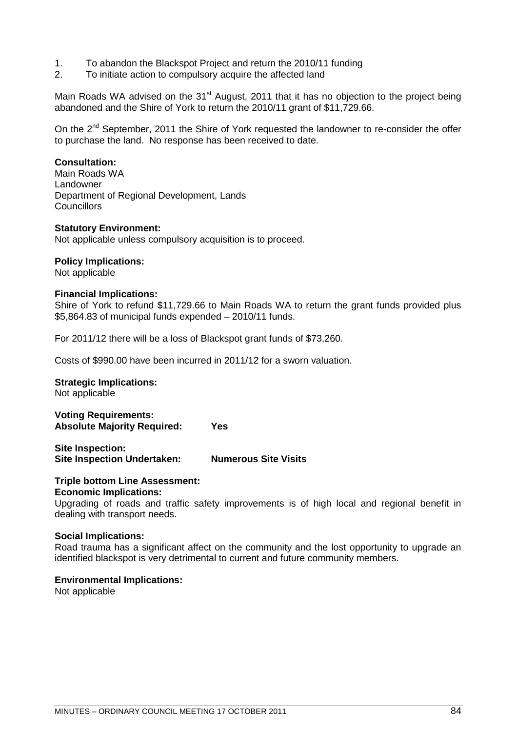1. To abandon the Blackspot Project and return the 2010/11 funding
2. To initiate action to compulsory acquire the affected land

Main Roads WA advised on the 31st August, 2011 that it has no objection to the project being abandoned and the Shire of York to return the 2010/11 grant of $11,729.66.

On the 2nd September, 2011 the Shire of York requested the landowner to re-consider the offer to purchase the land. No response has been received to date.

**Consultation:**
Main Roads WA
Landowner
Department of Regional Development, Lands
Councillors

**Statutory Environment:**
Not applicable unless compulsory acquisition is to proceed.

**Policy Implications:**
Not applicable

**Financial Implications:**
Shire of York to refund $11,729.66 to Main Roads WA to return the grant funds provided plus $5,864.83 of municipal funds expended – 2010/11 funds.

For 2011/12 there will be a loss of Blackspot grant funds of $73,260.

Costs of $990.00 have been incurred in 2011/12 for a sworn valuation.

**Strategic Implications:**
Not applicable

**Voting Requirements:**
**Absolute Majority Required: Yes**

**Site Inspection:**
**Site Inspection Undertaken: Numerous Site Visits**

**Triple bottom Line Assessment:**
**Economic Implications:**
Upgrading of roads and traffic safety improvements is of high local and regional benefit in dealing with transport needs.

**Social Implications:**
Road trauma has a significant affect on the community and the lost opportunity to upgrade an identified blackspot is very detrimental to current and future community members.

**Environmental Implications:**
Not applicable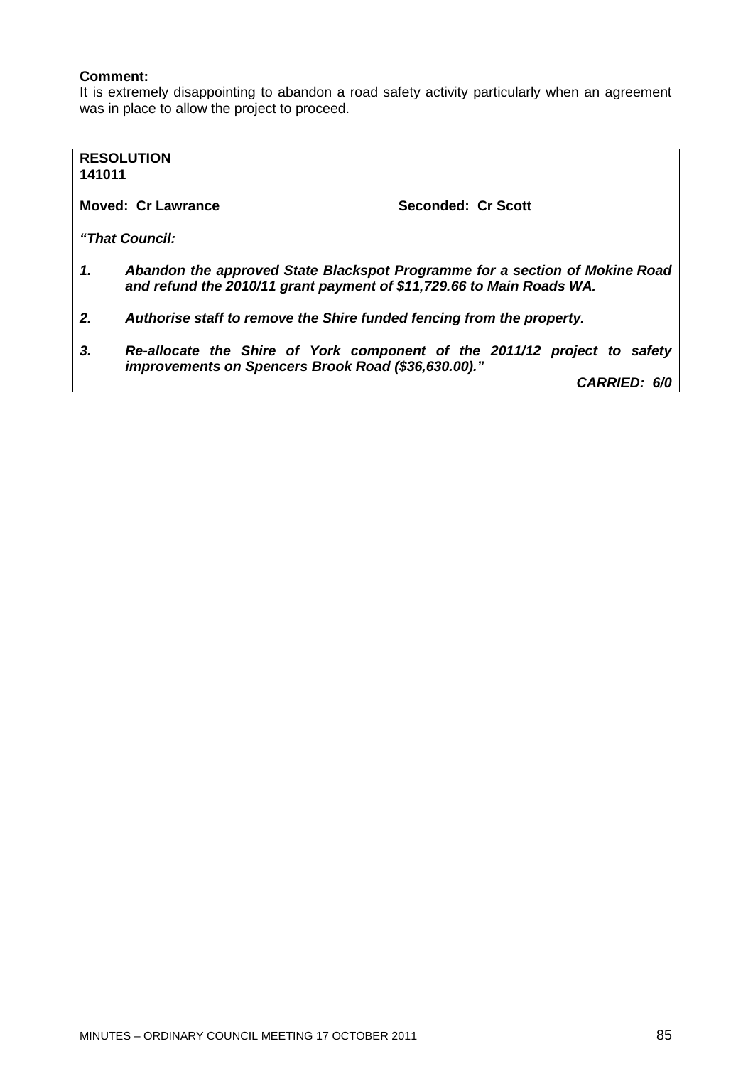**Comment:**
It is extremely disappointing to abandon a road safety activity particularly when an agreement was in place to allow the project to proceed.

**RESOLUTION**
**141011**

**Moved: Cr Lawrance** **Seconded: Cr Scott**

***"That Council:***

1. ***Abandon the approved State Blackspot Programme for a section of Mokine Road and refund the 2010/11 grant payment of $11,729.66 to Main Roads WA.***

2. ***Authorise staff to remove the Shire funded fencing from the property.***

3. ***Re-allocate the Shire of York component of the 2011/12 project to safety improvements on Spencers Brook Road ($36,630.00)."***

***CARRIED: 6/0***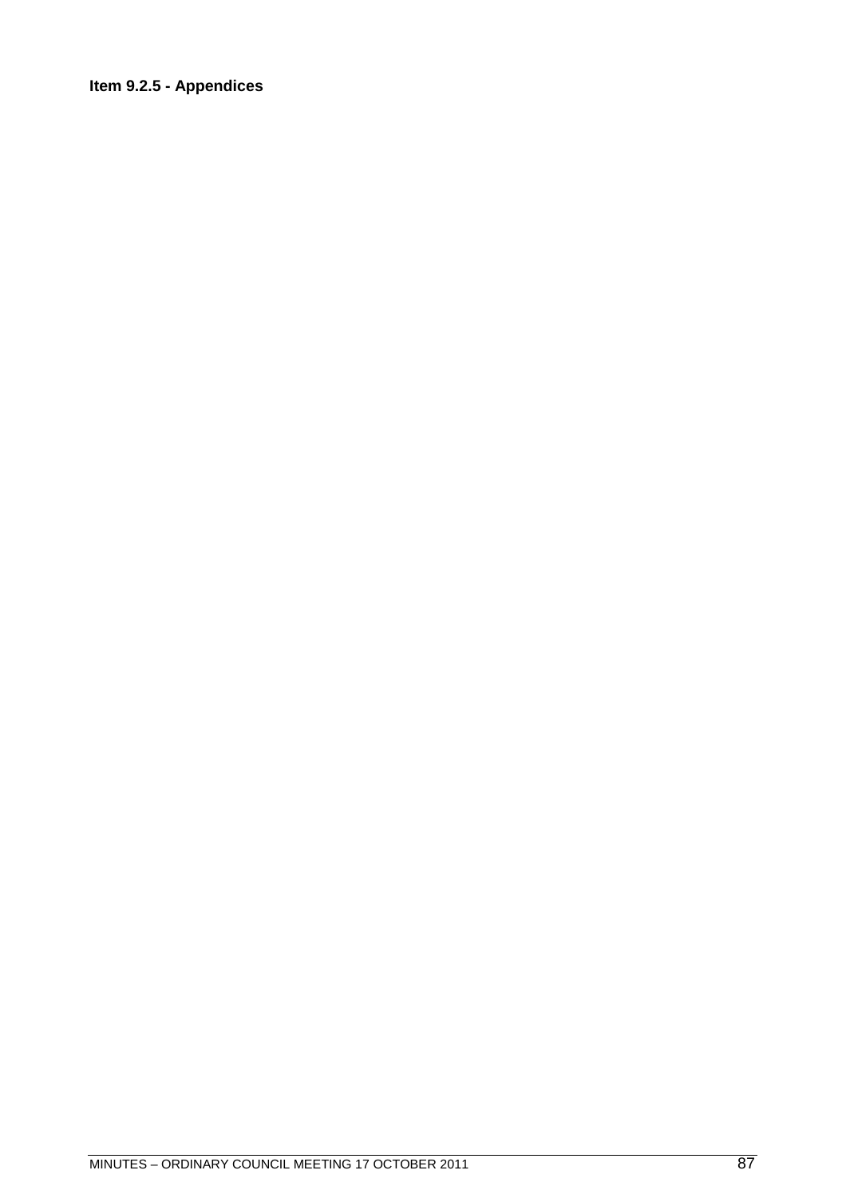**Item 9.2.5 - Appendices**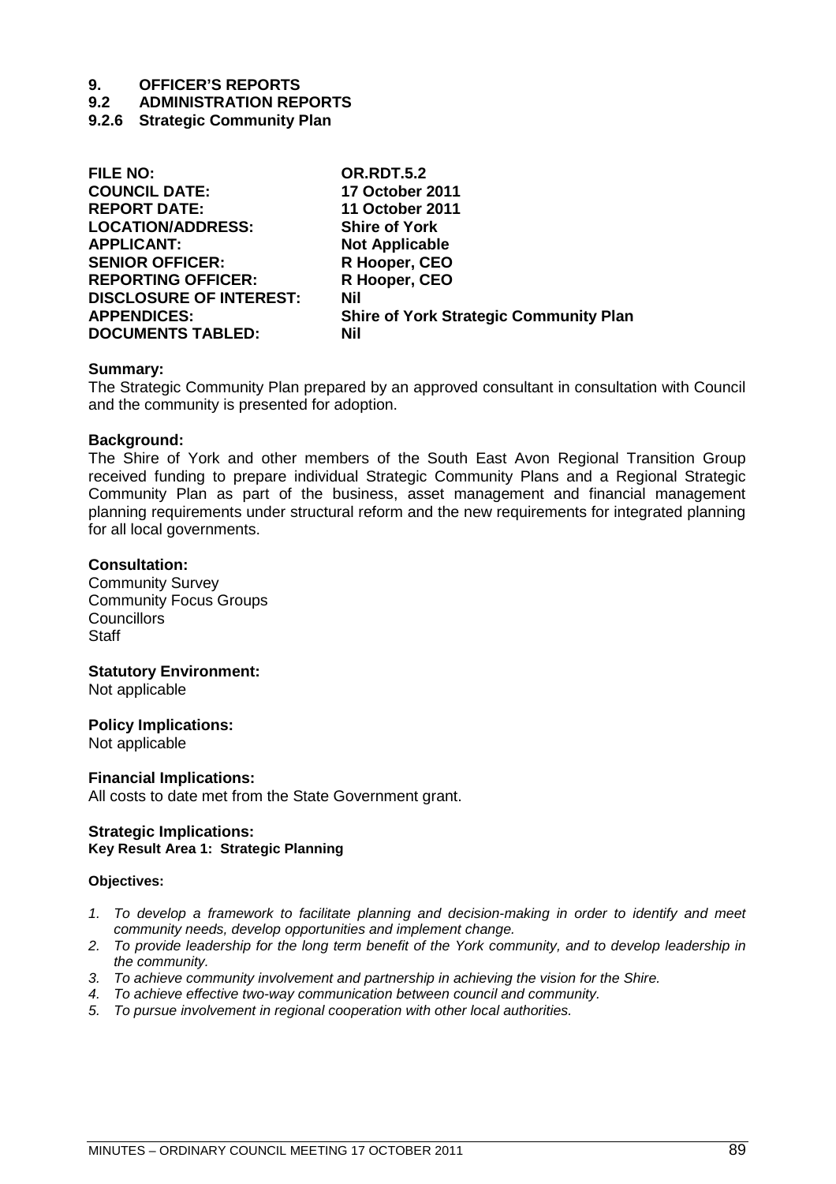# 9. OFFICER'S REPORTS

## 9.2 ADMINISTRATION REPORTS

### 9.2.6 Strategic Community Plan

| | |
|---|---|
| **FILE NO:** | **OR.RDT.5.2** |
| **COUNCIL DATE:** | **17 October 2011** |
| **REPORT DATE:** | **11 October 2011** |
| **LOCATION/ADDRESS:** | **Shire of York** |
| **APPLICANT:** | **Not Applicable** |
| **SENIOR OFFICER:** | **R Hooper, CEO** |
| **REPORTING OFFICER:** | **R Hooper, CEO** |
| **DISCLOSURE OF INTEREST:** | **Nil** |
| **APPENDICES:** | **Shire of York Strategic Community Plan** |
| **DOCUMENTS TABLED:** | **Nil** |

**Summary:**
The Strategic Community Plan prepared by an approved consultant in consultation with Council and the community is presented for adoption.

**Background:**
The Shire of York and other members of the South East Avon Regional Transition Group received funding to prepare individual Strategic Community Plans and a Regional Strategic Community Plan as part of the business, asset management and financial management planning requirements under structural reform and the new requirements for integrated planning for all local governments.

**Consultation:**
Community Survey
Community Focus Groups
Councillors
Staff

**Statutory Environment:**
Not applicable

**Policy Implications:**
Not applicable

**Financial Implications:**
All costs to date met from the State Government grant.

**Strategic Implications:**
**Key Result Area 1: Strategic Planning**

**Objectives:**

1. *To develop a framework to facilitate planning and decision-making in order to identify and meet community needs, develop opportunities and implement change.*
2. *To provide leadership for the long term benefit of the York community, and to develop leadership in the community.*
3. *To achieve community involvement and partnership in achieving the vision for the Shire.*
4. *To achieve effective two-way communication between council and community.*
5. *To pursue involvement in regional cooperation with other local authorities.*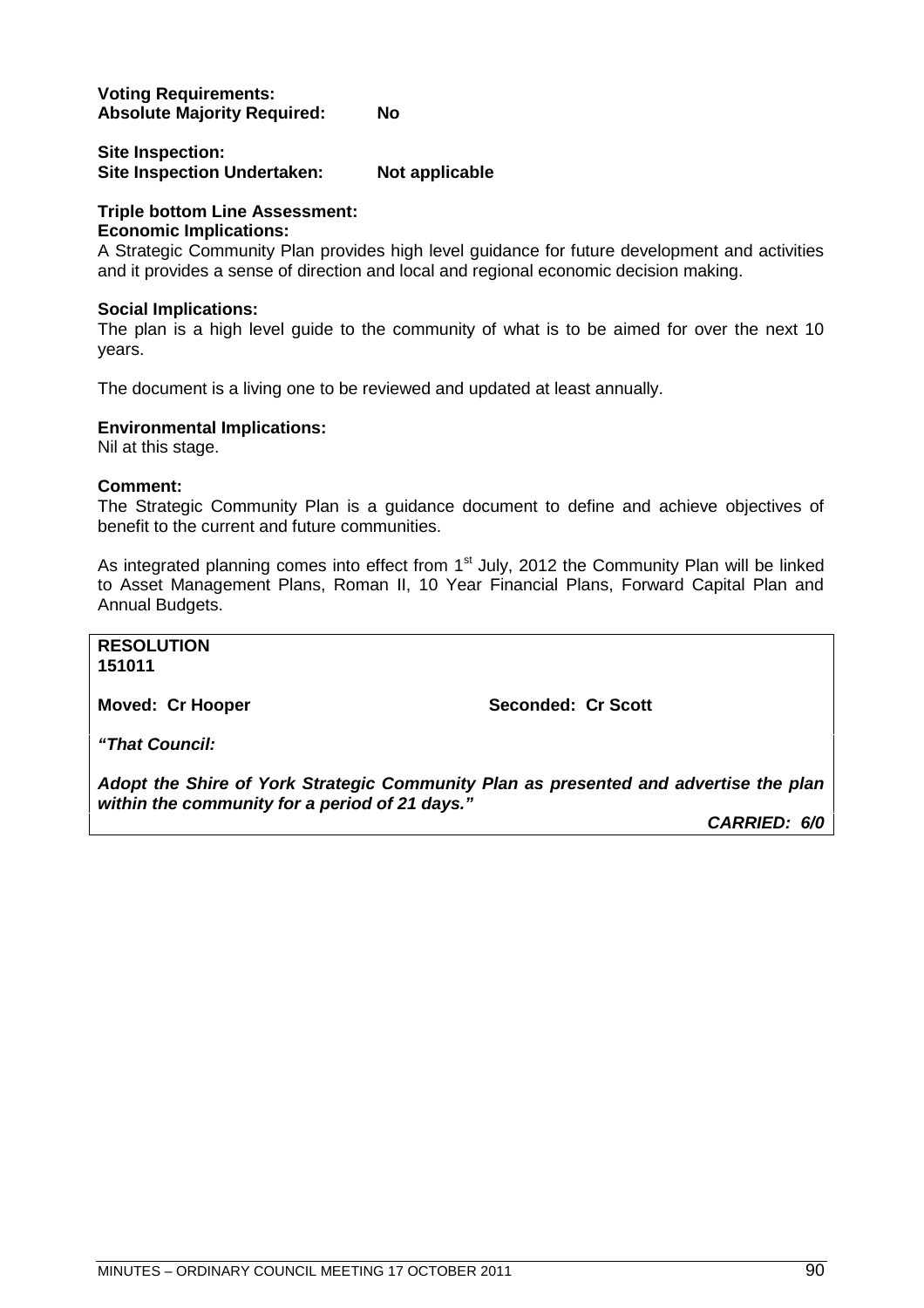**Voting Requirements:**
**Absolute Majority Required: No**

**Site Inspection:**
**Site Inspection Undertaken: Not applicable**

**Triple bottom Line Assessment:**
**Economic Implications:**
A Strategic Community Plan provides high level guidance for future development and activities and it provides a sense of direction and local and regional economic decision making.

**Social Implications:**
The plan is a high level guide to the community of what is to be aimed for over the next 10 years.

The document is a living one to be reviewed and updated at least annually.

**Environmental Implications:**
Nil at this stage.

**Comment:**
The Strategic Community Plan is a guidance document to define and achieve objectives of benefit to the current and future communities.

As integrated planning comes into effect from 1st July, 2012 the Community Plan will be linked to Asset Management Plans, Roman II, 10 Year Financial Plans, Forward Capital Plan and Annual Budgets.

**RESOLUTION**
**151011**

**Moved: Cr Hooper** **Seconded: Cr Scott**

***"That Council:***

***Adopt the Shire of York Strategic Community Plan as presented and advertise the plan within the community for a period of 21 days."***

***CARRIED: 6/0***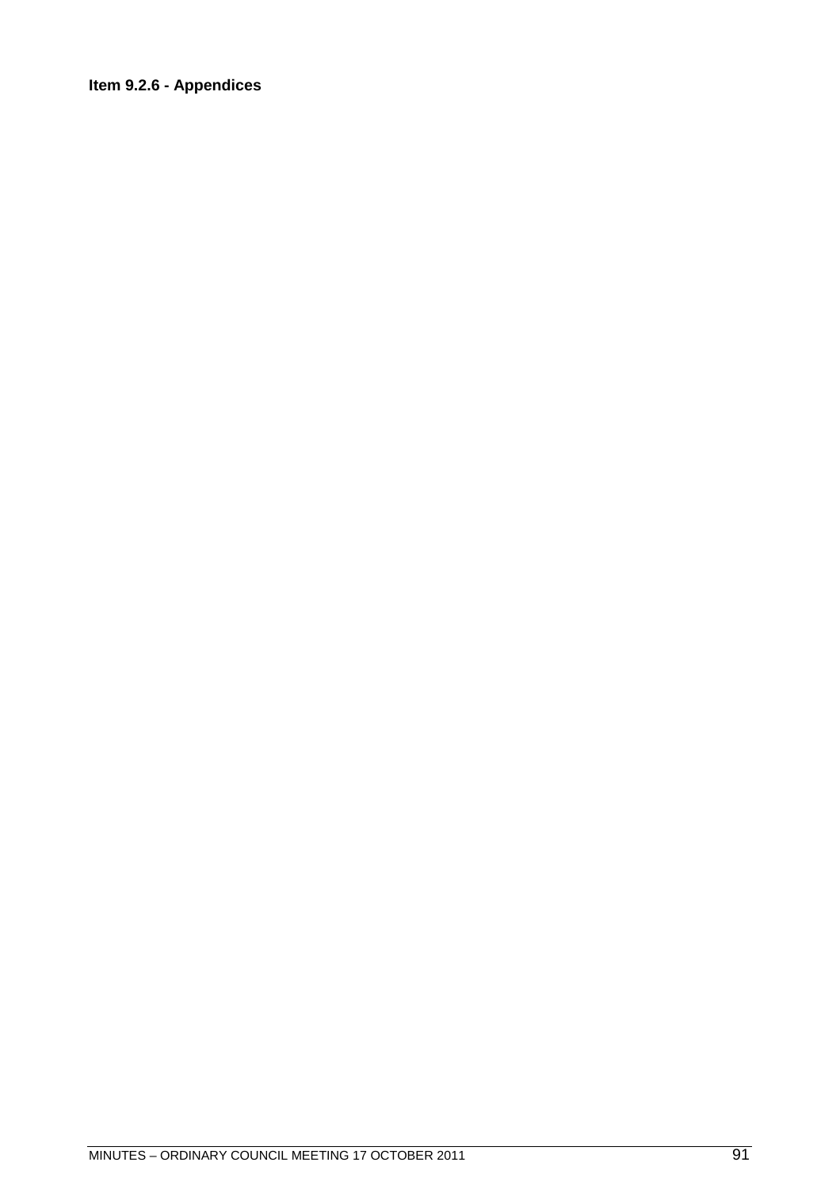**Item 9.2.6 - Appendices**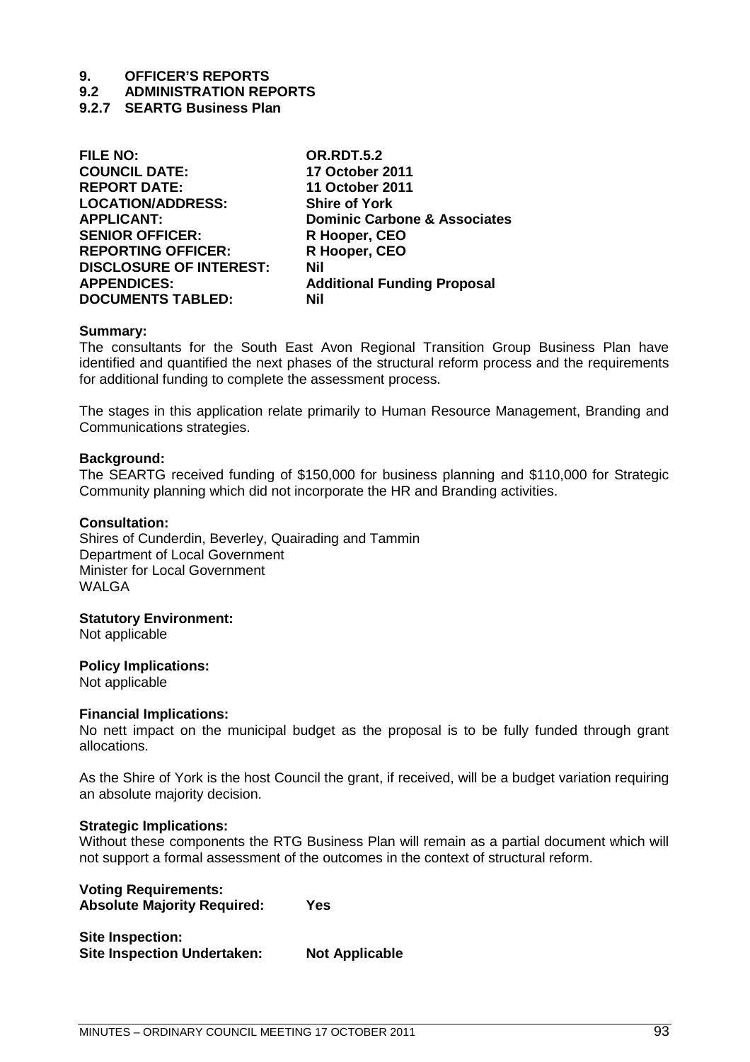# 9. OFFICER'S REPORTS

## 9.2 ADMINISTRATION REPORTS

### 9.2.7 SEARTG Business Plan

| | |
|---|---|
| **FILE NO:** | **OR.RDT.5.2** |
| **COUNCIL DATE:** | **17 October 2011** |
| **REPORT DATE:** | **11 October 2011** |
| **LOCATION/ADDRESS:** | **Shire of York** |
| **APPLICANT:** | **Dominic Carbone & Associates** |
| **SENIOR OFFICER:** | **R Hooper, CEO** |
| **REPORTING OFFICER:** | **R Hooper, CEO** |
| **DISCLOSURE OF INTEREST:** | **Nil** |
| **APPENDICES:** | **Additional Funding Proposal** |
| **DOCUMENTS TABLED:** | **Nil** |

**Summary:**
The consultants for the South East Avon Regional Transition Group Business Plan have identified and quantified the next phases of the structural reform process and the requirements for additional funding to complete the assessment process.

The stages in this application relate primarily to Human Resource Management, Branding and Communications strategies.

**Background:**
The SEARTG received funding of $150,000 for business planning and $110,000 for Strategic Community planning which did not incorporate the HR and Branding activities.

**Consultation:**
Shires of Cunderdin, Beverley, Quairading and Tammin
Department of Local Government
Minister for Local Government
WALGA

**Statutory Environment:**
Not applicable

**Policy Implications:**
Not applicable

**Financial Implications:**
No nett impact on the municipal budget as the proposal is to be fully funded through grant allocations.

As the Shire of York is the host Council the grant, if received, will be a budget variation requiring an absolute majority decision.

**Strategic Implications:**
Without these components the RTG Business Plan will remain as a partial document which will not support a formal assessment of the outcomes in the context of structural reform.

**Voting Requirements:**
**Absolute Majority Required:** **Yes**

**Site Inspection:**
**Site Inspection Undertaken:** **Not Applicable**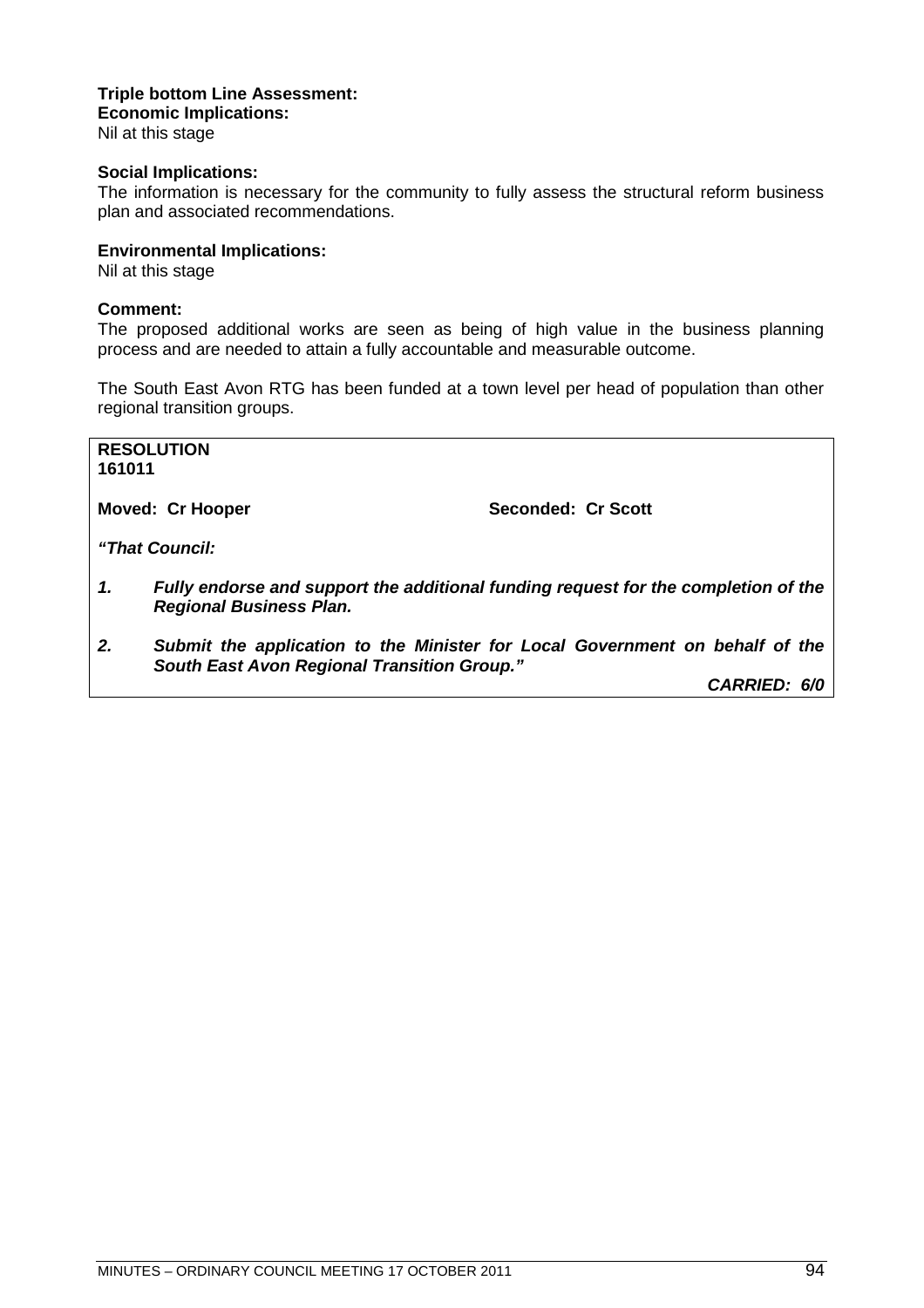**Triple bottom Line Assessment:**
**Economic Implications:**
Nil at this stage

**Social Implications:**
The information is necessary for the community to fully assess the structural reform business plan and associated recommendations.

**Environmental Implications:**
Nil at this stage

**Comment:**
The proposed additional works are seen as being of high value in the business planning process and are needed to attain a fully accountable and measurable outcome.

The South East Avon RTG has been funded at a town level per head of population than other regional transition groups.

**RESOLUTION**
**161011**

**Moved: Cr Hooper** **Seconded: Cr Scott**

***"That Council:***

1. ***Fully endorse and support the additional funding request for the completion of the Regional Business Plan.***

2. ***Submit the application to the Minister for Local Government on behalf of the South East Avon Regional Transition Group."***

***CARRIED: 6/0***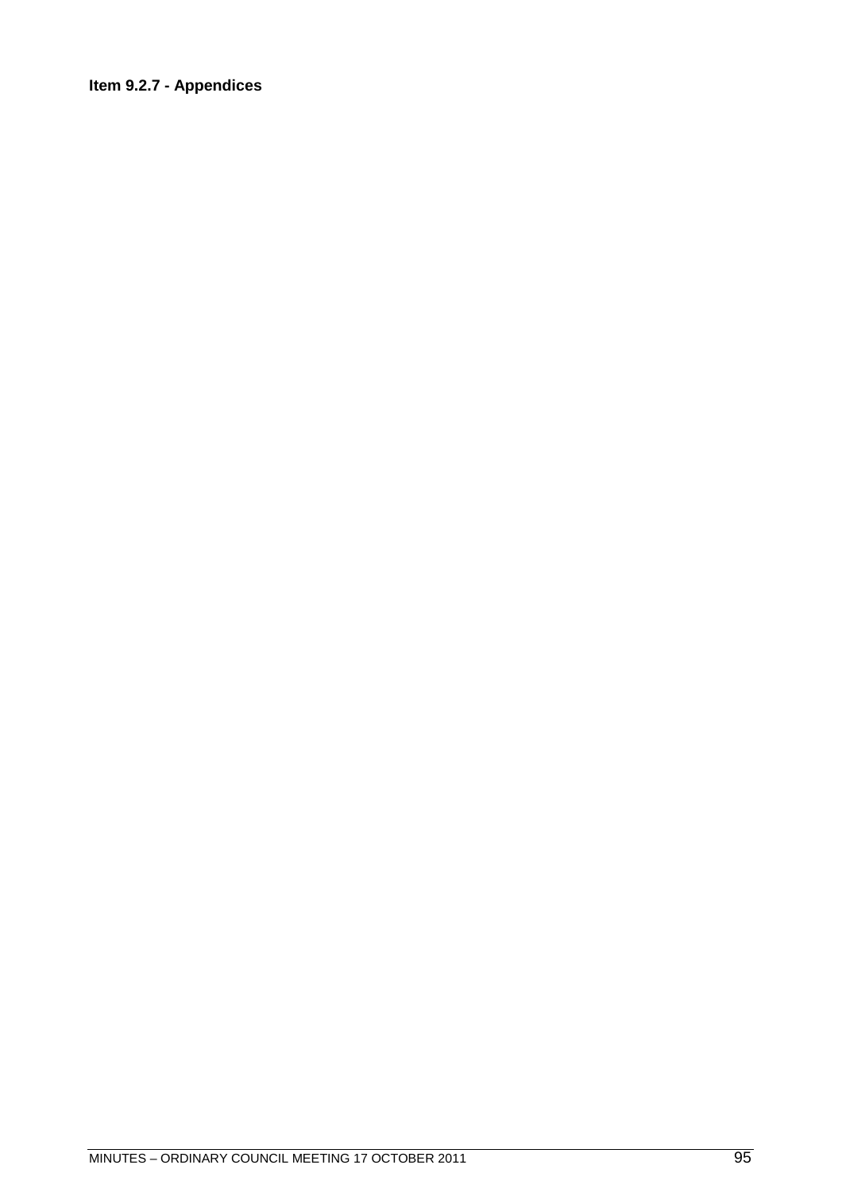**Item 9.2.7 - Appendices**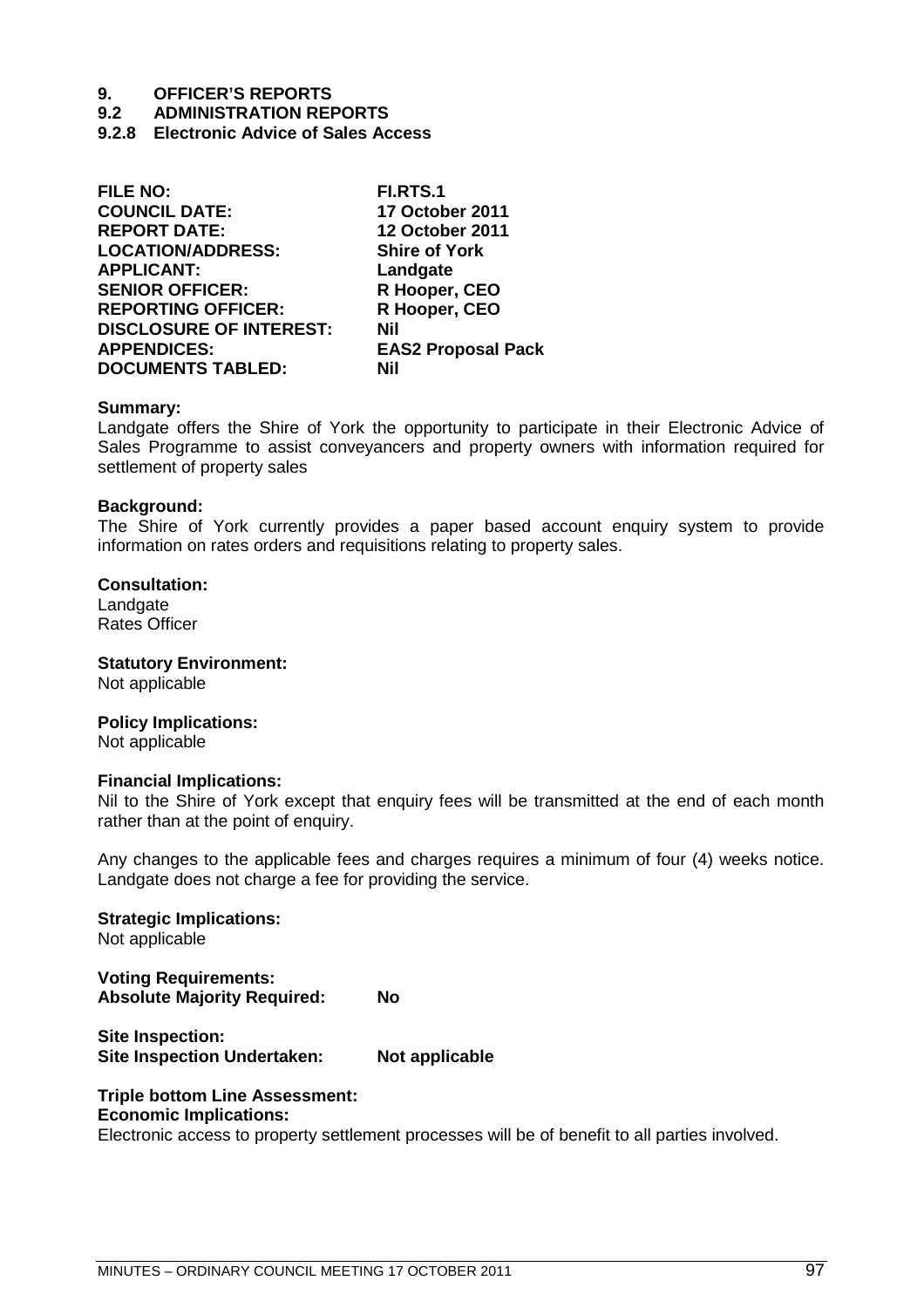# 9. OFFICER'S REPORTS

## 9.2 ADMINISTRATION REPORTS

### 9.2.8 Electronic Advice of Sales Access

| | |
|---|---|
| **FILE NO:** | **FI.RTS.1** |
| **COUNCIL DATE:** | **17 October 2011** |
| **REPORT DATE:** | **12 October 2011** |
| **LOCATION/ADDRESS:** | **Shire of York** |
| **APPLICANT:** | **Landgate** |
| **SENIOR OFFICER:** | **R Hooper, CEO** |
| **REPORTING OFFICER:** | **R Hooper, CEO** |
| **DISCLOSURE OF INTEREST:** | **Nil** |
| **APPENDICES:** | **EAS2 Proposal Pack** |
| **DOCUMENTS TABLED:** | **Nil** |

**Summary:**
Landgate offers the Shire of York the opportunity to participate in their Electronic Advice of Sales Programme to assist conveyancers and property owners with information required for settlement of property sales

**Background:**
The Shire of York currently provides a paper based account enquiry system to provide information on rates orders and requisitions relating to property sales.

**Consultation:**
Landgate
Rates Officer

**Statutory Environment:**
Not applicable

**Policy Implications:**
Not applicable

**Financial Implications:**
Nil to the Shire of York except that enquiry fees will be transmitted at the end of each month rather than at the point of enquiry.

Any changes to the applicable fees and charges requires a minimum of four (4) weeks notice. Landgate does not charge a fee for providing the service.

**Strategic Implications:**
Not applicable

**Voting Requirements:**
**Absolute Majority Required:** **No**

**Site Inspection:**
**Site Inspection Undertaken:** **Not applicable**

**Triple bottom Line Assessment:**
**Economic Implications:**
Electronic access to property settlement processes will be of benefit to all parties involved.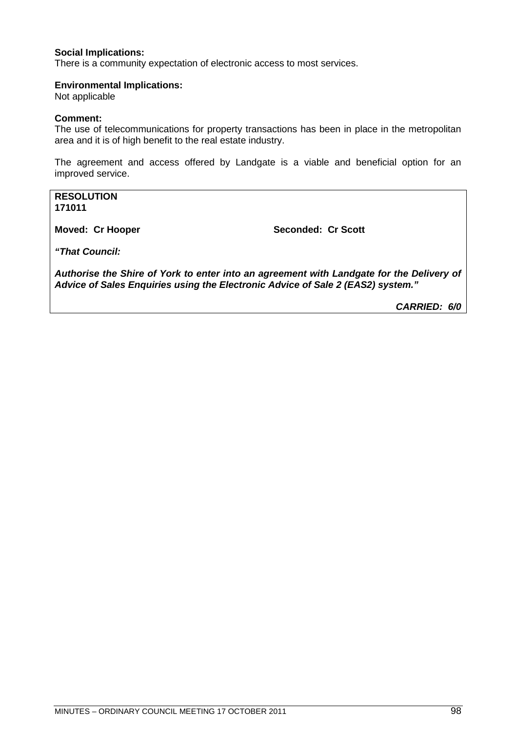**Social Implications:**
There is a community expectation of electronic access to most services.

**Environmental Implications:**
Not applicable

**Comment:**
The use of telecommunications for property transactions has been in place in the metropolitan area and it is of high benefit to the real estate industry.

The agreement and access offered by Landgate is a viable and beneficial option for an improved service.

**RESOLUTION**
**171011**

**Moved: Cr Hooper** **Seconded: Cr Scott**

***"That Council:***

***Authorise the Shire of York to enter into an agreement with Landgate for the Delivery of Advice of Sales Enquiries using the Electronic Advice of Sale 2 (EAS2) system."***

***CARRIED: 6/0***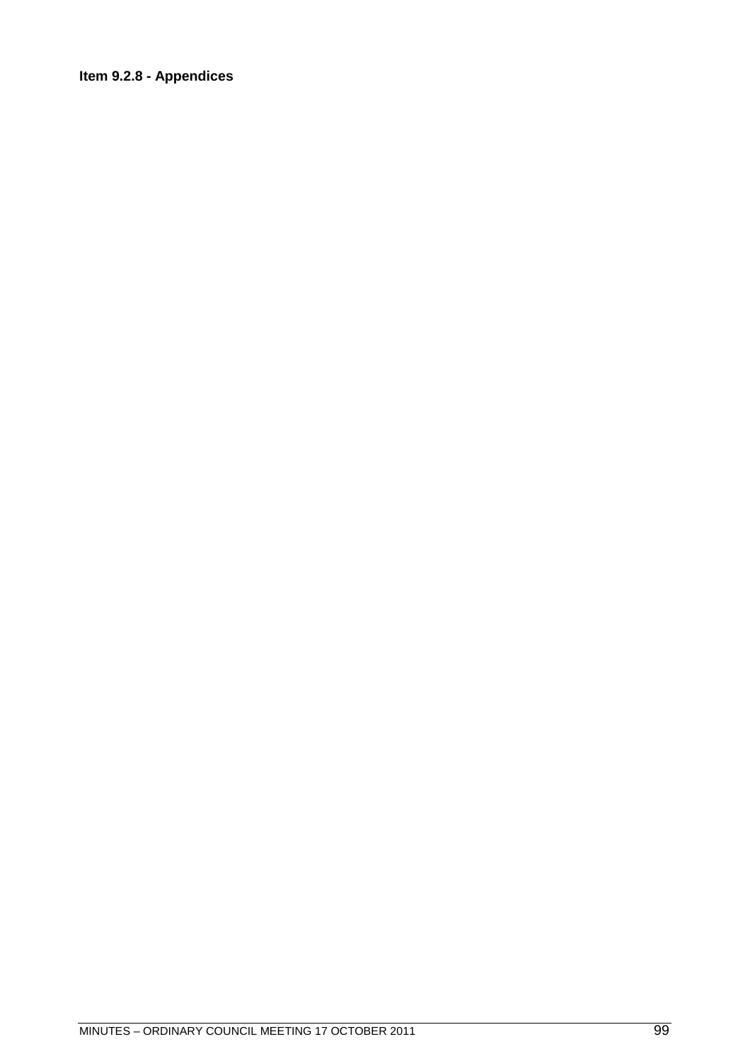**Item 9.2.8 - Appendices**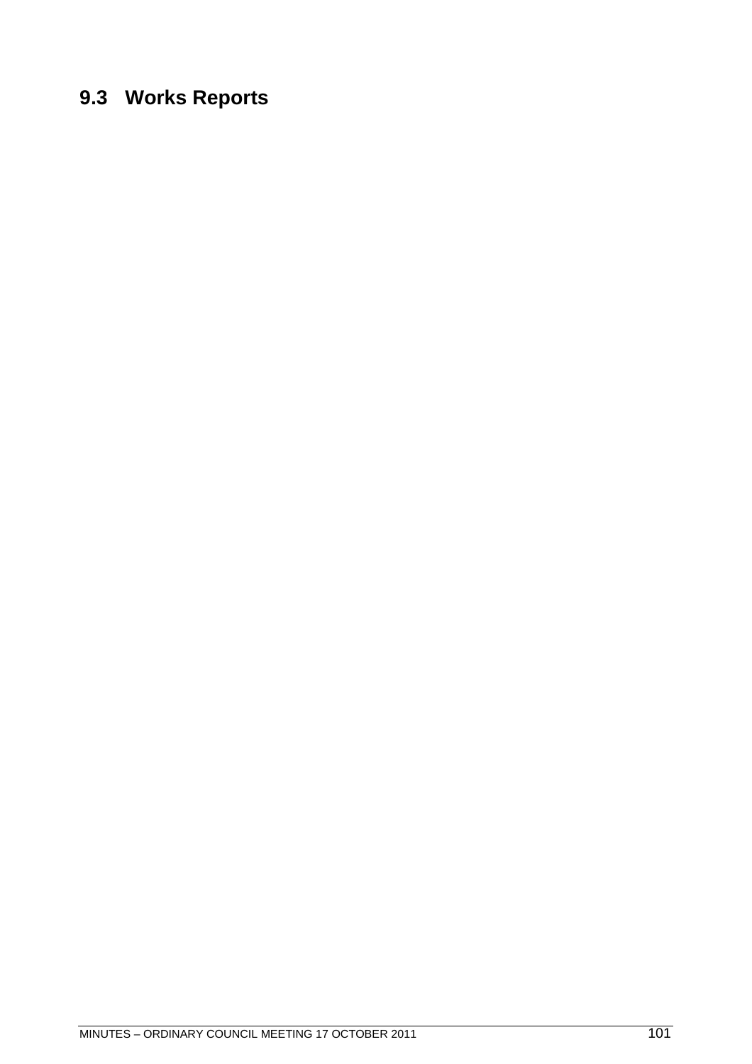## 9.3 Works Reports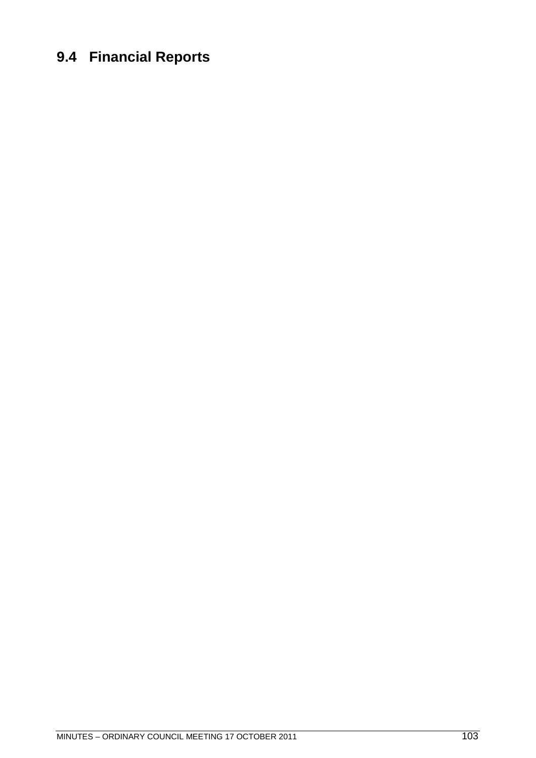# 9.4 Financial Reports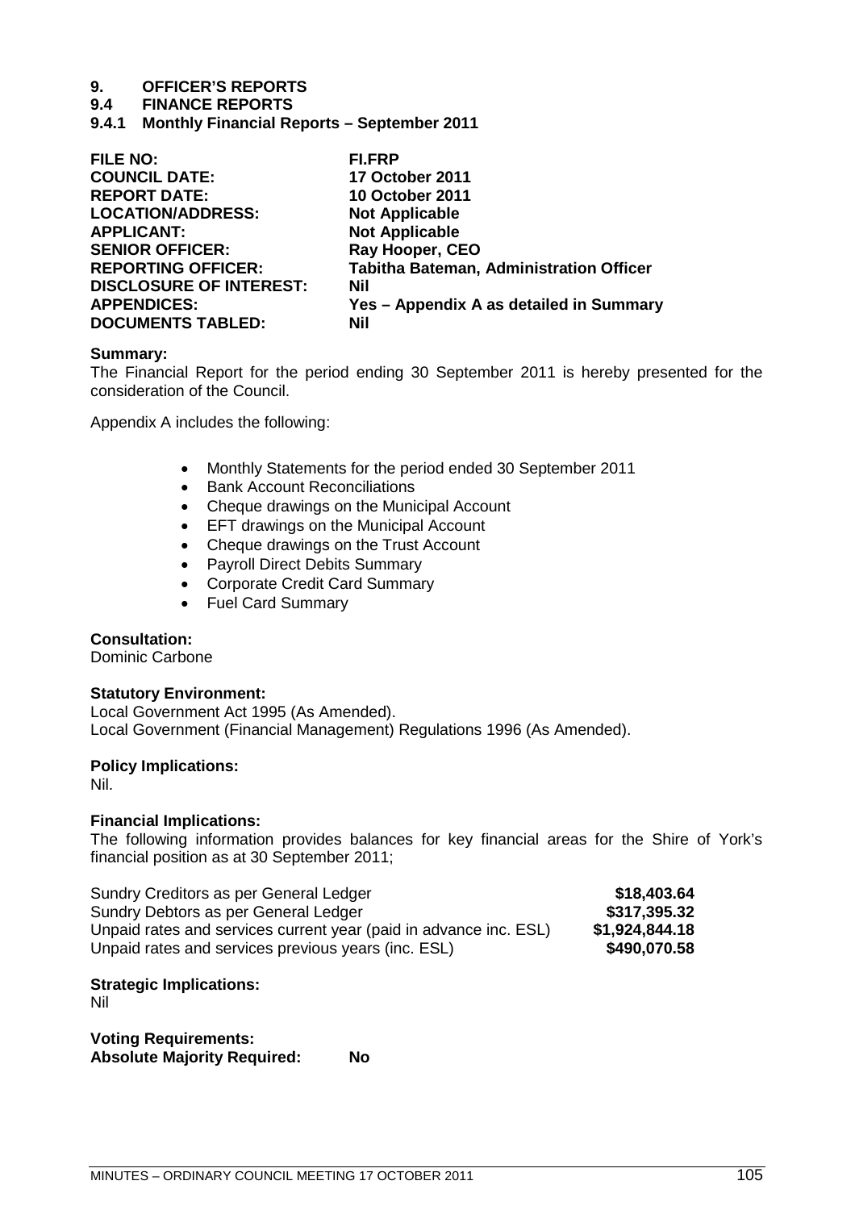# 9. OFFICER'S REPORTS

## 9.4 FINANCE REPORTS

### 9.4.1 Monthly Financial Reports – September 2011

| | |
|---|---|
| **FILE NO:** | **FI.FRP** |
| **COUNCIL DATE:** | **17 October 2011** |
| **REPORT DATE:** | **10 October 2011** |
| **LOCATION/ADDRESS:** | **Not Applicable** |
| **APPLICANT:** | **Not Applicable** |
| **SENIOR OFFICER:** | **Ray Hooper, CEO** |
| **REPORTING OFFICER:** | **Tabitha Bateman, Administration Officer** |
| **DISCLOSURE OF INTEREST:** | **Nil** |
| **APPENDICES:** | **Yes – Appendix A as detailed in Summary** |
| **DOCUMENTS TABLED:** | **Nil** |

**Summary:**
The Financial Report for the period ending 30 September 2011 is hereby presented for the consideration of the Council.

Appendix A includes the following:

- Monthly Statements for the period ended 30 September 2011
- Bank Account Reconciliations
- Cheque drawings on the Municipal Account
- EFT drawings on the Municipal Account
- Cheque drawings on the Trust Account
- Payroll Direct Debits Summary
- Corporate Credit Card Summary
- Fuel Card Summary

**Consultation:**
Dominic Carbone

**Statutory Environment:**
Local Government Act 1995 (As Amended).
Local Government (Financial Management) Regulations 1996 (As Amended).

**Policy Implications:**
Nil.

**Financial Implications:**
The following information provides balances for key financial areas for the Shire of York's financial position as at 30 September 2011;

| | |
|---|---|
| Sundry Creditors as per General Ledger | **\$18,403.64** |
| Sundry Debtors as per General Ledger | **\$317,395.32** |
| Unpaid rates and services current year (paid in advance inc. ESL) | **\$1,924,844.18** |
| Unpaid rates and services previous years (inc. ESL) | **\$490,070.58** |

**Strategic Implications:**
Nil

**Voting Requirements:**
**Absolute Majority Required: No**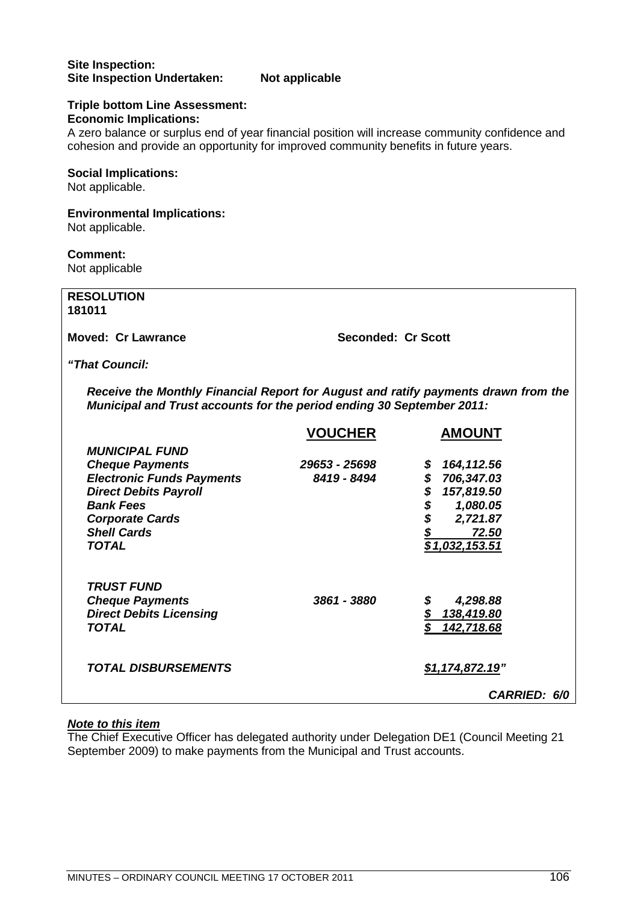**Site Inspection:**
**Site Inspection Undertaken:** **Not applicable**

**Triple bottom Line Assessment:**
**Economic Implications:**
A zero balance or surplus end of year financial position will increase community confidence and cohesion and provide an opportunity for improved community benefits in future years.

**Social Implications:**
Not applicable.

**Environmental Implications:**
Not applicable.

**Comment:**
Not applicable

**RESOLUTION**
**181011**

**Moved: Cr Lawrance** **Seconded: Cr Scott**

***"That Council:***

***Receive the Monthly Financial Report for August and ratify payments drawn from the Municipal and Trust accounts for the period ending 30 September 2011:***

| | VOUCHER | AMOUNT |
|---|---|---|
| ***MUNICIPAL FUND*** | | |
| ***Cheque Payments*** | ***29653 - 25698*** | ***$ 164,112.56*** |
| ***Electronic Funds Payments*** | ***8419 - 8494*** | ***$ 706,347.03*** |
| ***Direct Debits Payroll*** | | ***$ 157,819.50*** |
| ***Bank Fees*** | | ***$ 1,080.05*** |
| ***Corporate Cards*** | | ***$ 2,721.87*** |
| ***Shell Cards*** | | ***$ 72.50*** |
| ***TOTAL*** | | ***$1,032,153.51*** |
| ***TRUST FUND*** | | |
| ***Cheque Payments*** | ***3861 - 3880*** | ***$ 4,298.88*** |
| ***Direct Debits Licensing*** | | ***$ 138,419.80*** |
| ***TOTAL*** | | ***$ 142,718.68*** |
| ***TOTAL DISBURSEMENTS*** | | ***$1,174,872.19"*** |

***CARRIED: 6/0***

***Note to this item***
The Chief Executive Officer has delegated authority under Delegation DE1 (Council Meeting 21 September 2009) to make payments from the Municipal and Trust accounts.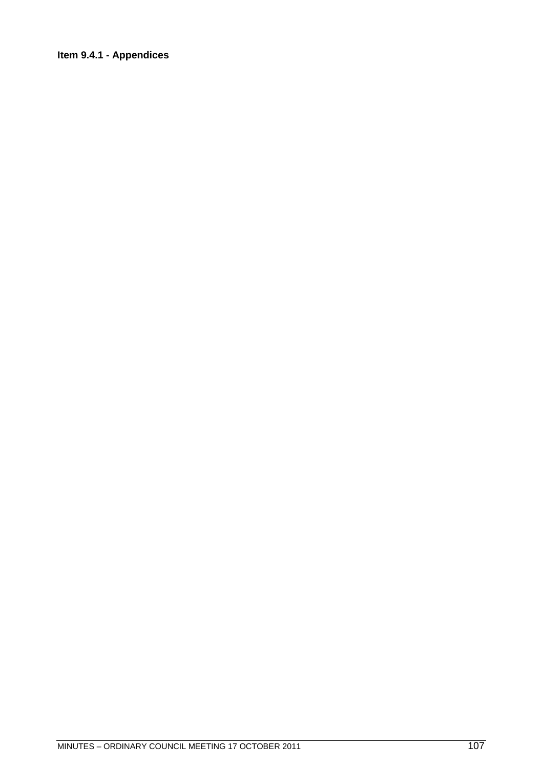**Item 9.4.1 - Appendices**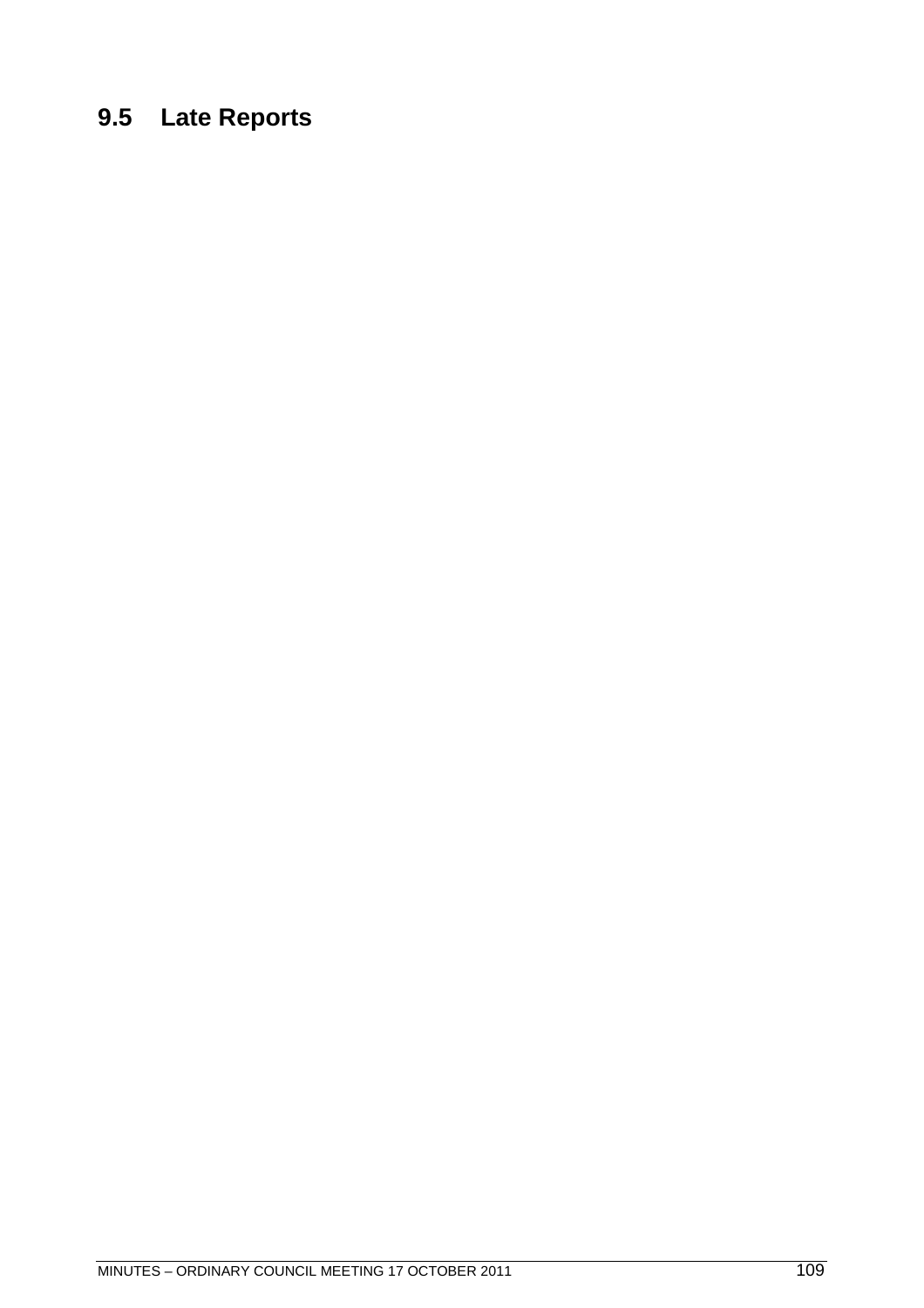# 9.5 Late Reports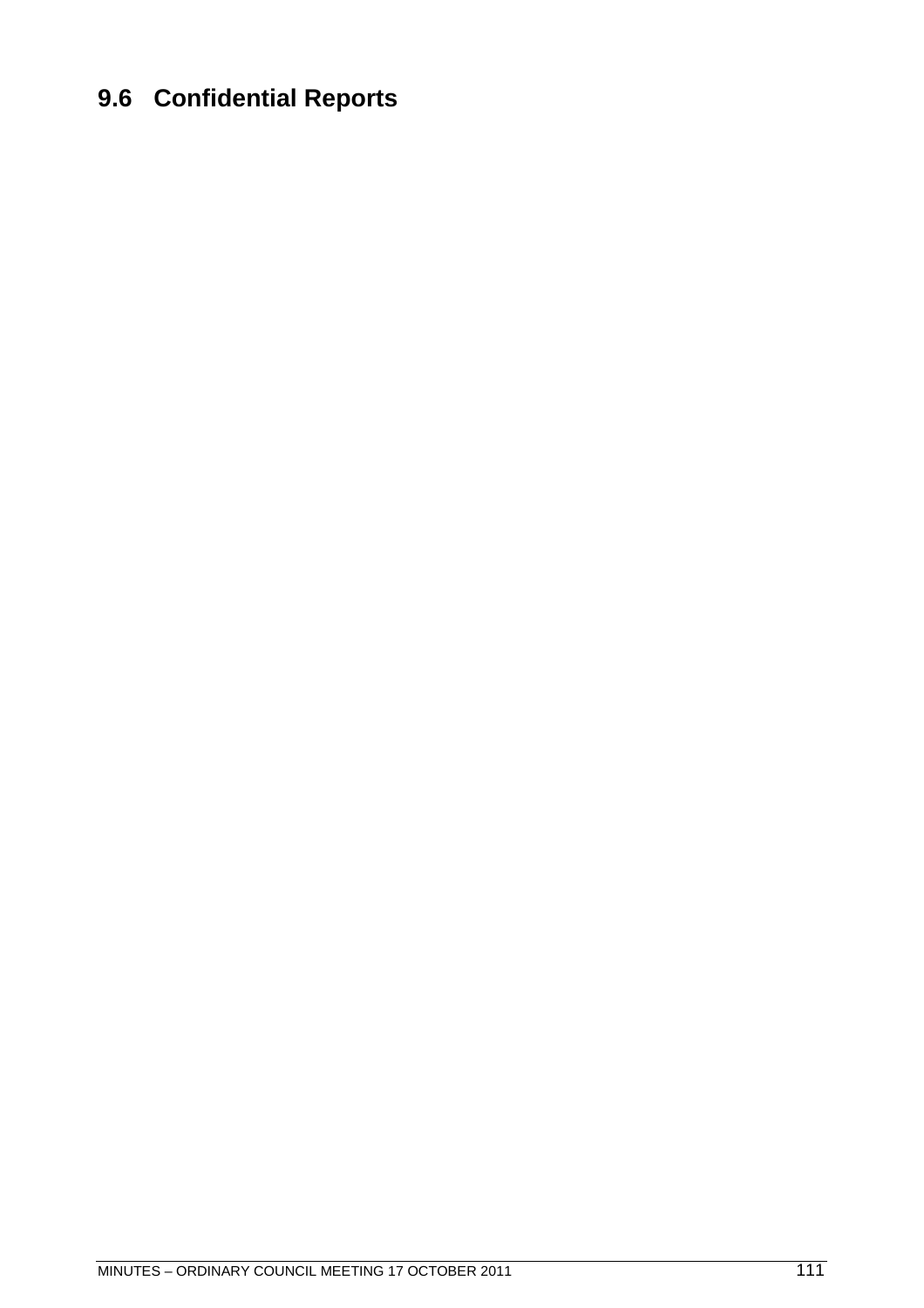## 9.6 Confidential Reports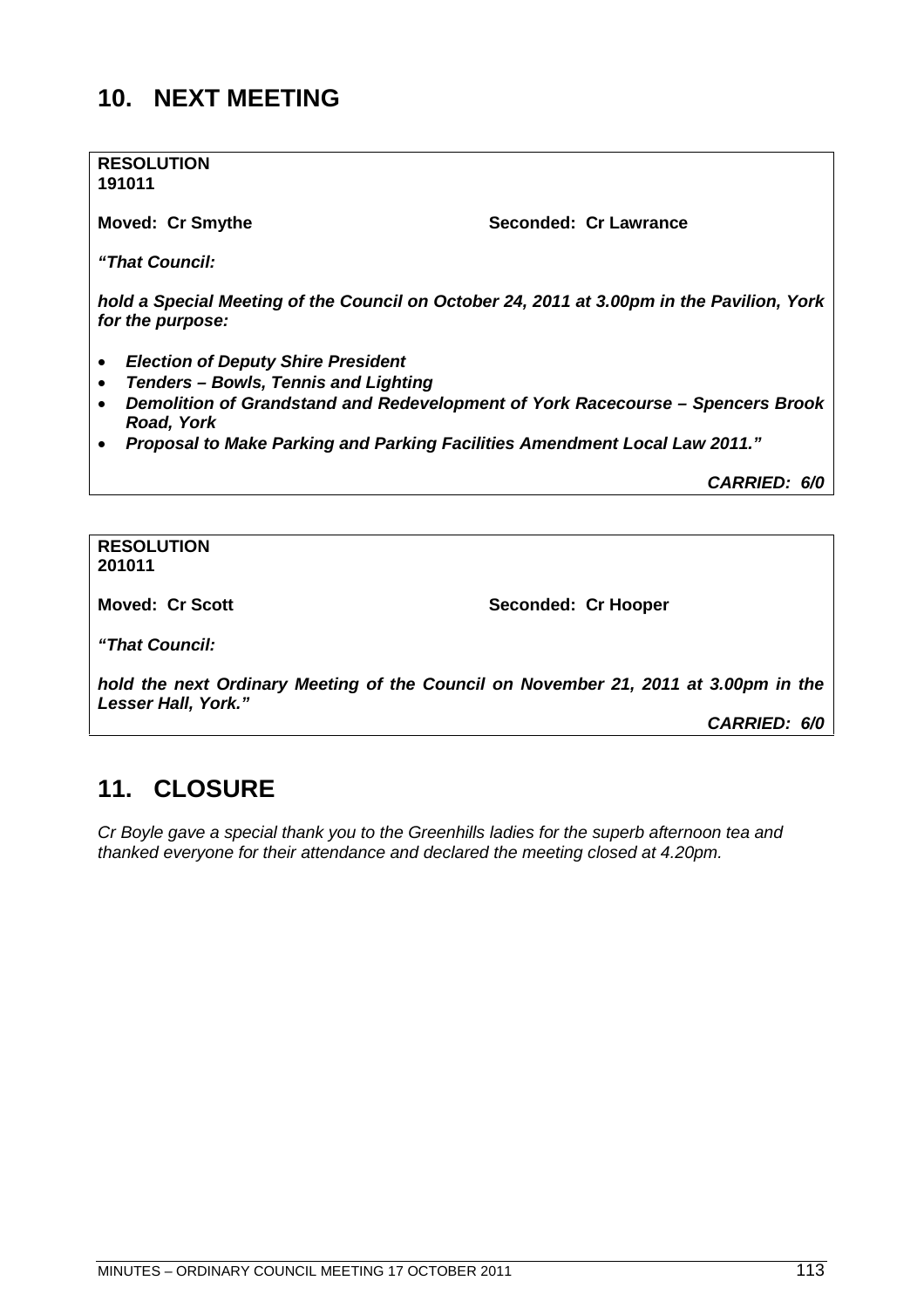# 10. NEXT MEETING

**RESOLUTION**
**191011**

**Moved: Cr Smythe** **Seconded: Cr Lawrance**

***"That Council:***

***hold a Special Meeting of the Council on October 24, 2011 at 3.00pm in the Pavilion, York for the purpose:***

- ***Election of Deputy Shire President***
- ***Tenders – Bowls, Tennis and Lighting***
- ***Demolition of Grandstand and Redevelopment of York Racecourse – Spencers Brook Road, York***
- ***Proposal to Make Parking and Parking Facilities Amendment Local Law 2011."***

***CARRIED: 6/0***

**RESOLUTION**
**201011**

**Moved: Cr Scott** **Seconded: Cr Hooper**

***"That Council:***

***hold the next Ordinary Meeting of the Council on November 21, 2011 at 3.00pm in the Lesser Hall, York."***

***CARRIED: 6/0***

# 11. CLOSURE

*Cr Boyle gave a special thank you to the Greenhills ladies for the superb afternoon tea and thanked everyone for their attendance and declared the meeting closed at 4.20pm.*